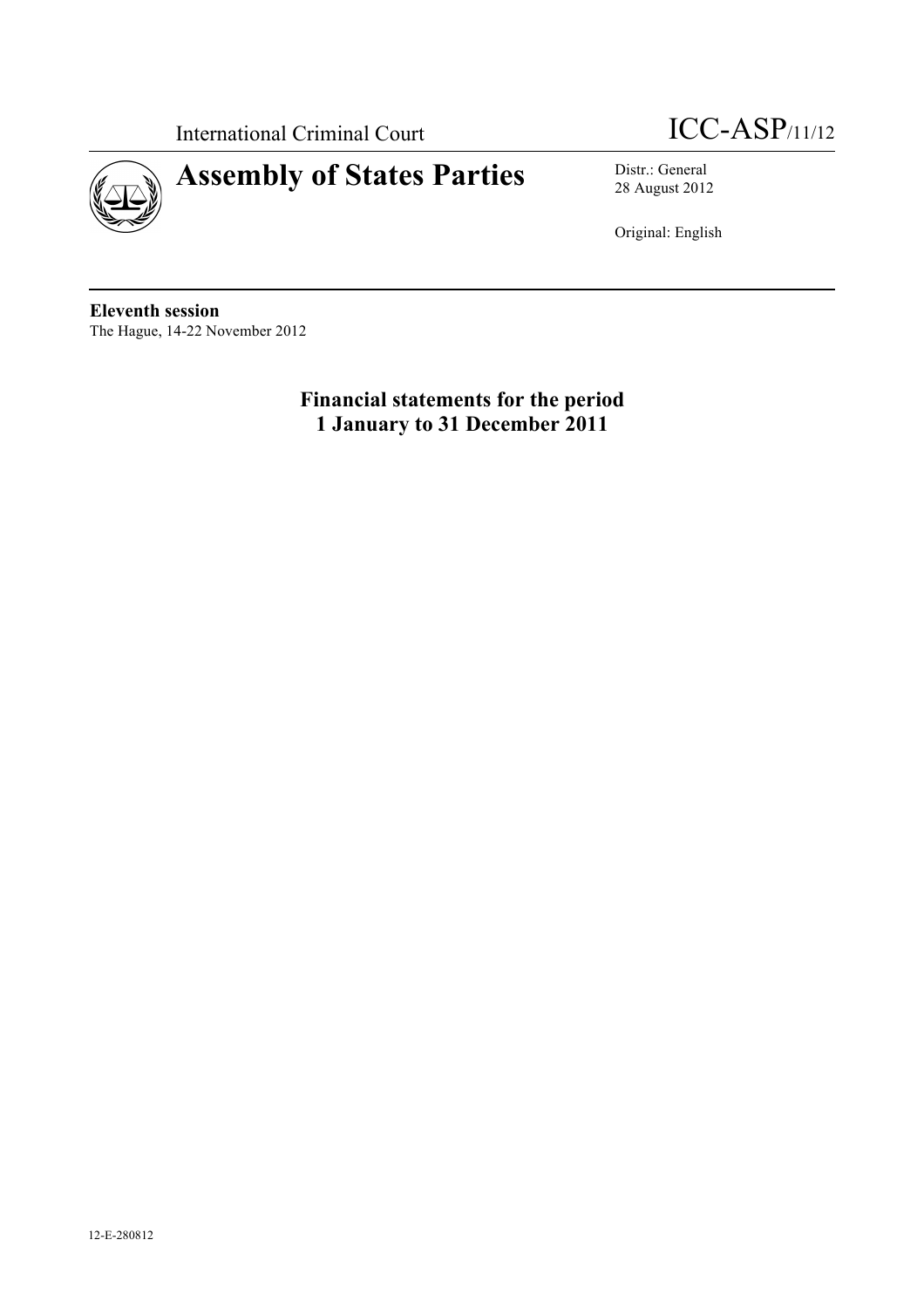International Criminal Court

ICC-ASP/11/12

# Assembly of States Parties

Distr.: General
28 August 2012

Original: English

**Eleventh session**
The Hague, 14-22 November 2012

## Financial statements for the period 1 January to 31 December 2011

12-E-280812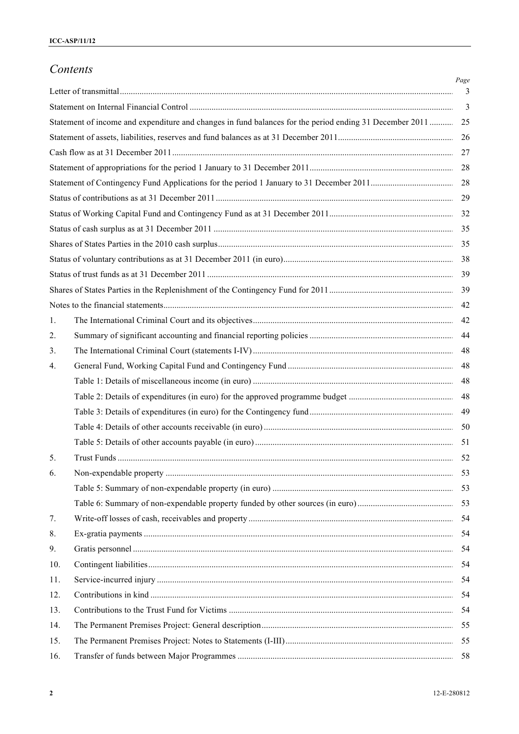# *Contents*

| | | Page |
|---|---|---|
| Letter of transmittal | | 3 |
| Statement on Internal Financial Control | | 3 |
| Statement of income and expenditure and changes in fund balances for the period ending 31 December 2011 | | 25 |
| Statement of assets, liabilities, reserves and fund balances as at 31 December 2011 | | 26 |
| Cash flow as at 31 December 2011 | | 27 |
| Statement of appropriations for the period 1 January to 31 December 2011 | | 28 |
| Statement of Contingency Fund Applications for the period 1 January to 31 December 2011 | | 28 |
| Status of contributions as at 31 December 2011 | | 29 |
| Status of Working Capital Fund and Contingency Fund as at 31 December 2011 | | 32 |
| Status of cash surplus as at 31 December 2011 | | 35 |
| Shares of States Parties in the 2010 cash surplus | | 35 |
| Status of voluntary contributions as at 31 December 2011 (in euro) | | 38 |
| Status of trust funds as at 31 December 2011 | | 39 |
| Shares of States Parties in the Replenishment of the Contingency Fund for 2011 | | 39 |
| Notes to the financial statements | | 42 |
| 1. | The International Criminal Court and its objectives | 42 |
| 2. | Summary of significant accounting and financial reporting policies | 44 |
| 3. | The International Criminal Court (statements I-IV) | 48 |
| 4. | General Fund, Working Capital Fund and Contingency Fund | 48 |
| | Table 1: Details of miscellaneous income (in euro) | 48 |
| | Table 2: Details of expenditures (in euro) for the approved programme budget | 48 |
| | Table 3: Details of expenditures (in euro) for the Contingency fund | 49 |
| | Table 4: Details of other accounts receivable (in euro) | 50 |
| | Table 5: Details of other accounts payable (in euro) | 51 |
| 5. | Trust Funds | 52 |
| 6. | Non-expendable property | 53 |
| | Table 5: Summary of non-expendable property (in euro) | 53 |
| | Table 6: Summary of non-expendable property funded by other sources (in euro) | 53 |
| 7. | Write-off losses of cash, receivables and property | 54 |
| 8. | Ex-gratia payments | 54 |
| 9. | Gratis personnel | 54 |
| 10. | Contingent liabilities | 54 |
| 11. | Service-incurred injury | 54 |
| 12. | Contributions in kind | 54 |
| 13. | Contributions to the Trust Fund for Victims | 54 |
| 14. | The Permanent Premises Project: General description | 55 |
| 15. | The Permanent Premises Project: Notes to Statements (I-III) | 55 |
| 16. | Transfer of funds between Major Programmes | 58 |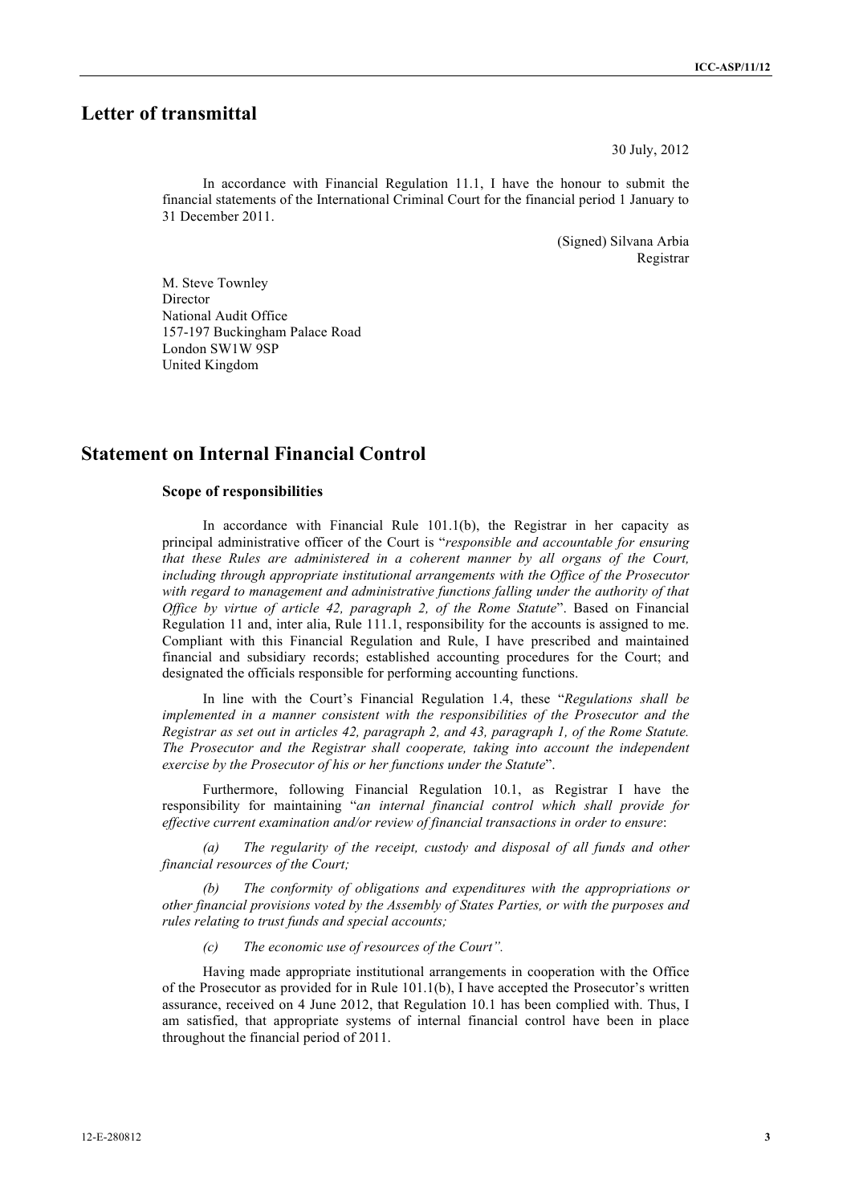# Letter of transmittal

30 July, 2012

In accordance with Financial Regulation 11.1, I have the honour to submit the financial statements of the International Criminal Court for the financial period 1 January to 31 December 2011.

(Signed) Silvana Arbia
Registrar

M. Steve Townley
Director
National Audit Office
157-197 Buckingham Palace Road
London SW1W 9SP
United Kingdom

# Statement on Internal Financial Control

### Scope of responsibilities

In accordance with Financial Rule 101.1(b), the Registrar in her capacity as principal administrative officer of the Court is "*responsible and accountable for ensuring that these Rules are administered in a coherent manner by all organs of the Court, including through appropriate institutional arrangements with the Office of the Prosecutor with regard to management and administrative functions falling under the authority of that Office by virtue of article 42, paragraph 2, of the Rome Statute*". Based on Financial Regulation 11 and, inter alia, Rule 111.1, responsibility for the accounts is assigned to me. Compliant with this Financial Regulation and Rule, I have prescribed and maintained financial and subsidiary records; established accounting procedures for the Court; and designated the officials responsible for performing accounting functions.

In line with the Court's Financial Regulation 1.4, these "*Regulations shall be implemented in a manner consistent with the responsibilities of the Prosecutor and the Registrar as set out in articles 42, paragraph 2, and 43, paragraph 1, of the Rome Statute. The Prosecutor and the Registrar shall cooperate, taking into account the independent exercise by the Prosecutor of his or her functions under the Statute*".

Furthermore, following Financial Regulation 10.1, as Registrar I have the responsibility for maintaining "*an internal financial control which shall provide for effective current examination and/or review of financial transactions in order to ensure*:

*(a) The regularity of the receipt, custody and disposal of all funds and other financial resources of the Court;*

*(b) The conformity of obligations and expenditures with the appropriations or other financial provisions voted by the Assembly of States Parties, or with the purposes and rules relating to trust funds and special accounts;*

*(c) The economic use of resources of the Court".*

Having made appropriate institutional arrangements in cooperation with the Office of the Prosecutor as provided for in Rule 101.1(b), I have accepted the Prosecutor's written assurance, received on 4 June 2012, that Regulation 10.1 has been complied with. Thus, I am satisfied, that appropriate systems of internal financial control have been in place throughout the financial period of 2011.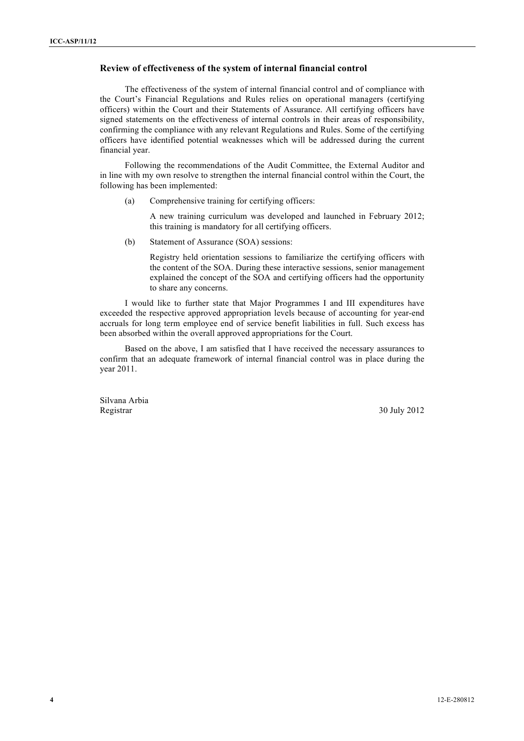## Review of effectiveness of the system of internal financial control

The effectiveness of the system of internal financial control and of compliance with the Court's Financial Regulations and Rules relies on operational managers (certifying officers) within the Court and their Statements of Assurance. All certifying officers have signed statements on the effectiveness of internal controls in their areas of responsibility, confirming the compliance with any relevant Regulations and Rules. Some of the certifying officers have identified potential weaknesses which will be addressed during the current financial year.

Following the recommendations of the Audit Committee, the External Auditor and in line with my own resolve to strengthen the internal financial control within the Court, the following has been implemented:

(a) Comprehensive training for certifying officers:

A new training curriculum was developed and launched in February 2012; this training is mandatory for all certifying officers.

(b) Statement of Assurance (SOA) sessions:

Registry held orientation sessions to familiarize the certifying officers with the content of the SOA. During these interactive sessions, senior management explained the concept of the SOA and certifying officers had the opportunity to share any concerns.

I would like to further state that Major Programmes I and III expenditures have exceeded the respective approved appropriation levels because of accounting for year-end accruals for long term employee end of service benefit liabilities in full. Such excess has been absorbed within the overall approved appropriations for the Court.

Based on the above, I am satisfied that I have received the necessary assurances to confirm that an adequate framework of internal financial control was in place during the year 2011.

Silvana Arbia
Registrar

30 July 2012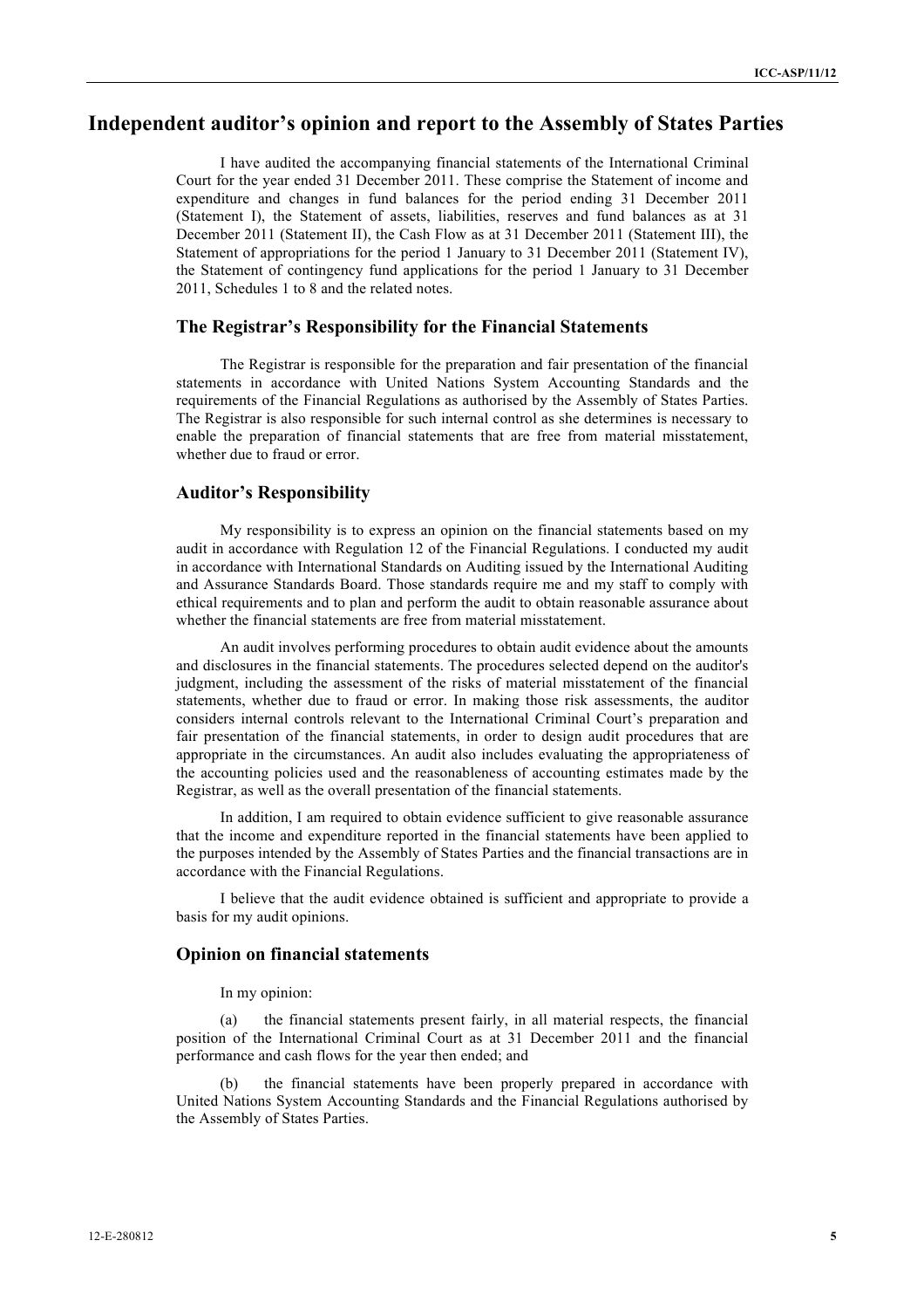# Independent auditor's opinion and report to the Assembly of States Parties

I have audited the accompanying financial statements of the International Criminal Court for the year ended 31 December 2011. These comprise the Statement of income and expenditure and changes in fund balances for the period ending 31 December 2011 (Statement I), the Statement of assets, liabilities, reserves and fund balances as at 31 December 2011 (Statement II), the Cash Flow as at 31 December 2011 (Statement III), the Statement of appropriations for the period 1 January to 31 December 2011 (Statement IV), the Statement of contingency fund applications for the period 1 January to 31 December 2011, Schedules 1 to 8 and the related notes.

## The Registrar's Responsibility for the Financial Statements

The Registrar is responsible for the preparation and fair presentation of the financial statements in accordance with United Nations System Accounting Standards and the requirements of the Financial Regulations as authorised by the Assembly of States Parties. The Registrar is also responsible for such internal control as she determines is necessary to enable the preparation of financial statements that are free from material misstatement, whether due to fraud or error.

## Auditor's Responsibility

My responsibility is to express an opinion on the financial statements based on my audit in accordance with Regulation 12 of the Financial Regulations. I conducted my audit in accordance with International Standards on Auditing issued by the International Auditing and Assurance Standards Board. Those standards require me and my staff to comply with ethical requirements and to plan and perform the audit to obtain reasonable assurance about whether the financial statements are free from material misstatement.

An audit involves performing procedures to obtain audit evidence about the amounts and disclosures in the financial statements. The procedures selected depend on the auditor's judgment, including the assessment of the risks of material misstatement of the financial statements, whether due to fraud or error. In making those risk assessments, the auditor considers internal controls relevant to the International Criminal Court's preparation and fair presentation of the financial statements, in order to design audit procedures that are appropriate in the circumstances. An audit also includes evaluating the appropriateness of the accounting policies used and the reasonableness of accounting estimates made by the Registrar, as well as the overall presentation of the financial statements.

In addition, I am required to obtain evidence sufficient to give reasonable assurance that the income and expenditure reported in the financial statements have been applied to the purposes intended by the Assembly of States Parties and the financial transactions are in accordance with the Financial Regulations.

I believe that the audit evidence obtained is sufficient and appropriate to provide a basis for my audit opinions.

## Opinion on financial statements

In my opinion:

(a) the financial statements present fairly, in all material respects, the financial position of the International Criminal Court as at 31 December 2011 and the financial performance and cash flows for the year then ended; and

(b) the financial statements have been properly prepared in accordance with United Nations System Accounting Standards and the Financial Regulations authorised by the Assembly of States Parties.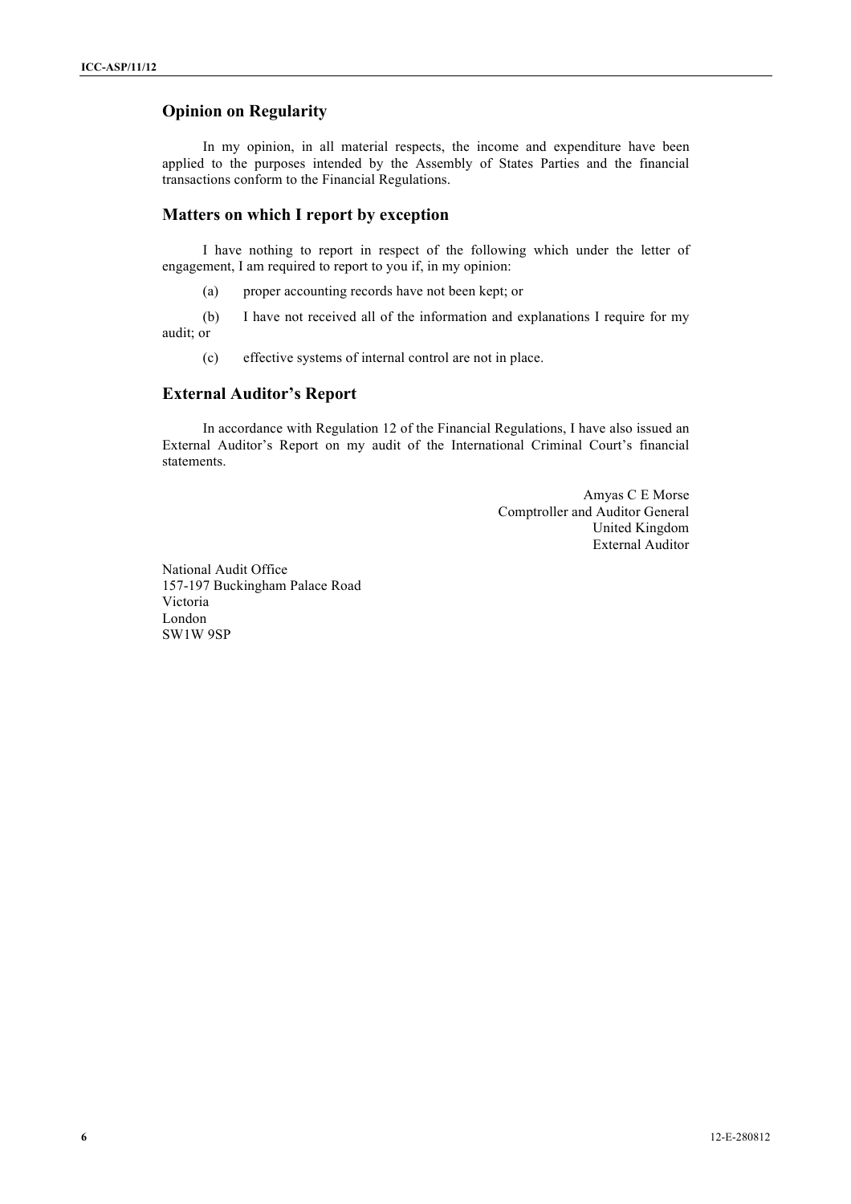## Opinion on Regularity

In my opinion, in all material respects, the income and expenditure have been applied to the purposes intended by the Assembly of States Parties and the financial transactions conform to the Financial Regulations.

## Matters on which I report by exception

I have nothing to report in respect of the following which under the letter of engagement, I am required to report to you if, in my opinion:

(a) proper accounting records have not been kept; or

(b) I have not received all of the information and explanations I require for my audit; or

(c) effective systems of internal control are not in place.

## External Auditor's Report

In accordance with Regulation 12 of the Financial Regulations, I have also issued an External Auditor's Report on my audit of the International Criminal Court's financial statements.

Amyas C E Morse
Comptroller and Auditor General
United Kingdom
External Auditor

National Audit Office
157-197 Buckingham Palace Road
Victoria
London
SW1W 9SP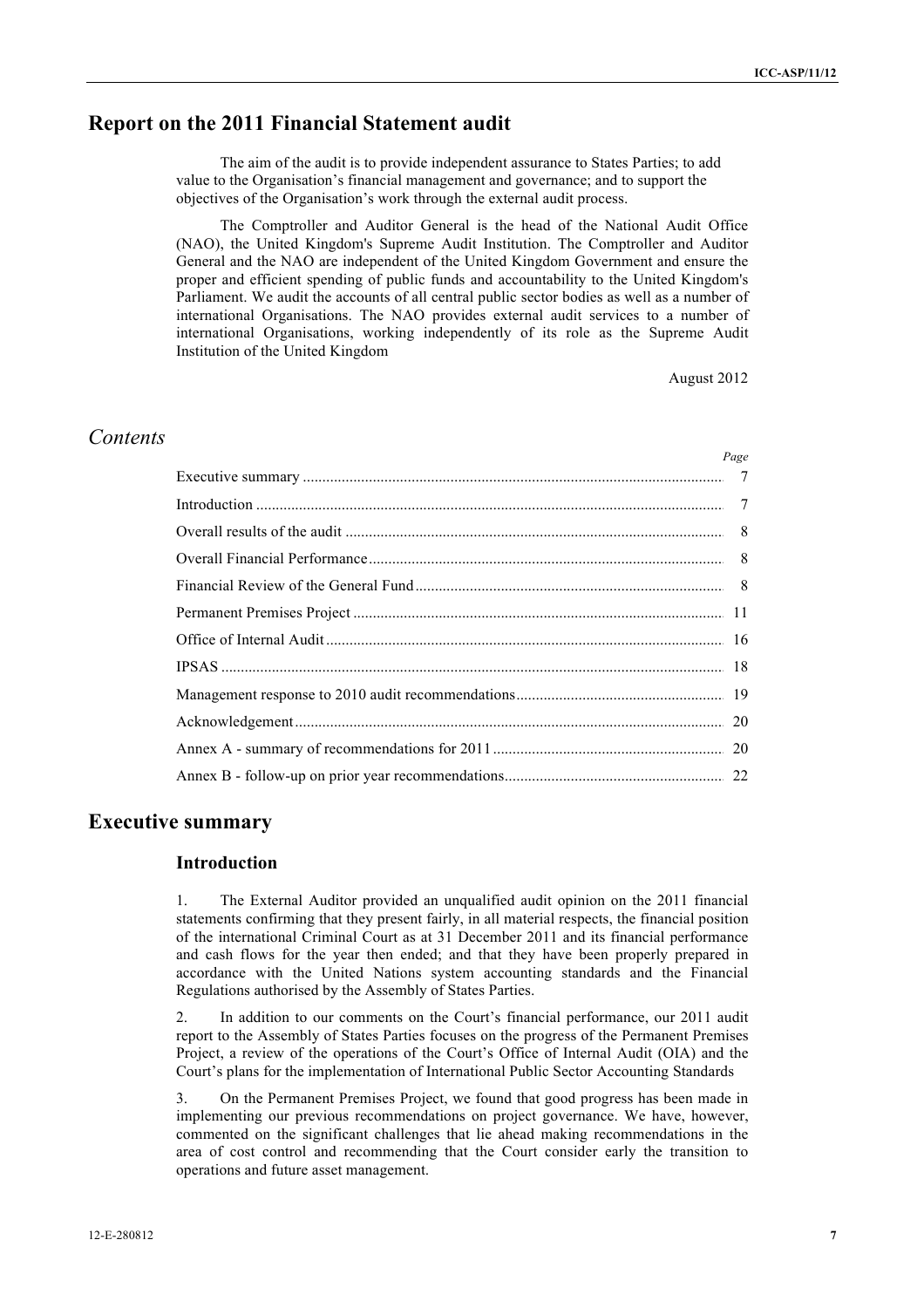# Report on the 2011 Financial Statement audit

The aim of the audit is to provide independent assurance to States Parties; to add value to the Organisation's financial management and governance; and to support the objectives of the Organisation's work through the external audit process.

The Comptroller and Auditor General is the head of the National Audit Office (NAO), the United Kingdom's Supreme Audit Institution. The Comptroller and Auditor General and the NAO are independent of the United Kingdom Government and ensure the proper and efficient spending of public funds and accountability to the United Kingdom's Parliament. We audit the accounts of all central public sector bodies as well as a number of international Organisations. The NAO provides external audit services to a number of international Organisations, working independently of its role as the Supreme Audit Institution of the United Kingdom

August 2012

## *Contents*

| | *Page* |
|---|---|
| Executive summary | 7 |
| Introduction | 7 |
| Overall results of the audit | 8 |
| Overall Financial Performance | 8 |
| Financial Review of the General Fund | 8 |
| Permanent Premises Project | 11 |
| Office of Internal Audit | 16 |
| IPSAS | 18 |
| Management response to 2010 audit recommendations | 19 |
| Acknowledgement | 20 |
| Annex A - summary of recommendations for 2011 | 20 |
| Annex B - follow-up on prior year recommendations | 22 |

# Executive summary

### Introduction

1. The External Auditor provided an unqualified audit opinion on the 2011 financial statements confirming that they present fairly, in all material respects, the financial position of the international Criminal Court as at 31 December 2011 and its financial performance and cash flows for the year then ended; and that they have been properly prepared in accordance with the United Nations system accounting standards and the Financial Regulations authorised by the Assembly of States Parties.

2. In addition to our comments on the Court's financial performance, our 2011 audit report to the Assembly of States Parties focuses on the progress of the Permanent Premises Project, a review of the operations of the Court's Office of Internal Audit (OIA) and the Court's plans for the implementation of International Public Sector Accounting Standards

3. On the Permanent Premises Project, we found that good progress has been made in implementing our previous recommendations on project governance. We have, however, commented on the significant challenges that lie ahead making recommendations in the area of cost control and recommending that the Court consider early the transition to operations and future asset management.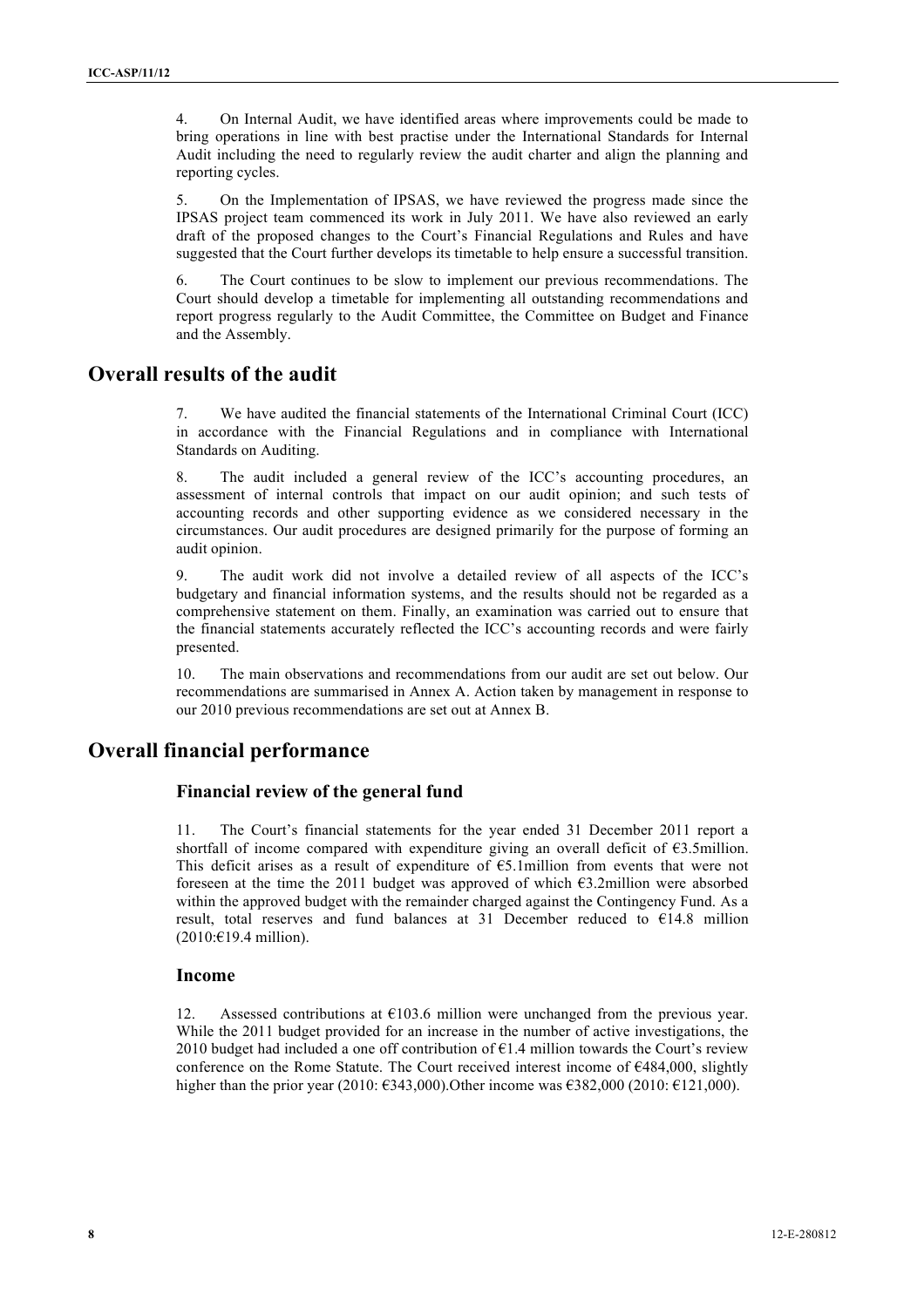4. On Internal Audit, we have identified areas where improvements could be made to bring operations in line with best practise under the International Standards for Internal Audit including the need to regularly review the audit charter and align the planning and reporting cycles.

5. On the Implementation of IPSAS, we have reviewed the progress made since the IPSAS project team commenced its work in July 2011. We have also reviewed an early draft of the proposed changes to the Court's Financial Regulations and Rules and have suggested that the Court further develops its timetable to help ensure a successful transition.

6. The Court continues to be slow to implement our previous recommendations. The Court should develop a timetable for implementing all outstanding recommendations and report progress regularly to the Audit Committee, the Committee on Budget and Finance and the Assembly.

# Overall results of the audit

7. We have audited the financial statements of the International Criminal Court (ICC) in accordance with the Financial Regulations and in compliance with International Standards on Auditing.

8. The audit included a general review of the ICC's accounting procedures, an assessment of internal controls that impact on our audit opinion; and such tests of accounting records and other supporting evidence as we considered necessary in the circumstances. Our audit procedures are designed primarily for the purpose of forming an audit opinion.

9. The audit work did not involve a detailed review of all aspects of the ICC's budgetary and financial information systems, and the results should not be regarded as a comprehensive statement on them. Finally, an examination was carried out to ensure that the financial statements accurately reflected the ICC's accounting records and were fairly presented.

10. The main observations and recommendations from our audit are set out below. Our recommendations are summarised in Annex A. Action taken by management in response to our 2010 previous recommendations are set out at Annex B.

# Overall financial performance

## Financial review of the general fund

11. The Court's financial statements for the year ended 31 December 2011 report a shortfall of income compared with expenditure giving an overall deficit of €3.5million. This deficit arises as a result of expenditure of €5.1million from events that were not foreseen at the time the 2011 budget was approved of which €3.2million were absorbed within the approved budget with the remainder charged against the Contingency Fund. As a result, total reserves and fund balances at 31 December reduced to €14.8 million (2010:€19.4 million).

## Income

12. Assessed contributions at €103.6 million were unchanged from the previous year. While the 2011 budget provided for an increase in the number of active investigations, the 2010 budget had included a one off contribution of €1.4 million towards the Court's review conference on the Rome Statute. The Court received interest income of €484,000, slightly higher than the prior year (2010: €343,000).Other income was €382,000 (2010: €121,000).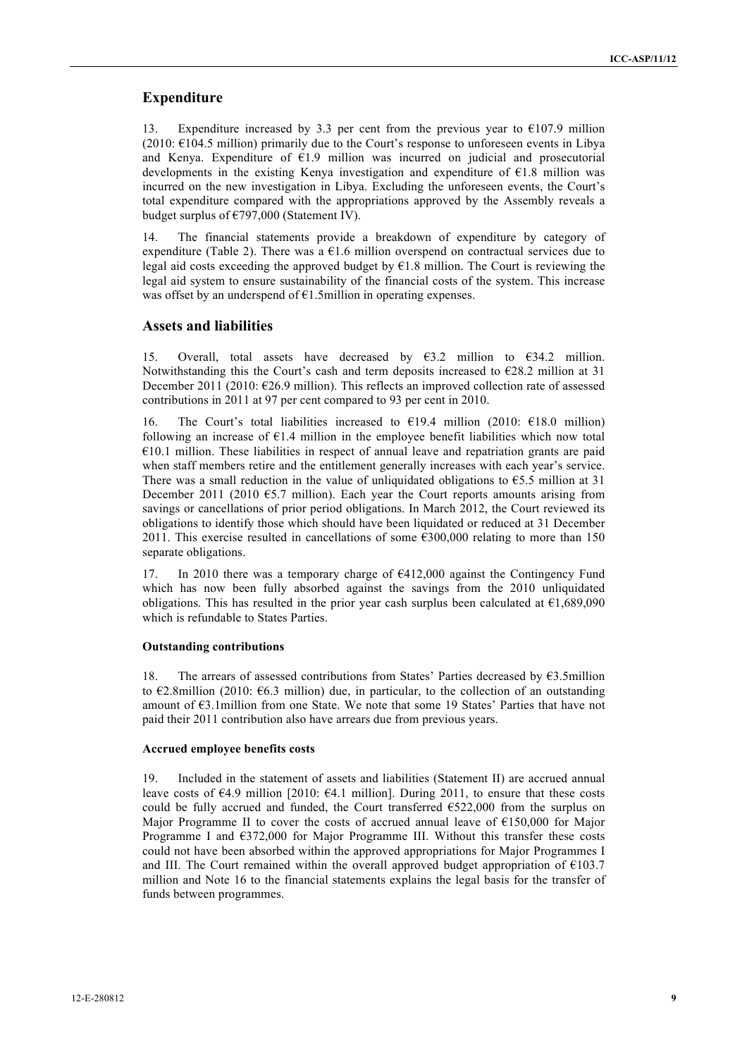## Expenditure

13. Expenditure increased by 3.3 per cent from the previous year to €107.9 million (2010: €104.5 million) primarily due to the Court's response to unforeseen events in Libya and Kenya. Expenditure of €1.9 million was incurred on judicial and prosecutorial developments in the existing Kenya investigation and expenditure of €1.8 million was incurred on the new investigation in Libya. Excluding the unforeseen events, the Court's total expenditure compared with the appropriations approved by the Assembly reveals a budget surplus of €797,000 (Statement IV).

14. The financial statements provide a breakdown of expenditure by category of expenditure (Table 2). There was a €1.6 million overspend on contractual services due to legal aid costs exceeding the approved budget by €1.8 million. The Court is reviewing the legal aid system to ensure sustainability of the financial costs of the system. This increase was offset by an underspend of €1.5million in operating expenses.

## Assets and liabilities

15. Overall, total assets have decreased by €3.2 million to €34.2 million. Notwithstanding this the Court's cash and term deposits increased to €28.2 million at 31 December 2011 (2010: €26.9 million). This reflects an improved collection rate of assessed contributions in 2011 at 97 per cent compared to 93 per cent in 2010.

16. The Court's total liabilities increased to €19.4 million (2010: €18.0 million) following an increase of €1.4 million in the employee benefit liabilities which now total €10.1 million. These liabilities in respect of annual leave and repatriation grants are paid when staff members retire and the entitlement generally increases with each year's service. There was a small reduction in the value of unliquidated obligations to €5.5 million at 31 December 2011 (2010 €5.7 million). Each year the Court reports amounts arising from savings or cancellations of prior period obligations. In March 2012, the Court reviewed its obligations to identify those which should have been liquidated or reduced at 31 December 2011. This exercise resulted in cancellations of some €300,000 relating to more than 150 separate obligations.

17. In 2010 there was a temporary charge of €412,000 against the Contingency Fund which has now been fully absorbed against the savings from the 2010 unliquidated obligations. This has resulted in the prior year cash surplus been calculated at €1,689,090 which is refundable to States Parties.

#### Outstanding contributions

18. The arrears of assessed contributions from States' Parties decreased by €3.5million to €2.8million (2010: €6.3 million) due, in particular, to the collection of an outstanding amount of €3.1million from one State. We note that some 19 States' Parties that have not paid their 2011 contribution also have arrears due from previous years.

#### Accrued employee benefits costs

19. Included in the statement of assets and liabilities (Statement II) are accrued annual leave costs of €4.9 million [2010: €4.1 million]. During 2011, to ensure that these costs could be fully accrued and funded, the Court transferred €522,000 from the surplus on Major Programme II to cover the costs of accrued annual leave of €150,000 for Major Programme I and €372,000 for Major Programme III. Without this transfer these costs could not have been absorbed within the approved appropriations for Major Programmes I and III. The Court remained within the overall approved budget appropriation of €103.7 million and Note 16 to the financial statements explains the legal basis for the transfer of funds between programmes.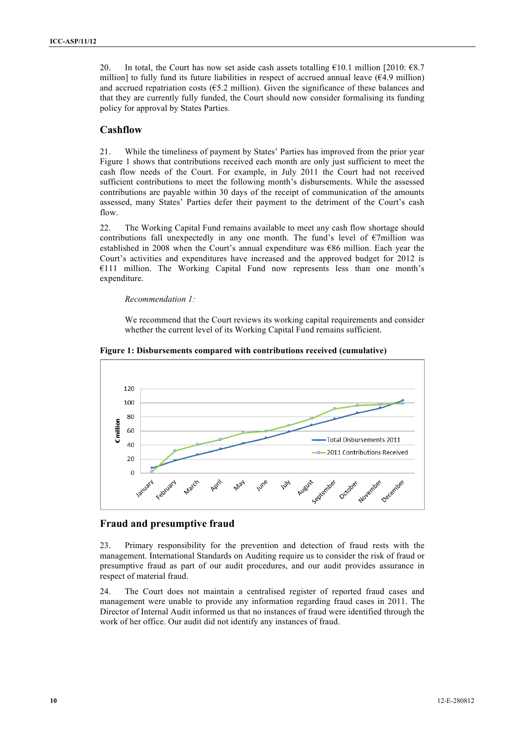20. In total, the Court has now set aside cash assets totalling €10.1 million [2010: €8.7 million] to fully fund its future liabilities in respect of accrued annual leave (€4.9 million) and accrued repatriation costs (€5.2 million). Given the significance of these balances and that they are currently fully funded, the Court should now consider formalising its funding policy for approval by States Parties.

## Cashflow

21. While the timeliness of payment by States' Parties has improved from the prior year Figure 1 shows that contributions received each month are only just sufficient to meet the cash flow needs of the Court. For example, in July 2011 the Court had not received sufficient contributions to meet the following month's disbursements. While the assessed contributions are payable within 30 days of the receipt of communication of the amounts assessed, many States' Parties defer their payment to the detriment of the Court's cash flow.

22. The Working Capital Fund remains available to meet any cash flow shortage should contributions fall unexpectedly in any one month. The fund's level of €7million was established in 2008 when the Court's annual expenditure was €86 million. Each year the Court's activities and expenditures have increased and the approved budget for 2012 is €111 million. The Working Capital Fund now represents less than one month's expenditure.

*Recommendation 1:*

We recommend that the Court reviews its working capital requirements and consider whether the current level of its Working Capital Fund remains sufficient.

**Figure 1: Disbursements compared with contributions received (cumulative)**

## Fraud and presumptive fraud

23. Primary responsibility for the prevention and detection of fraud rests with the management. International Standards on Auditing require us to consider the risk of fraud or presumptive fraud as part of our audit procedures, and our audit provides assurance in respect of material fraud.

24. The Court does not maintain a centralised register of reported fraud cases and management were unable to provide any information regarding fraud cases in 2011. The Director of Internal Audit informed us that no instances of fraud were identified through the work of her office. Our audit did not identify any instances of fraud.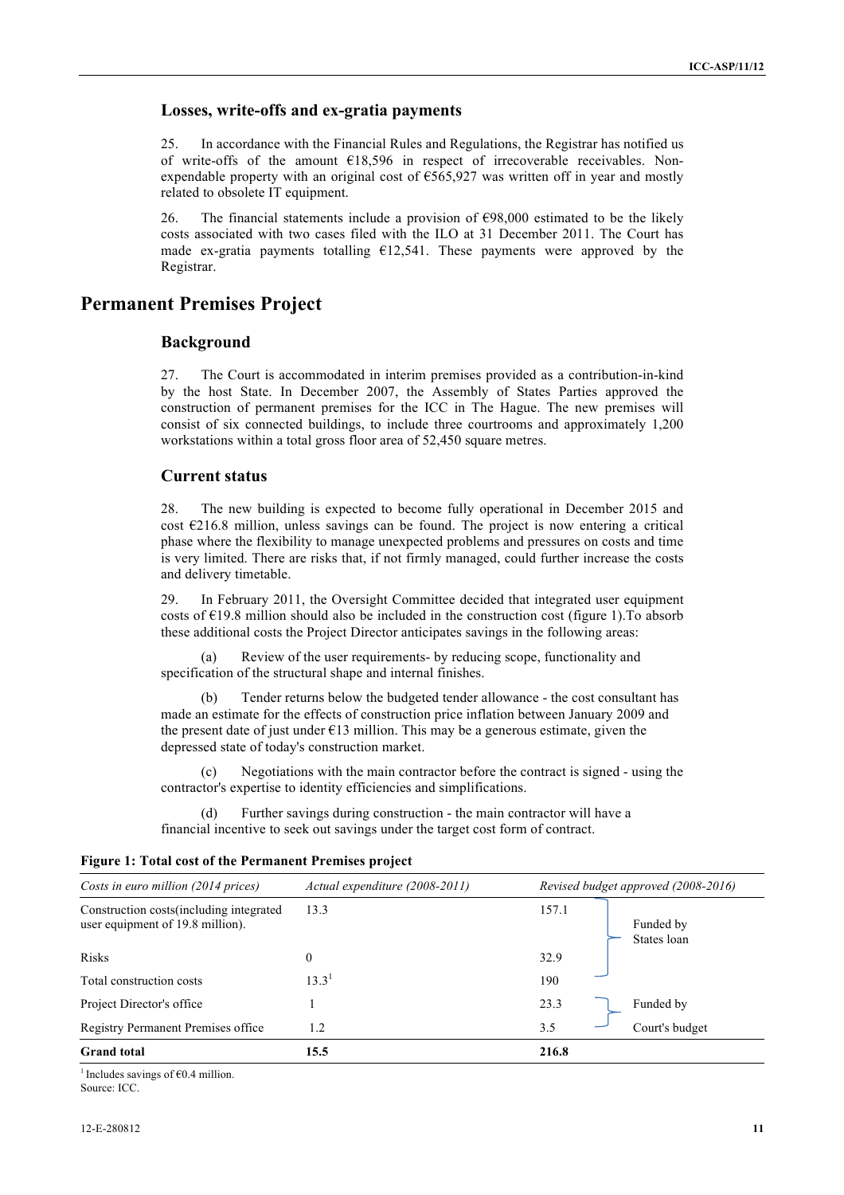### Losses, write-offs and ex-gratia payments

25. In accordance with the Financial Rules and Regulations, the Registrar has notified us of write-offs of the amount €18,596 in respect of irrecoverable receivables. Non-expendable property with an original cost of €565,927 was written off in year and mostly related to obsolete IT equipment.

26. The financial statements include a provision of €98,000 estimated to be the likely costs associated with two cases filed with the ILO at 31 December 2011. The Court has made ex-gratia payments totalling €12,541. These payments were approved by the Registrar.

## Permanent Premises Project

### Background

27. The Court is accommodated in interim premises provided as a contribution-in-kind by the host State. In December 2007, the Assembly of States Parties approved the construction of permanent premises for the ICC in The Hague. The new premises will consist of six connected buildings, to include three courtrooms and approximately 1,200 workstations within a total gross floor area of 52,450 square metres.

### Current status

28. The new building is expected to become fully operational in December 2015 and cost €216.8 million, unless savings can be found. The project is now entering a critical phase where the flexibility to manage unexpected problems and pressures on costs and time is very limited. There are risks that, if not firmly managed, could further increase the costs and delivery timetable.

29. In February 2011, the Oversight Committee decided that integrated user equipment costs of €19.8 million should also be included in the construction cost (figure 1).To absorb these additional costs the Project Director anticipates savings in the following areas:

(a) Review of the user requirements- by reducing scope, functionality and specification of the structural shape and internal finishes.

(b) Tender returns below the budgeted tender allowance - the cost consultant has made an estimate for the effects of construction price inflation between January 2009 and the present date of just under €13 million. This may be a generous estimate, given the depressed state of today's construction market.

(c) Negotiations with the main contractor before the contract is signed - using the contractor's expertise to identity efficiencies and simplifications.

(d) Further savings during construction - the main contractor will have a financial incentive to seek out savings under the target cost form of contract.

**Figure 1: Total cost of the Permanent Premises project**

| *Costs in euro million (2014 prices)* | *Actual expenditure (2008-2011)* | *Revised budget approved (2008-2016)* | |
|---|---|---|---|
| Construction costs(including integrated user equipment of 19.8 million). | 13.3 | 157.1 | Funded by States loan |
| Risks | 0 | 32.9 | |
| Total construction costs | 13.3[1] | 190 | |
| Project Director's office | 1 | 23.3 | Funded by Court's budget |
| Registry Permanent Premises office | 1.2 | 3.5 | |
| **Grand total** | **15.5** | **216.8** | |

[1] Includes savings of €0.4 million.

Source: ICC.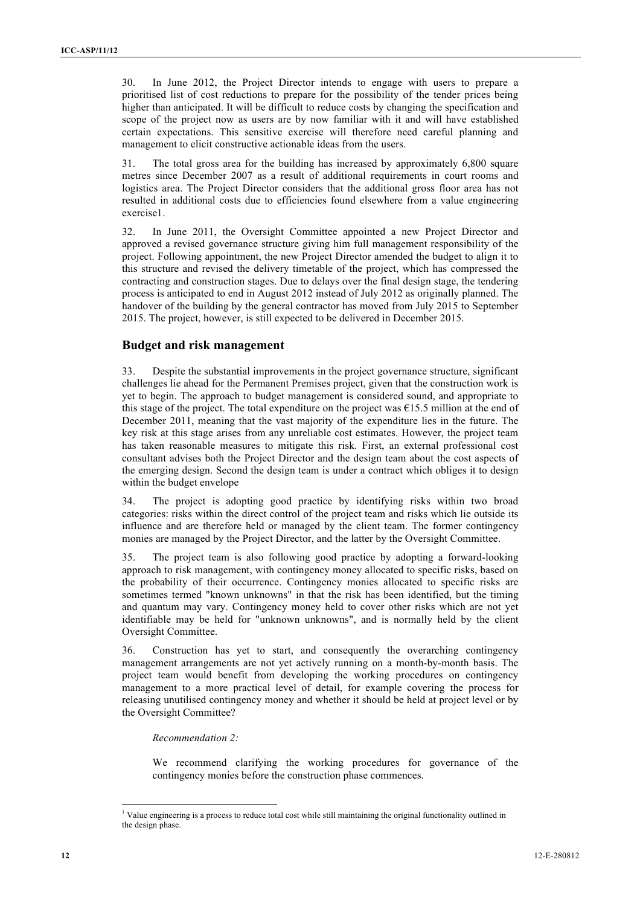30. In June 2012, the Project Director intends to engage with users to prepare a prioritised list of cost reductions to prepare for the possibility of the tender prices being higher than anticipated. It will be difficult to reduce costs by changing the specification and scope of the project now as users are by now familiar with it and will have established certain expectations. This sensitive exercise will therefore need careful planning and management to elicit constructive actionable ideas from the users.

31. The total gross area for the building has increased by approximately 6,800 square metres since December 2007 as a result of additional requirements in court rooms and logistics area. The Project Director considers that the additional gross floor area has not resulted in additional costs due to efficiencies found elsewhere from a value engineering exercise[1].

32. In June 2011, the Oversight Committee appointed a new Project Director and approved a revised governance structure giving him full management responsibility of the project. Following appointment, the new Project Director amended the budget to align it to this structure and revised the delivery timetable of the project, which has compressed the contracting and construction stages. Due to delays over the final design stage, the tendering process is anticipated to end in August 2012 instead of July 2012 as originally planned. The handover of the building by the general contractor has moved from July 2015 to September 2015. The project, however, is still expected to be delivered in December 2015.

## Budget and risk management

33. Despite the substantial improvements in the project governance structure, significant challenges lie ahead for the Permanent Premises project, given that the construction work is yet to begin. The approach to budget management is considered sound, and appropriate to this stage of the project. The total expenditure on the project was €15.5 million at the end of December 2011, meaning that the vast majority of the expenditure lies in the future. The key risk at this stage arises from any unreliable cost estimates. However, the project team has taken reasonable measures to mitigate this risk. First, an external professional cost consultant advises both the Project Director and the design team about the cost aspects of the emerging design. Second the design team is under a contract which obliges it to design within the budget envelope

34. The project is adopting good practice by identifying risks within two broad categories: risks within the direct control of the project team and risks which lie outside its influence and are therefore held or managed by the client team. The former contingency monies are managed by the Project Director, and the latter by the Oversight Committee.

35. The project team is also following good practice by adopting a forward-looking approach to risk management, with contingency money allocated to specific risks, based on the probability of their occurrence. Contingency monies allocated to specific risks are sometimes termed "known unknowns" in that the risk has been identified, but the timing and quantum may vary. Contingency money held to cover other risks which are not yet identifiable may be held for "unknown unknowns", and is normally held by the client Oversight Committee.

36. Construction has yet to start, and consequently the overarching contingency management arrangements are not yet actively running on a month-by-month basis. The project team would benefit from developing the working procedures on contingency management to a more practical level of detail, for example covering the process for releasing unutilised contingency money and whether it should be held at project level or by the Oversight Committee?

*Recommendation 2:*

We recommend clarifying the working procedures for governance of the contingency monies before the construction phase commences.

[1] Value engineering is a process to reduce total cost while still maintaining the original functionality outlined in the design phase.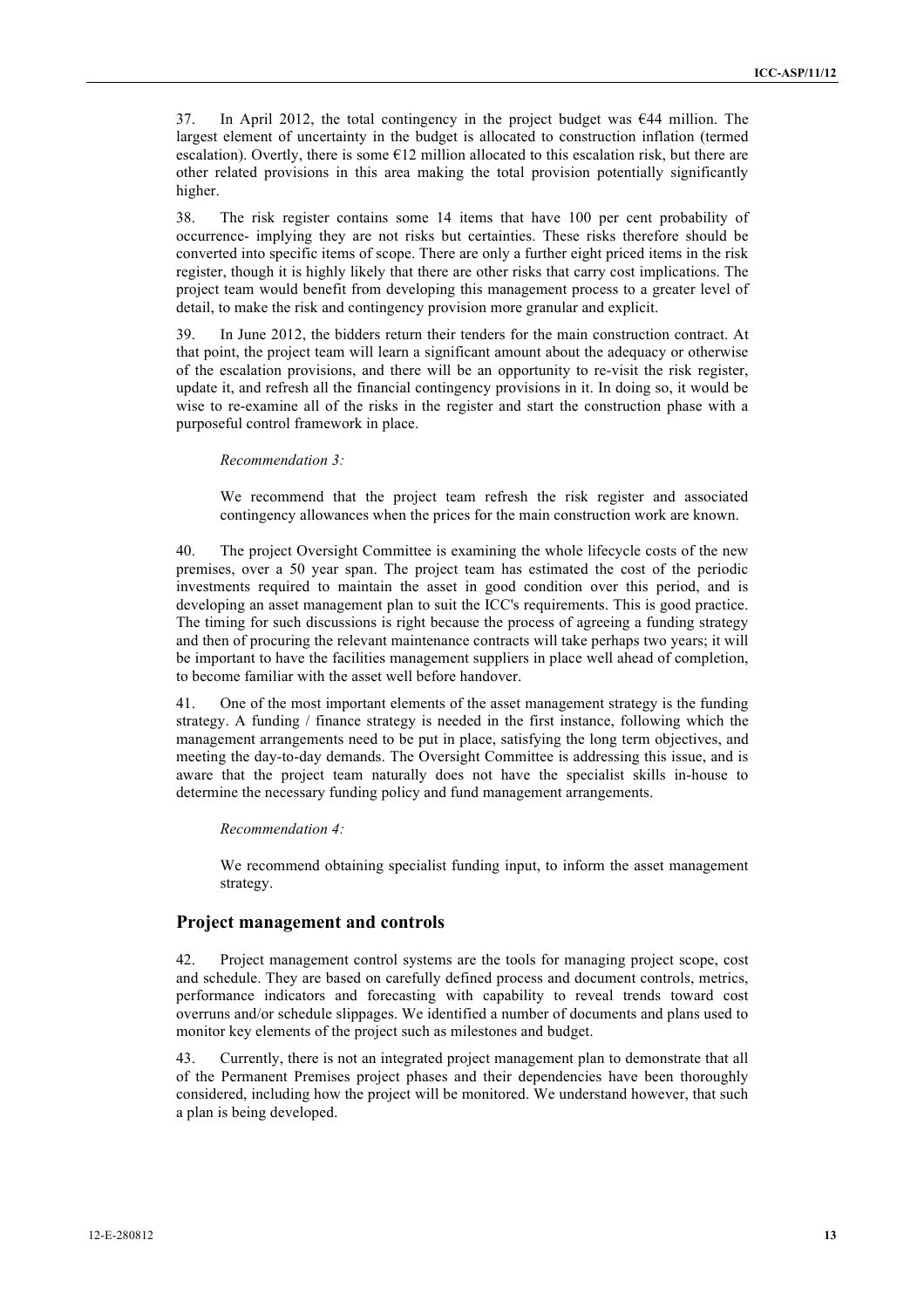37. In April 2012, the total contingency in the project budget was €44 million. The largest element of uncertainty in the budget is allocated to construction inflation (termed escalation). Overtly, there is some €12 million allocated to this escalation risk, but there are other related provisions in this area making the total provision potentially significantly higher.

38. The risk register contains some 14 items that have 100 per cent probability of occurrence- implying they are not risks but certainties. These risks therefore should be converted into specific items of scope. There are only a further eight priced items in the risk register, though it is highly likely that there are other risks that carry cost implications. The project team would benefit from developing this management process to a greater level of detail, to make the risk and contingency provision more granular and explicit.

39. In June 2012, the bidders return their tenders for the main construction contract. At that point, the project team will learn a significant amount about the adequacy or otherwise of the escalation provisions, and there will be an opportunity to re-visit the risk register, update it, and refresh all the financial contingency provisions in it. In doing so, it would be wise to re-examine all of the risks in the register and start the construction phase with a purposeful control framework in place.

> *Recommendation 3:*
>
> We recommend that the project team refresh the risk register and associated contingency allowances when the prices for the main construction work are known.

40. The project Oversight Committee is examining the whole lifecycle costs of the new premises, over a 50 year span. The project team has estimated the cost of the periodic investments required to maintain the asset in good condition over this period, and is developing an asset management plan to suit the ICC's requirements. This is good practice. The timing for such discussions is right because the process of agreeing a funding strategy and then of procuring the relevant maintenance contracts will take perhaps two years; it will be important to have the facilities management suppliers in place well ahead of completion, to become familiar with the asset well before handover.

41. One of the most important elements of the asset management strategy is the funding strategy. A funding / finance strategy is needed in the first instance, following which the management arrangements need to be put in place, satisfying the long term objectives, and meeting the day-to-day demands. The Oversight Committee is addressing this issue, and is aware that the project team naturally does not have the specialist skills in-house to determine the necessary funding policy and fund management arrangements.

> *Recommendation 4:*
>
> We recommend obtaining specialist funding input, to inform the asset management strategy.

## Project management and controls

42. Project management control systems are the tools for managing project scope, cost and schedule. They are based on carefully defined process and document controls, metrics, performance indicators and forecasting with capability to reveal trends toward cost overruns and/or schedule slippages. We identified a number of documents and plans used to monitor key elements of the project such as milestones and budget.

43. Currently, there is not an integrated project management plan to demonstrate that all of the Permanent Premises project phases and their dependencies have been thoroughly considered, including how the project will be monitored. We understand however, that such a plan is being developed.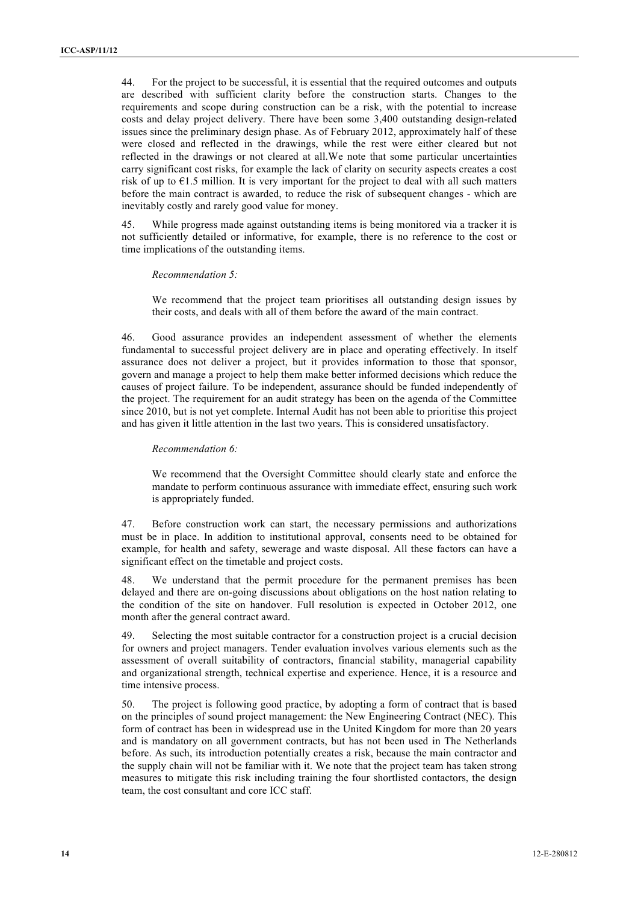44. For the project to be successful, it is essential that the required outcomes and outputs are described with sufficient clarity before the construction starts. Changes to the requirements and scope during construction can be a risk, with the potential to increase costs and delay project delivery. There have been some 3,400 outstanding design-related issues since the preliminary design phase. As of February 2012, approximately half of these were closed and reflected in the drawings, while the rest were either cleared but not reflected in the drawings or not cleared at all.We note that some particular uncertainties carry significant cost risks, for example the lack of clarity on security aspects creates a cost risk of up to €1.5 million. It is very important for the project to deal with all such matters before the main contract is awarded, to reduce the risk of subsequent changes - which are inevitably costly and rarely good value for money.

45. While progress made against outstanding items is being monitored via a tracker it is not sufficiently detailed or informative, for example, there is no reference to the cost or time implications of the outstanding items.

> *Recommendation 5:*
>
> We recommend that the project team prioritises all outstanding design issues by their costs, and deals with all of them before the award of the main contract.

46. Good assurance provides an independent assessment of whether the elements fundamental to successful project delivery are in place and operating effectively. In itself assurance does not deliver a project, but it provides information to those that sponsor, govern and manage a project to help them make better informed decisions which reduce the causes of project failure. To be independent, assurance should be funded independently of the project. The requirement for an audit strategy has been on the agenda of the Committee since 2010, but is not yet complete. Internal Audit has not been able to prioritise this project and has given it little attention in the last two years. This is considered unsatisfactory.

> *Recommendation 6:*
>
> We recommend that the Oversight Committee should clearly state and enforce the mandate to perform continuous assurance with immediate effect, ensuring such work is appropriately funded.

47. Before construction work can start, the necessary permissions and authorizations must be in place. In addition to institutional approval, consents need to be obtained for example, for health and safety, sewerage and waste disposal. All these factors can have a significant effect on the timetable and project costs.

48. We understand that the permit procedure for the permanent premises has been delayed and there are on-going discussions about obligations on the host nation relating to the condition of the site on handover. Full resolution is expected in October 2012, one month after the general contract award.

49. Selecting the most suitable contractor for a construction project is a crucial decision for owners and project managers. Tender evaluation involves various elements such as the assessment of overall suitability of contractors, financial stability, managerial capability and organizational strength, technical expertise and experience. Hence, it is a resource and time intensive process.

50. The project is following good practice, by adopting a form of contract that is based on the principles of sound project management: the New Engineering Contract (NEC). This form of contract has been in widespread use in the United Kingdom for more than 20 years and is mandatory on all government contracts, but has not been used in The Netherlands before. As such, its introduction potentially creates a risk, because the main contractor and the supply chain will not be familiar with it. We note that the project team has taken strong measures to mitigate this risk including training the four shortlisted contactors, the design team, the cost consultant and core ICC staff.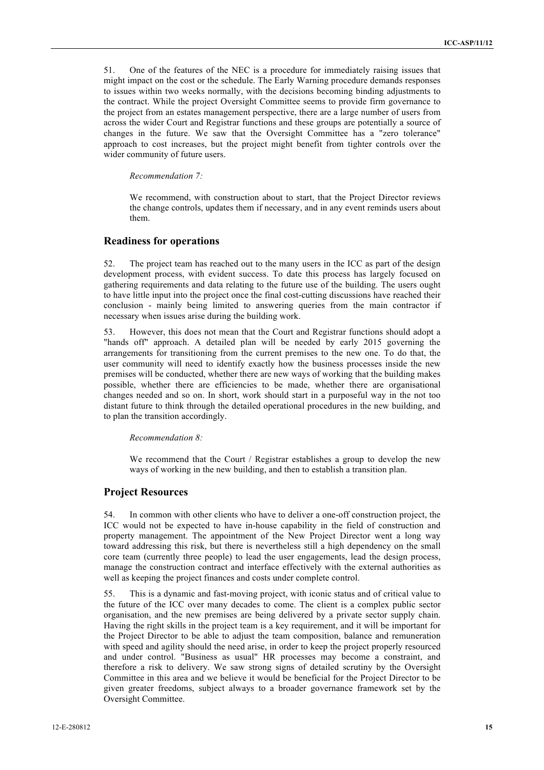51. One of the features of the NEC is a procedure for immediately raising issues that might impact on the cost or the schedule. The Early Warning procedure demands responses to issues within two weeks normally, with the decisions becoming binding adjustments to the contract. While the project Oversight Committee seems to provide firm governance to the project from an estates management perspective, there are a large number of users from across the wider Court and Registrar functions and these groups are potentially a source of changes in the future. We saw that the Oversight Committee has a "zero tolerance" approach to cost increases, but the project might benefit from tighter controls over the wider community of future users.

*Recommendation 7:*

We recommend, with construction about to start, that the Project Director reviews the change controls, updates them if necessary, and in any event reminds users about them.

## Readiness for operations

52. The project team has reached out to the many users in the ICC as part of the design development process, with evident success. To date this process has largely focused on gathering requirements and data relating to the future use of the building. The users ought to have little input into the project once the final cost-cutting discussions have reached their conclusion - mainly being limited to answering queries from the main contractor if necessary when issues arise during the building work.

53. However, this does not mean that the Court and Registrar functions should adopt a "hands off" approach. A detailed plan will be needed by early 2015 governing the arrangements for transitioning from the current premises to the new one. To do that, the user community will need to identify exactly how the business processes inside the new premises will be conducted, whether there are new ways of working that the building makes possible, whether there are efficiencies to be made, whether there are organisational changes needed and so on. In short, work should start in a purposeful way in the not too distant future to think through the detailed operational procedures in the new building, and to plan the transition accordingly.

*Recommendation 8:*

We recommend that the Court / Registrar establishes a group to develop the new ways of working in the new building, and then to establish a transition plan.

## Project Resources

54. In common with other clients who have to deliver a one-off construction project, the ICC would not be expected to have in-house capability in the field of construction and property management. The appointment of the New Project Director went a long way toward addressing this risk, but there is nevertheless still a high dependency on the small core team (currently three people) to lead the user engagements, lead the design process, manage the construction contract and interface effectively with the external authorities as well as keeping the project finances and costs under complete control.

55. This is a dynamic and fast-moving project, with iconic status and of critical value to the future of the ICC over many decades to come. The client is a complex public sector organisation, and the new premises are being delivered by a private sector supply chain. Having the right skills in the project team is a key requirement, and it will be important for the Project Director to be able to adjust the team composition, balance and remuneration with speed and agility should the need arise, in order to keep the project properly resourced and under control. "Business as usual" HR processes may become a constraint, and therefore a risk to delivery. We saw strong signs of detailed scrutiny by the Oversight Committee in this area and we believe it would be beneficial for the Project Director to be given greater freedoms, subject always to a broader governance framework set by the Oversight Committee.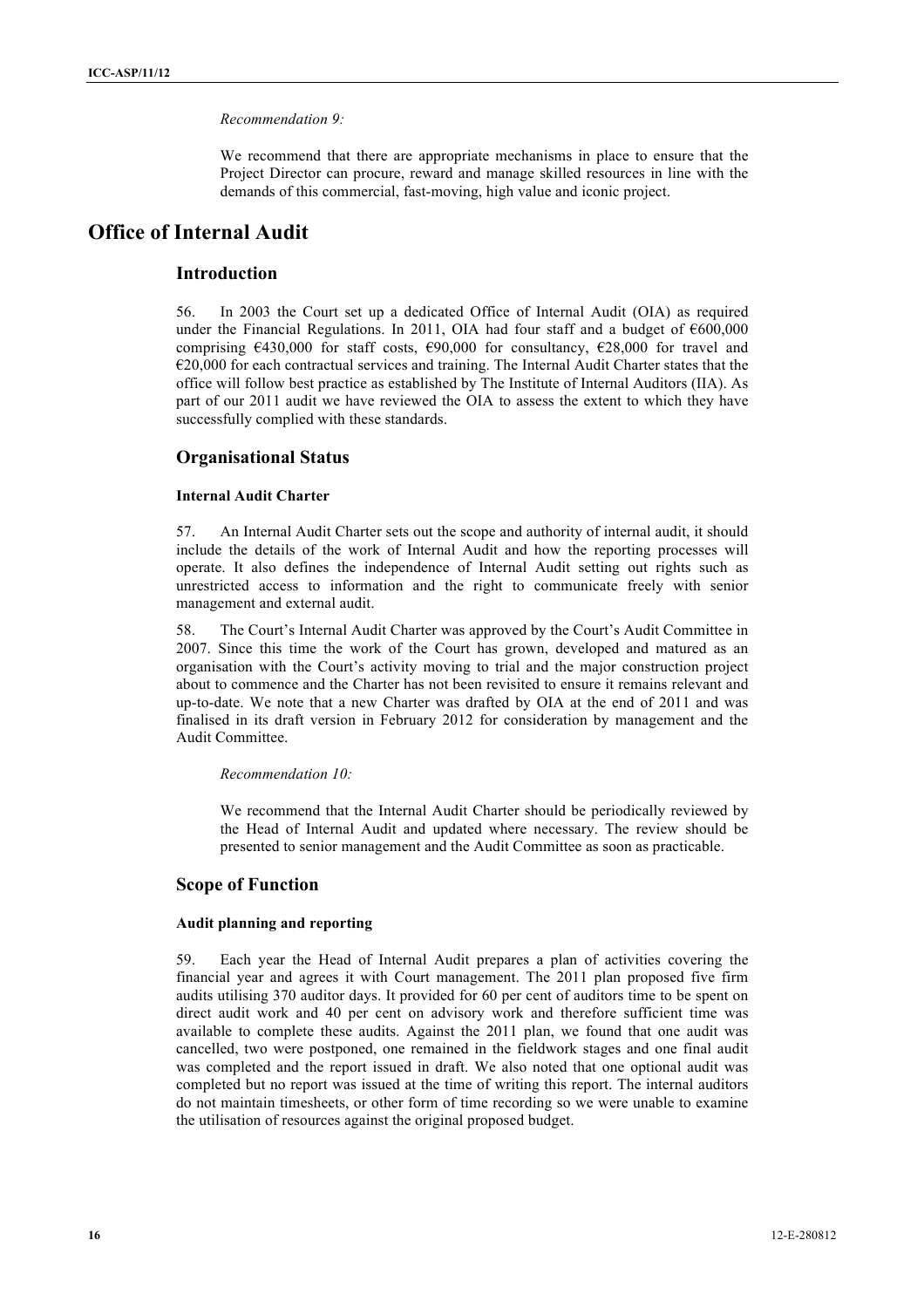*Recommendation 9:*

We recommend that there are appropriate mechanisms in place to ensure that the Project Director can procure, reward and manage skilled resources in line with the demands of this commercial, fast-moving, high value and iconic project.

# Office of Internal Audit

## Introduction

56. In 2003 the Court set up a dedicated Office of Internal Audit (OIA) as required under the Financial Regulations. In 2011, OIA had four staff and a budget of €600,000 comprising €430,000 for staff costs, €90,000 for consultancy, €28,000 for travel and €20,000 for each contractual services and training. The Internal Audit Charter states that the office will follow best practice as established by The Institute of Internal Auditors (IIA). As part of our 2011 audit we have reviewed the OIA to assess the extent to which they have successfully complied with these standards.

## Organisational Status

### Internal Audit Charter

57. An Internal Audit Charter sets out the scope and authority of internal audit, it should include the details of the work of Internal Audit and how the reporting processes will operate. It also defines the independence of Internal Audit setting out rights such as unrestricted access to information and the right to communicate freely with senior management and external audit.

58. The Court's Internal Audit Charter was approved by the Court's Audit Committee in 2007. Since this time the work of the Court has grown, developed and matured as an organisation with the Court's activity moving to trial and the major construction project about to commence and the Charter has not been revisited to ensure it remains relevant and up-to-date. We note that a new Charter was drafted by OIA at the end of 2011 and was finalised in its draft version in February 2012 for consideration by management and the Audit Committee.

*Recommendation 10:*

We recommend that the Internal Audit Charter should be periodically reviewed by the Head of Internal Audit and updated where necessary. The review should be presented to senior management and the Audit Committee as soon as practicable.

## Scope of Function

### Audit planning and reporting

59. Each year the Head of Internal Audit prepares a plan of activities covering the financial year and agrees it with Court management. The 2011 plan proposed five firm audits utilising 370 auditor days. It provided for 60 per cent of auditors time to be spent on direct audit work and 40 per cent on advisory work and therefore sufficient time was available to complete these audits. Against the 2011 plan, we found that one audit was cancelled, two were postponed, one remained in the fieldwork stages and one final audit was completed and the report issued in draft. We also noted that one optional audit was completed but no report was issued at the time of writing this report. The internal auditors do not maintain timesheets, or other form of time recording so we were unable to examine the utilisation of resources against the original proposed budget.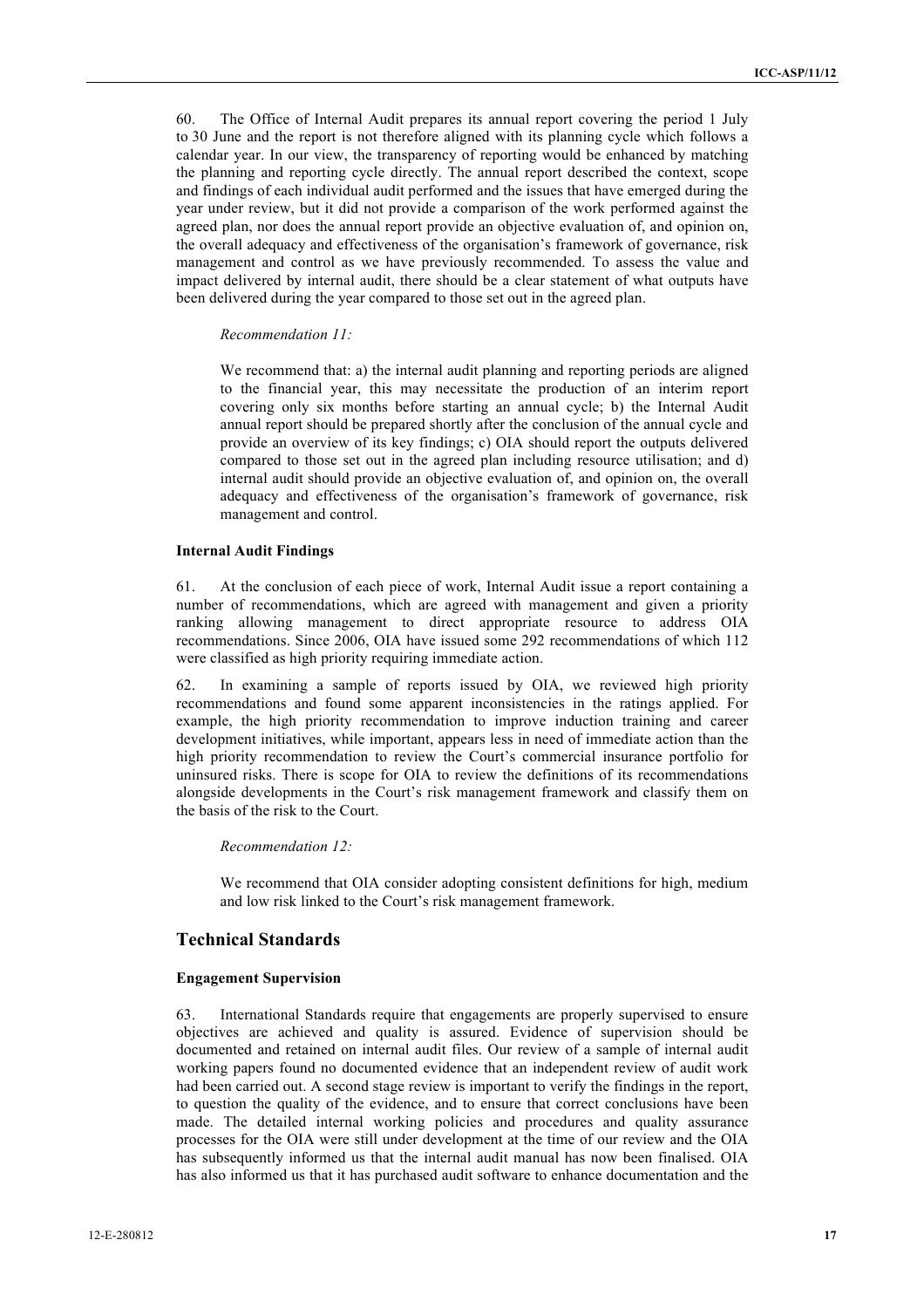60. The Office of Internal Audit prepares its annual report covering the period 1 July to 30 June and the report is not therefore aligned with its planning cycle which follows a calendar year. In our view, the transparency of reporting would be enhanced by matching the planning and reporting cycle directly. The annual report described the context, scope and findings of each individual audit performed and the issues that have emerged during the year under review, but it did not provide a comparison of the work performed against the agreed plan, nor does the annual report provide an objective evaluation of, and opinion on, the overall adequacy and effectiveness of the organisation's framework of governance, risk management and control as we have previously recommended. To assess the value and impact delivered by internal audit, there should be a clear statement of what outputs have been delivered during the year compared to those set out in the agreed plan.

> *Recommendation 11:*
>
> We recommend that: a) the internal audit planning and reporting periods are aligned to the financial year, this may necessitate the production of an interim report covering only six months before starting an annual cycle; b) the Internal Audit annual report should be prepared shortly after the conclusion of the annual cycle and provide an overview of its key findings; c) OIA should report the outputs delivered compared to those set out in the agreed plan including resource utilisation; and d) internal audit should provide an objective evaluation of, and opinion on, the overall adequacy and effectiveness of the organisation's framework of governance, risk management and control.

#### Internal Audit Findings

61. At the conclusion of each piece of work, Internal Audit issue a report containing a number of recommendations, which are agreed with management and given a priority ranking allowing management to direct appropriate resource to address OIA recommendations. Since 2006, OIA have issued some 292 recommendations of which 112 were classified as high priority requiring immediate action.

62. In examining a sample of reports issued by OIA, we reviewed high priority recommendations and found some apparent inconsistencies in the ratings applied. For example, the high priority recommendation to improve induction training and career development initiatives, while important, appears less in need of immediate action than the high priority recommendation to review the Court's commercial insurance portfolio for uninsured risks. There is scope for OIA to review the definitions of its recommendations alongside developments in the Court's risk management framework and classify them on the basis of the risk to the Court.

> *Recommendation 12:*
>
> We recommend that OIA consider adopting consistent definitions for high, medium and low risk linked to the Court's risk management framework.

### Technical Standards

#### Engagement Supervision

63. International Standards require that engagements are properly supervised to ensure objectives are achieved and quality is assured. Evidence of supervision should be documented and retained on internal audit files. Our review of a sample of internal audit working papers found no documented evidence that an independent review of audit work had been carried out. A second stage review is important to verify the findings in the report, to question the quality of the evidence, and to ensure that correct conclusions have been made. The detailed internal working policies and procedures and quality assurance processes for the OIA were still under development at the time of our review and the OIA has subsequently informed us that the internal audit manual has now been finalised. OIA has also informed us that it has purchased audit software to enhance documentation and the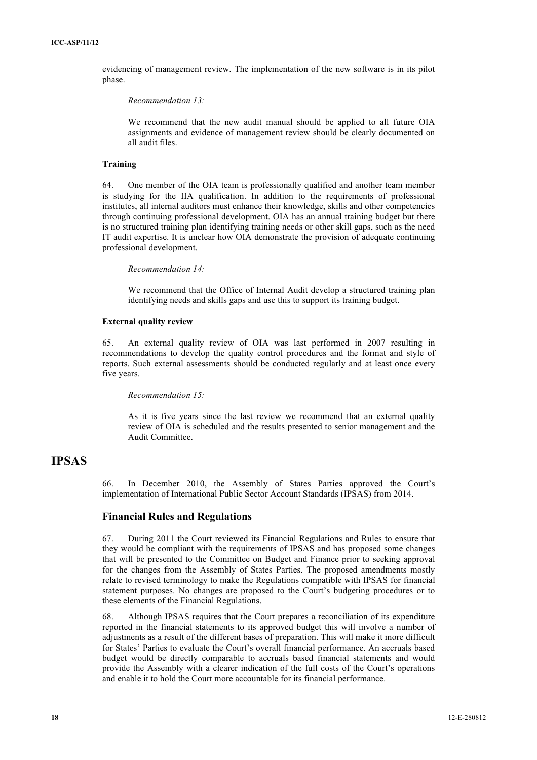evidencing of management review. The implementation of the new software is in its pilot phase.

> *Recommendation 13:*
>
> We recommend that the new audit manual should be applied to all future OIA assignments and evidence of management review should be clearly documented on all audit files.

**Training**

64. One member of the OIA team is professionally qualified and another team member is studying for the IIA qualification. In addition to the requirements of professional institutes, all internal auditors must enhance their knowledge, skills and other competencies through continuing professional development. OIA has an annual training budget but there is no structured training plan identifying training needs or other skill gaps, such as the need IT audit expertise. It is unclear how OIA demonstrate the provision of adequate continuing professional development.

> *Recommendation 14:*
>
> We recommend that the Office of Internal Audit develop a structured training plan identifying needs and skills gaps and use this to support its training budget.

**External quality review**

65. An external quality review of OIA was last performed in 2007 resulting in recommendations to develop the quality control procedures and the format and style of reports. Such external assessments should be conducted regularly and at least once every five years.

> *Recommendation 15:*
>
> As it is five years since the last review we recommend that an external quality review of OIA is scheduled and the results presented to senior management and the Audit Committee.

# IPSAS

66. In December 2010, the Assembly of States Parties approved the Court's implementation of International Public Sector Account Standards (IPSAS) from 2014.

## Financial Rules and Regulations

67. During 2011 the Court reviewed its Financial Regulations and Rules to ensure that they would be compliant with the requirements of IPSAS and has proposed some changes that will be presented to the Committee on Budget and Finance prior to seeking approval for the changes from the Assembly of States Parties. The proposed amendments mostly relate to revised terminology to make the Regulations compatible with IPSAS for financial statement purposes. No changes are proposed to the Court's budgeting procedures or to these elements of the Financial Regulations.

68. Although IPSAS requires that the Court prepares a reconciliation of its expenditure reported in the financial statements to its approved budget this will involve a number of adjustments as a result of the different bases of preparation. This will make it more difficult for States' Parties to evaluate the Court's overall financial performance. An accruals based budget would be directly comparable to accruals based financial statements and would provide the Assembly with a clearer indication of the full costs of the Court's operations and enable it to hold the Court more accountable for its financial performance.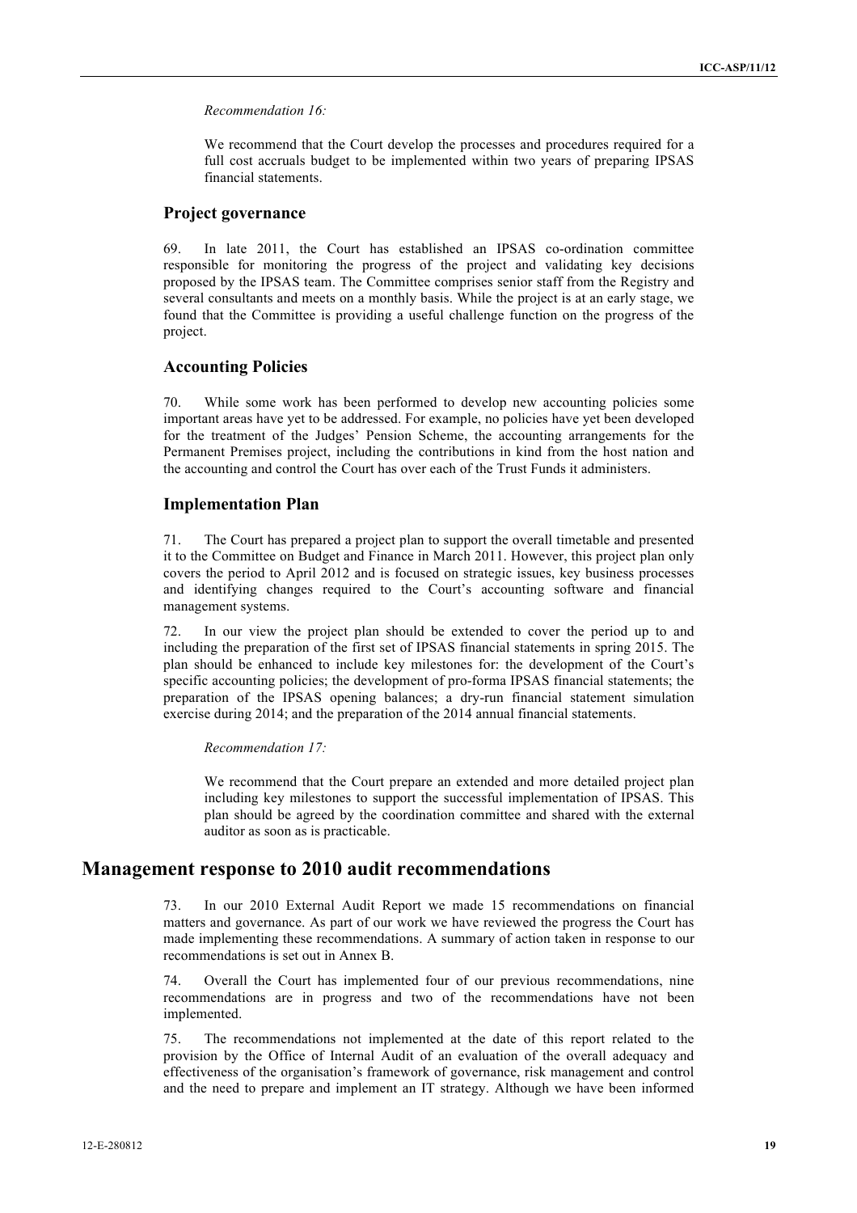*Recommendation 16:*

We recommend that the Court develop the processes and procedures required for a full cost accruals budget to be implemented within two years of preparing IPSAS financial statements.

### Project governance

69. In late 2011, the Court has established an IPSAS co-ordination committee responsible for monitoring the progress of the project and validating key decisions proposed by the IPSAS team. The Committee comprises senior staff from the Registry and several consultants and meets on a monthly basis. While the project is at an early stage, we found that the Committee is providing a useful challenge function on the progress of the project.

### Accounting Policies

70. While some work has been performed to develop new accounting policies some important areas have yet to be addressed. For example, no policies have yet been developed for the treatment of the Judges' Pension Scheme, the accounting arrangements for the Permanent Premises project, including the contributions in kind from the host nation and the accounting and control the Court has over each of the Trust Funds it administers.

### Implementation Plan

71. The Court has prepared a project plan to support the overall timetable and presented it to the Committee on Budget and Finance in March 2011. However, this project plan only covers the period to April 2012 and is focused on strategic issues, key business processes and identifying changes required to the Court's accounting software and financial management systems.

72. In our view the project plan should be extended to cover the period up to and including the preparation of the first set of IPSAS financial statements in spring 2015. The plan should be enhanced to include key milestones for: the development of the Court's specific accounting policies; the development of pro-forma IPSAS financial statements; the preparation of the IPSAS opening balances; a dry-run financial statement simulation exercise during 2014; and the preparation of the 2014 annual financial statements.

*Recommendation 17:*

We recommend that the Court prepare an extended and more detailed project plan including key milestones to support the successful implementation of IPSAS. This plan should be agreed by the coordination committee and shared with the external auditor as soon as is practicable.

## Management response to 2010 audit recommendations

73. In our 2010 External Audit Report we made 15 recommendations on financial matters and governance. As part of our work we have reviewed the progress the Court has made implementing these recommendations. A summary of action taken in response to our recommendations is set out in Annex B.

74. Overall the Court has implemented four of our previous recommendations, nine recommendations are in progress and two of the recommendations have not been implemented.

75. The recommendations not implemented at the date of this report related to the provision by the Office of Internal Audit of an evaluation of the overall adequacy and effectiveness of the organisation's framework of governance, risk management and control and the need to prepare and implement an IT strategy. Although we have been informed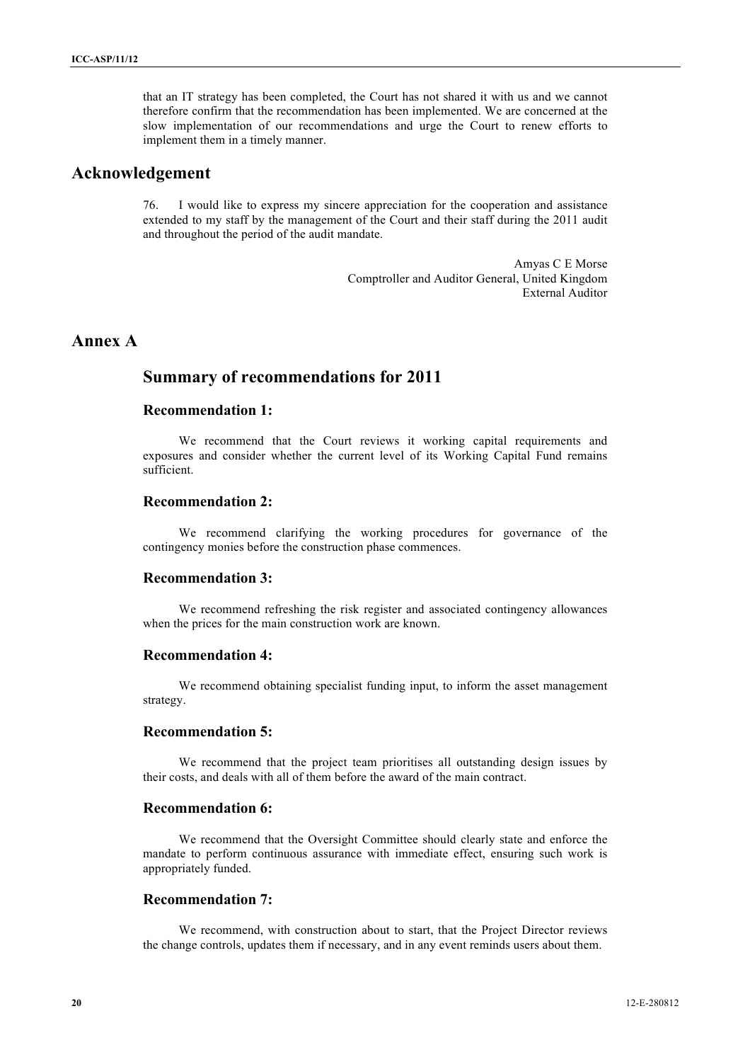that an IT strategy has been completed, the Court has not shared it with us and we cannot therefore confirm that the recommendation has been implemented. We are concerned at the slow implementation of our recommendations and urge the Court to renew efforts to implement them in a timely manner.

# Acknowledgement

76. I would like to express my sincere appreciation for the cooperation and assistance extended to my staff by the management of the Court and their staff during the 2011 audit and throughout the period of the audit mandate.

Amyas C E Morse
Comptroller and Auditor General, United Kingdom
External Auditor

# Annex A

## Summary of recommendations for 2011

### Recommendation 1:

We recommend that the Court reviews it working capital requirements and exposures and consider whether the current level of its Working Capital Fund remains sufficient.

### Recommendation 2:

We recommend clarifying the working procedures for governance of the contingency monies before the construction phase commences.

### Recommendation 3:

We recommend refreshing the risk register and associated contingency allowances when the prices for the main construction work are known.

### Recommendation 4:

We recommend obtaining specialist funding input, to inform the asset management strategy.

### Recommendation 5:

We recommend that the project team prioritises all outstanding design issues by their costs, and deals with all of them before the award of the main contract.

### Recommendation 6:

We recommend that the Oversight Committee should clearly state and enforce the mandate to perform continuous assurance with immediate effect, ensuring such work is appropriately funded.

### Recommendation 7:

We recommend, with construction about to start, that the Project Director reviews the change controls, updates them if necessary, and in any event reminds users about them.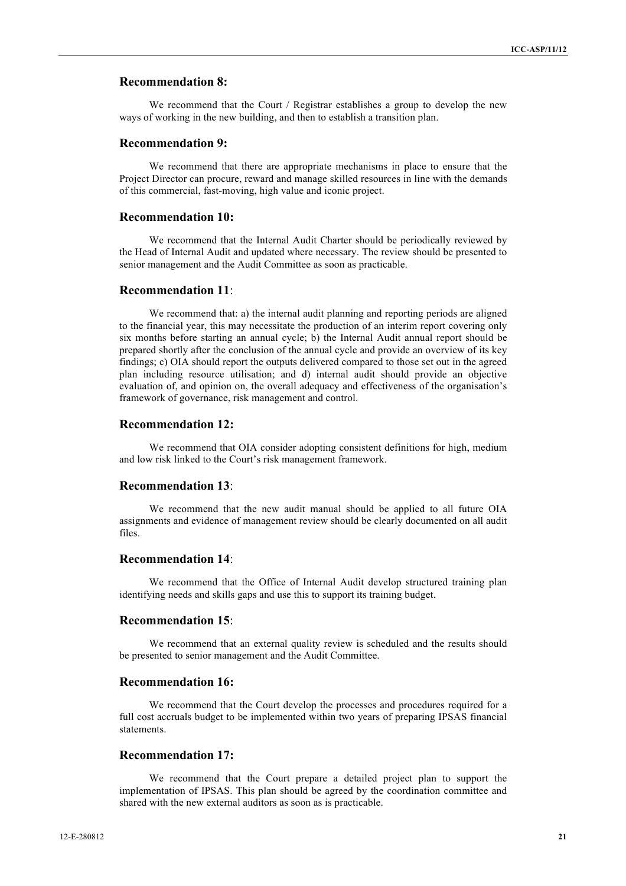### Recommendation 8:

We recommend that the Court / Registrar establishes a group to develop the new ways of working in the new building, and then to establish a transition plan.

### Recommendation 9:

We recommend that there are appropriate mechanisms in place to ensure that the Project Director can procure, reward and manage skilled resources in line with the demands of this commercial, fast-moving, high value and iconic project.

### Recommendation 10:

We recommend that the Internal Audit Charter should be periodically reviewed by the Head of Internal Audit and updated where necessary. The review should be presented to senior management and the Audit Committee as soon as practicable.

### Recommendation 11:

We recommend that: a) the internal audit planning and reporting periods are aligned to the financial year, this may necessitate the production of an interim report covering only six months before starting an annual cycle; b) the Internal Audit annual report should be prepared shortly after the conclusion of the annual cycle and provide an overview of its key findings; c) OIA should report the outputs delivered compared to those set out in the agreed plan including resource utilisation; and d) internal audit should provide an objective evaluation of, and opinion on, the overall adequacy and effectiveness of the organisation's framework of governance, risk management and control.

### Recommendation 12:

We recommend that OIA consider adopting consistent definitions for high, medium and low risk linked to the Court's risk management framework.

### Recommendation 13:

We recommend that the new audit manual should be applied to all future OIA assignments and evidence of management review should be clearly documented on all audit files.

### Recommendation 14:

We recommend that the Office of Internal Audit develop structured training plan identifying needs and skills gaps and use this to support its training budget.

### Recommendation 15:

We recommend that an external quality review is scheduled and the results should be presented to senior management and the Audit Committee.

### Recommendation 16:

We recommend that the Court develop the processes and procedures required for a full cost accruals budget to be implemented within two years of preparing IPSAS financial statements.

### Recommendation 17:

We recommend that the Court prepare a detailed project plan to support the implementation of IPSAS. This plan should be agreed by the coordination committee and shared with the new external auditors as soon as is practicable.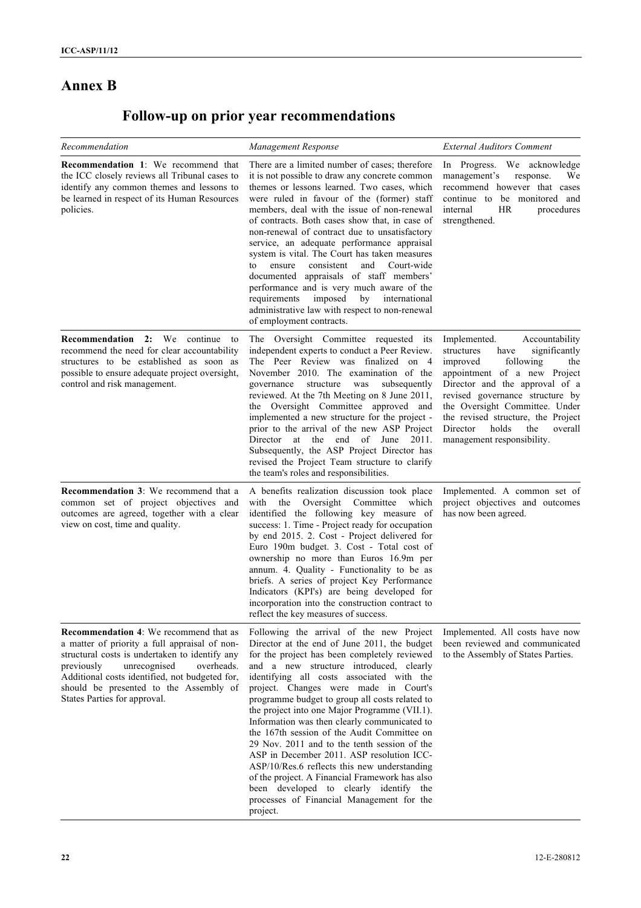# Annex B

## Follow-up on prior year recommendations

| *Recommendation* | *Management Response* | *External Auditors Comment* |
|---|---|---|
| **Recommendation 1**: We recommend that the ICC closely reviews all Tribunal cases to identify any common themes and lessons to be learned in respect of its Human Resources policies. | There are a limited number of cases; therefore it is not possible to draw any concrete common themes or lessons learned. Two cases, which were ruled in favour of the (former) staff members, deal with the issue of non-renewal of contracts. Both cases show that, in case of non-renewal of contract due to unsatisfactory service, an adequate performance appraisal system is vital. The Court has taken measures to ensure consistent and Court-wide documented appraisals of staff members' performance and is very much aware of the requirements imposed by international administrative law with respect to non-renewal of employment contracts. | In Progress. We acknowledge management's response. We recommend however that cases continue to be monitored and internal HR procedures strengthened. |
| **Recommendation 2:** We continue to recommend the need for clear accountability structures to be established as soon as possible to ensure adequate project oversight, control and risk management. | The Oversight Committee requested its independent experts to conduct a Peer Review. The Peer Review was finalized on 4 November 2010. The examination of the governance structure was subsequently reviewed. At the 7th Meeting on 8 June 2011, the Oversight Committee approved and implemented a new structure for the project - prior to the arrival of the new ASP Project Director at the end of June 2011. Subsequently, the ASP Project Director has revised the Project Team structure to clarify the team's roles and responsibilities. | Implemented. Accountability structures have significantly improved following the appointment of a new Project Director and the approval of a revised governance structure by the Oversight Committee. Under the revised structure, the Project Director holds the overall management responsibility. |
| **Recommendation 3**: We recommend that a common set of project objectives and outcomes are agreed, together with a clear view on cost, time and quality. | A benefits realization discussion took place with the Oversight Committee which identified the following key measure of success: 1. Time - Project ready for occupation by end 2015. 2. Cost - Project delivered for Euro 190m budget. 3. Cost - Total cost of ownership no more than Euros 16.9m per annum. 4. Quality - Functionality to be as briefs. A series of project Key Performance Indicators (KPI's) are being developed for incorporation into the construction contract to reflect the key measures of success. | Implemented. A common set of project objectives and outcomes has now been agreed. |
| **Recommendation 4**: We recommend that as a matter of priority a full appraisal of non-structural costs is undertaken to identify any previously unrecognised overheads. Additional costs identified, not budgeted for, should be presented to the Assembly of States Parties for approval. | Following the arrival of the new Project Director at the end of June 2011, the budget for the project has been completely reviewed and a new structure introduced, clearly identifying all costs associated with the project. Changes were made in Court's programme budget to group all costs related to the project into one Major Programme (VII.1). Information was then clearly communicated to the 167th session of the Audit Committee on 29 Nov. 2011 and to the tenth session of the ASP in December 2011. ASP resolution ICC-ASP/10/Res.6 reflects this new understanding of the project. A Financial Framework has also been developed to clearly identify the processes of Financial Management for the project. | Implemented. All costs have now been reviewed and communicated to the Assembly of States Parties. |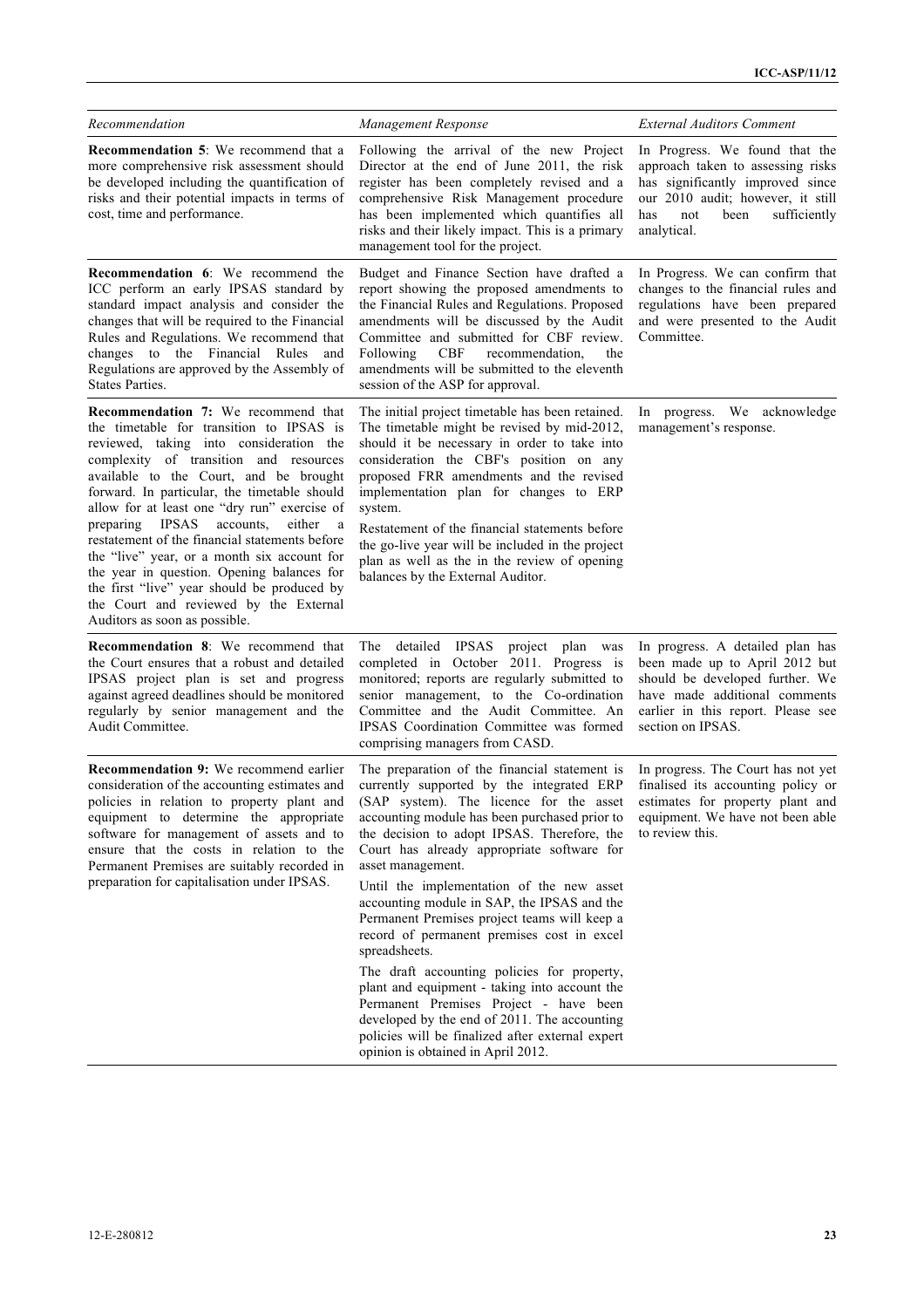| *Recommendation* | *Management Response* | *External Auditors Comment* |
|---|---|---|
| **Recommendation 5**: We recommend that a more comprehensive risk assessment should be developed including the quantification of risks and their potential impacts in terms of cost, time and performance. | Following the arrival of the new Project Director at the end of June 2011, the risk register has been completely revised and a comprehensive Risk Management procedure has been implemented which quantifies all risks and their likely impact. This is a primary management tool for the project. | In Progress. We found that the approach taken to assessing risks has significantly improved since our 2010 audit; however, it still has not been sufficiently analytical. |
| **Recommendation 6**: We recommend the ICC perform an early IPSAS standard by standard impact analysis and consider the changes that will be required to the Financial Rules and Regulations. We recommend that changes to the Financial Rules and Regulations are approved by the Assembly of States Parties. | Budget and Finance Section have drafted a report showing the proposed amendments to the Financial Rules and Regulations. Proposed amendments will be discussed by the Audit Committee and submitted for CBF review. Following CBF recommendation, the amendments will be submitted to the eleventh session of the ASP for approval. | In Progress. We can confirm that changes to the financial rules and regulations have been prepared and were presented to the Audit Committee. |
| **Recommendation 7:** We recommend that the timetable for transition to IPSAS is reviewed, taking into consideration the complexity of transition and resources available to the Court, and be brought forward. In particular, the timetable should allow for at least one "dry run" exercise of preparing IPSAS accounts, either a restatement of the financial statements before the "live" year, or a month six account for the year in question. Opening balances for the first "live" year should be produced by the Court and reviewed by the External Auditors as soon as possible. | The initial project timetable has been retained. The timetable might be revised by mid-2012, should it be necessary in order to take into consideration the CBF's position on any proposed FRR amendments and the revised implementation plan for changes to ERP system.<br><br>Restatement of the financial statements before the go-live year will be included in the project plan as well as the in the review of opening balances by the External Auditor. | In progress. We acknowledge management's response. |
| **Recommendation 8**: We recommend that the Court ensures that a robust and detailed IPSAS project plan is set and progress against agreed deadlines should be monitored regularly by senior management and the Audit Committee. | The detailed IPSAS project plan was completed in October 2011. Progress is monitored; reports are regularly submitted to senior management, to the Co-ordination Committee and the Audit Committee. An IPSAS Coordination Committee was formed comprising managers from CASD. | In progress. A detailed plan has been made up to April 2012 but should be developed further. We have made additional comments earlier in this report. Please see section on IPSAS. |
| **Recommendation 9:** We recommend earlier consideration of the accounting estimates and policies in relation to property plant and equipment to determine the appropriate software for management of assets and to ensure that the costs in relation to the Permanent Premises are suitably recorded in preparation for capitalisation under IPSAS. | The preparation of the financial statement is currently supported by the integrated ERP (SAP system). The licence for the asset accounting module has been purchased prior to the decision to adopt IPSAS. Therefore, the Court has already appropriate software for asset management.<br><br>Until the implementation of the new asset accounting module in SAP, the IPSAS and the Permanent Premises project teams will keep a record of permanent premises cost in excel spreadsheets.<br><br>The draft accounting policies for property, plant and equipment - taking into account the Permanent Premises Project - have been developed by the end of 2011. The accounting policies will be finalized after external expert opinion is obtained in April 2012. | In progress. The Court has not yet finalised its accounting policy or estimates for property plant and equipment. We have not been able to review this. |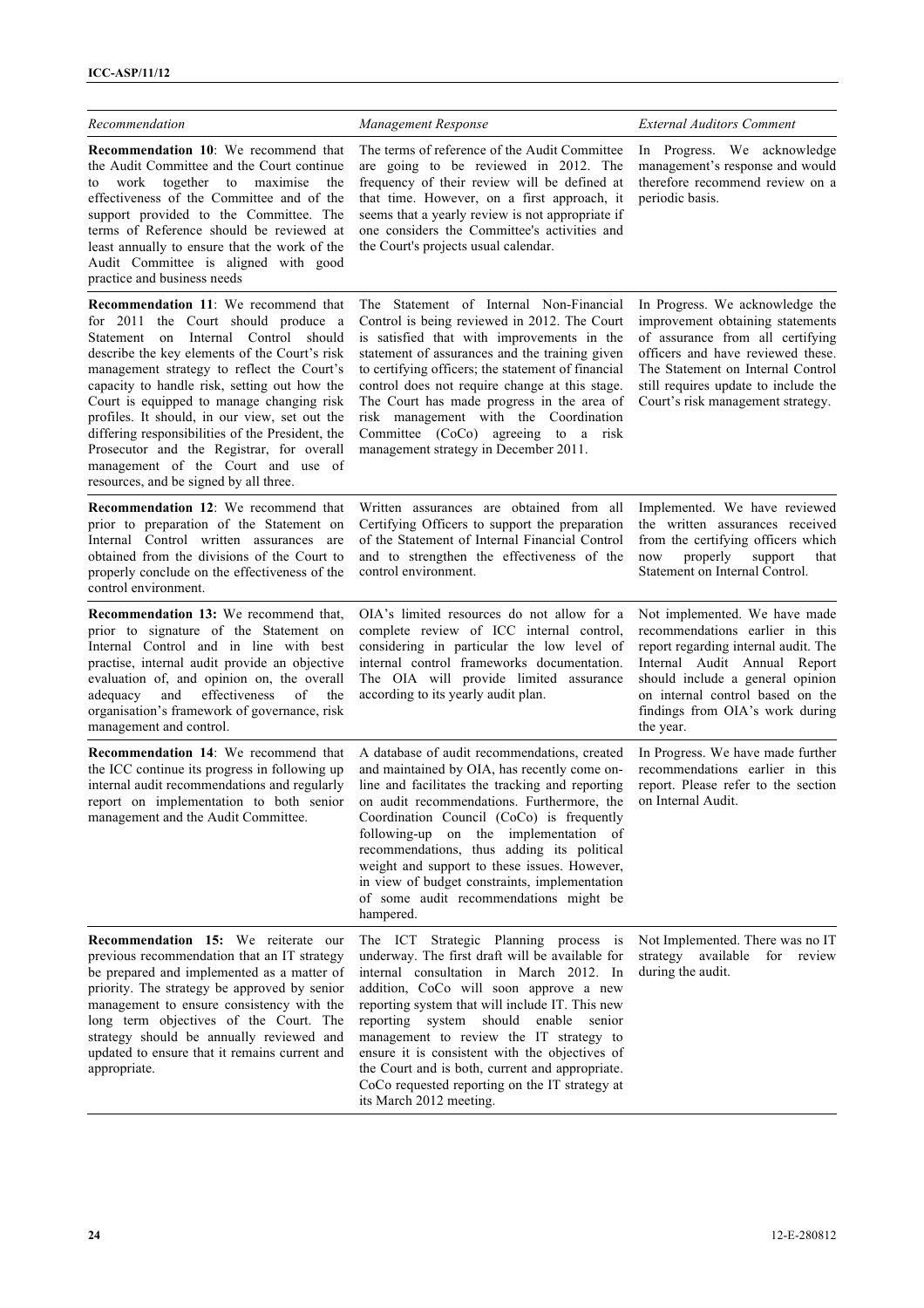| *Recommendation* | *Management Response* | *External Auditors Comment* |
|---|---|---|
| **Recommendation 10**: We recommend that the Audit Committee and the Court continue to work together to maximise the effectiveness of the Committee and of the support provided to the Committee. The terms of Reference should be reviewed at least annually to ensure that the work of the Audit Committee is aligned with good practice and business needs | The terms of reference of the Audit Committee are going to be reviewed in 2012. The frequency of their review will be defined at that time. However, on a first approach, it seems that a yearly review is not appropriate if one considers the Committee's activities and the Court's projects usual calendar. | In Progress. We acknowledge management's response and would therefore recommend review on a periodic basis. |
| **Recommendation 11**: We recommend that for 2011 the Court should produce a Statement on Internal Control should describe the key elements of the Court's risk management strategy to reflect the Court's capacity to handle risk, setting out how the Court is equipped to manage changing risk profiles. It should, in our view, set out the differing responsibilities of the President, the Prosecutor and the Registrar, for overall management of the Court and use of resources, and be signed by all three. | The Statement of Internal Non-Financial Control is being reviewed in 2012. The Court is satisfied that with improvements in the statement of assurances and the training given to certifying officers; the statement of financial control does not require change at this stage. The Court has made progress in the area of risk management with the Coordination Committee (CoCo) agreeing to a risk management strategy in December 2011. | In Progress. We acknowledge the improvement obtaining statements of assurance from all certifying officers and have reviewed these. The Statement on Internal Control still requires update to include the Court's risk management strategy. |
| **Recommendation 12**: We recommend that prior to preparation of the Statement on Internal Control written assurances are obtained from the divisions of the Court to properly conclude on the effectiveness of the control environment. | Written assurances are obtained from all Certifying Officers to support the preparation of the Statement of Internal Financial Control and to strengthen the effectiveness of the control environment. | Implemented. We have reviewed the written assurances received from the certifying officers which now properly support that Statement on Internal Control. |
| **Recommendation 13:** We recommend that, prior to signature of the Statement on Internal Control and in line with best practise, internal audit provide an objective evaluation of, and opinion on, the overall adequacy and effectiveness of the organisation's framework of governance, risk management and control. | OIA's limited resources do not allow for a complete review of ICC internal control, considering in particular the low level of internal control frameworks documentation. The OIA will provide limited assurance according to its yearly audit plan. | Not implemented. We have made recommendations earlier in this report regarding internal audit. The Internal Audit Annual Report should include a general opinion on internal control based on the findings from OIA's work during the year. |
| **Recommendation 14**: We recommend that the ICC continue its progress in following up internal audit recommendations and regularly report on implementation to both senior management and the Audit Committee. | A database of audit recommendations, created and maintained by OIA, has recently come on-line and facilitates the tracking and reporting on audit recommendations. Furthermore, the Coordination Council (CoCo) is frequently following-up on the implementation of recommendations, thus adding its political weight and support to these issues. However, in view of budget constraints, implementation of some audit recommendations might be hampered. | In Progress. We have made further recommendations earlier in this report. Please refer to the section on Internal Audit. |
| **Recommendation 15:** We reiterate our previous recommendation that an IT strategy be prepared and implemented as a matter of priority. The strategy be approved by senior management to ensure consistency with the long term objectives of the Court. The strategy should be annually reviewed and updated to ensure that it remains current and appropriate. | The ICT Strategic Planning process is underway. The first draft will be available for internal consultation in March 2012. In addition, CoCo will soon approve a new reporting system that will include IT. This new reporting system should enable senior management to review the IT strategy to ensure it is consistent with the objectives of the Court and is both, current and appropriate. CoCo requested reporting on the IT strategy at its March 2012 meeting. | Not Implemented. There was no IT strategy available for review during the audit. |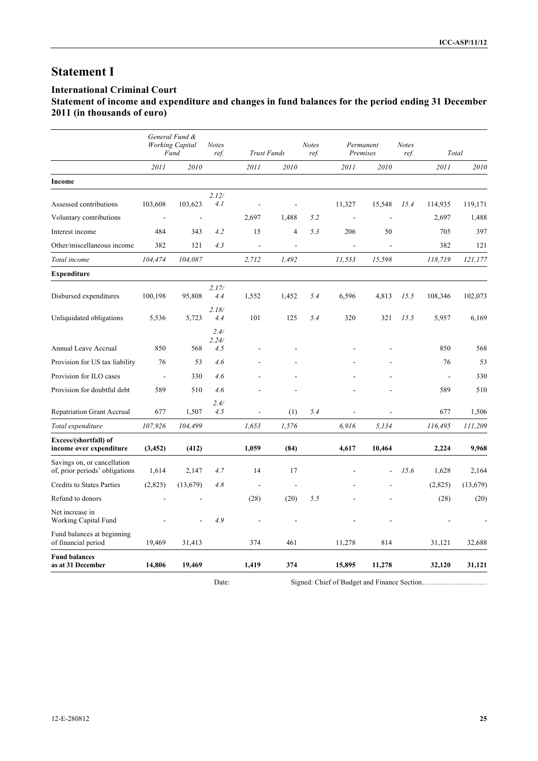# Statement I

## International Criminal Court

### Statement of income and expenditure and changes in fund balances for the period ending 31 December 2011 (in thousands of euro)

| | *General Fund & Working Capital Fund* | | *Notes ref.* | *Trust Funds* | | *Notes ref.* | *Permanent Premises* | | *Notes ref.* | *Total* | |
|---|---|---|---|---|---|---|---|---|---|---|---|
| | *2011* | *2010* | | *2011* | *2010* | | *2011* | *2010* | | *2011* | *2010* |
| **Income** | | | | | | | | | | | |
| Assessed contributions | 103,608 | 103,623 | *2.12/ 4.1* | - | - | | 11,327 | 15,548 | *15.4* | 114,935 | 119,171 |
| Voluntary contributions | - | - | | 2,697 | 1,488 | *5.2* | - | - | | 2,697 | 1,488 |
| Interest income | 484 | 343 | *4.2* | 15 | 4 | *5.3* | 206 | 50 | | 705 | 397 |
| Other/miscellaneous income | 382 | 121 | *4.3* | - | - | | - | - | | 382 | 121 |
| *Total income* | *104,474* | *104,087* | | *2,712* | *1,492* | | *11,533* | *15,598* | | *118,719* | *121,177* |
| **Expenditure** | | | | | | | | | | | |
| Disbursed expenditures | 100,198 | 95,808 | *2.17/ 4.4* | 1,552 | 1,452 | *5.4* | 6,596 | 4,813 | *15.5* | 108,346 | 102,073 |
| Unliquidated obligations | 5,536 | 5,723 | *2.18/ 4.4* | 101 | 125 | *5.4* | 320 | 321 | *15.5* | 5,957 | 6,169 |
| Annual Leave Accrual | 850 | 568 | *2.4/ 2.24/ 4.5* | - | - | | - | - | | 850 | 568 |
| Provision for US tax liability | 76 | 53 | *4.6* | - | - | | - | - | | 76 | 53 |
| Provision for ILO cases | - | 330 | *4.6* | - | - | | - | - | | - | 330 |
| Provision for doubtful debt | 589 | 510 | *4.6* | - | - | | - | - | | 589 | 510 |
| Repatriation Grant Accrual | 677 | 1,507 | *2.4/ 4.5* | - | (1) | *5.4* | - | - | | 677 | 1,506 |
| *Total expenditure* | *107,926* | *104,499* | | *1,653* | *1,576* | | *6,916* | *5,134* | | *116,495* | *111,209* |
| **Excess/(shortfall) of income over expenditure** | **(3,452)** | **(412)** | | **1,059** | **(84)** | | **4,617** | **10,464** | | **2,224** | **9,968** |
| Savings on, or cancellation of, prior periods' obligations | 1,614 | 2,147 | *4.7* | 14 | 17 | | - | - | *15.6* | 1,628 | 2,164 |
| Credits to States Parties | (2,825) | (13,679) | *4.8* | - | - | | - | - | | (2,825) | (13,679) |
| Refund to donors | - | - | | (28) | (20) | *5.5* | - | - | | (28) | (20) |
| Net increase in Working Capital Fund | - | - | *4.9* | - | - | | - | - | | - | - |
| Fund balances at beginning of financial period | 19,469 | 31,413 | | 374 | 461 | | 11,278 | 814 | | 31,121 | 32,688 |
| **Fund balances as at 31 December** | **14,806** | **19,469** | | **1,419** | **374** | | **15,895** | **11,278** | | **32,120** | **31,121** |

Date: Signed: Chief of Budget and Finance Section………………………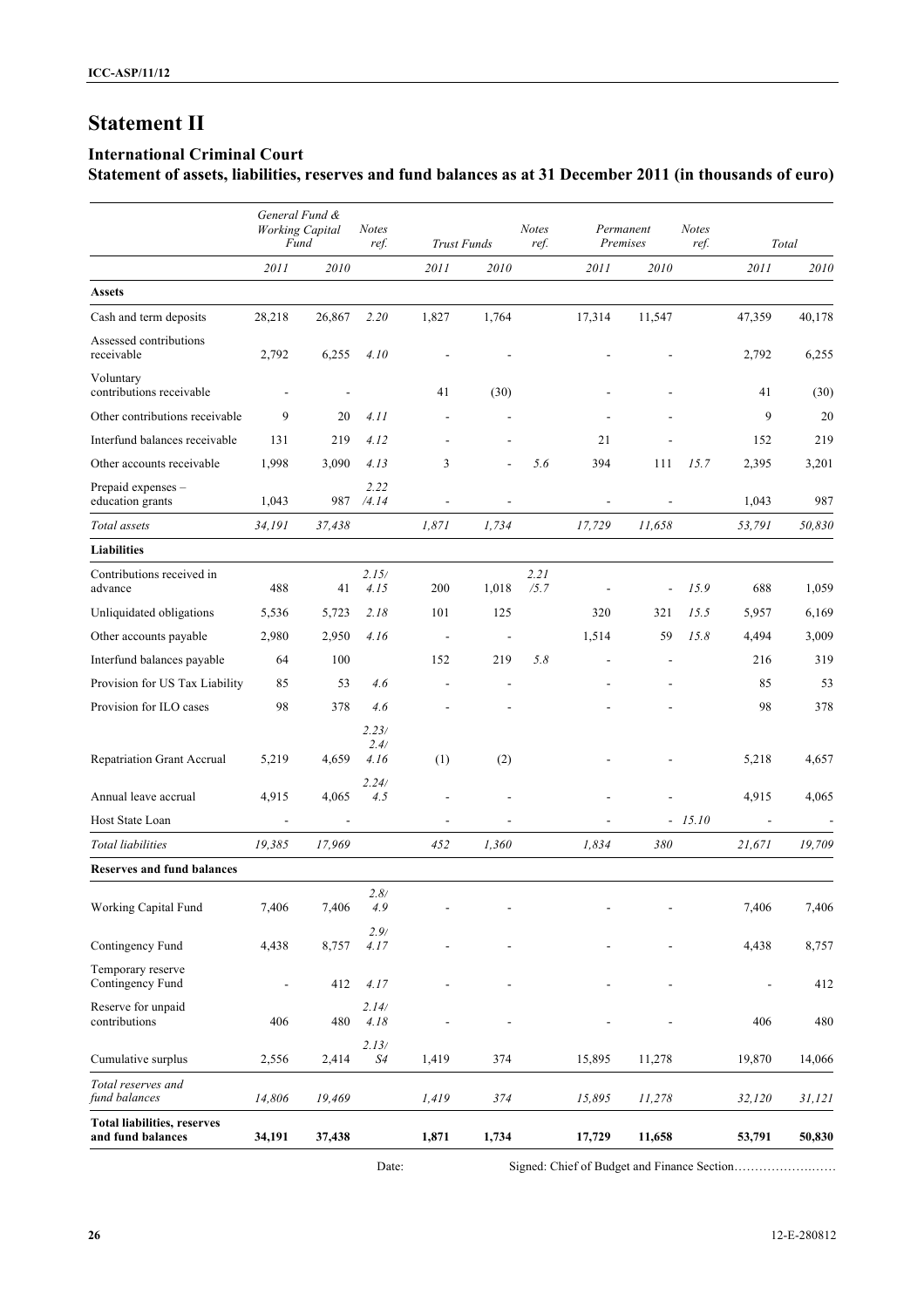# Statement II

## International Criminal Court

### Statement of assets, liabilities, reserves and fund balances as at 31 December 2011 (in thousands of euro)

| | General Fund & Working Capital Fund | | Notes ref. | Trust Funds | | Notes ref. | Permanent Premises | | Notes ref. | Total | |
|---|---|---|---|---|---|---|---|---|---|---|---|
| | 2011 | 2010 | | 2011 | 2010 | | 2011 | 2010 | | 2011 | 2010 |
| **Assets** | | | | | | | | | | | |
| Cash and term deposits | 28,218 | 26,867 | 2.20 | 1,827 | 1,764 | | 17,314 | 11,547 | | 47,359 | 40,178 |
| Assessed contributions receivable | 2,792 | 6,255 | 4.10 | - | - | | - | - | | 2,792 | 6,255 |
| Voluntary contributions receivable | - | - | | 41 | (30) | | - | - | | 41 | (30) |
| Other contributions receivable | 9 | 20 | 4.11 | - | - | | - | - | | 9 | 20 |
| Interfund balances receivable | 131 | 219 | 4.12 | - | - | | 21 | - | | 152 | 219 |
| Other accounts receivable | 1,998 | 3,090 | 4.13 | 3 | - | 5.6 | 394 | 111 | 15.7 | 2,395 | 3,201 |
| Prepaid expenses – education grants | 1,043 | 987 | 2.22 /4.14 | - | - | | - | - | | 1,043 | 987 |
| *Total assets* | *34,191* | *37,438* | | *1,871* | *1,734* | | *17,729* | *11,658* | | *53,791* | *50,830* |
| **Liabilities** | | | | | | | | | | | |
| Contributions received in advance | 488 | 41 | 2.15/ 4.15 | 200 | 1,018 | 2.21 /5.7 | - | - | 15.9 | 688 | 1,059 |
| Unliquidated obligations | 5,536 | 5,723 | 2.18 | 101 | 125 | | 320 | 321 | 15.5 | 5,957 | 6,169 |
| Other accounts payable | 2,980 | 2,950 | 4.16 | - | - | | 1,514 | 59 | 15.8 | 4,494 | 3,009 |
| Interfund balances payable | 64 | 100 | | 152 | 219 | 5.8 | - | - | | 216 | 319 |
| Provision for US Tax Liability | 85 | 53 | 4.6 | - | - | | - | - | | 85 | 53 |
| Provision for ILO cases | 98 | 378 | 4.6 | - | - | | - | - | | 98 | 378 |
| Repatriation Grant Accrual | 5,219 | 4,659 | 2.23/ 2.4/ 4.16 | (1) | (2) | | - | - | | 5,218 | 4,657 |
| Annual leave accrual | 4,915 | 4,065 | 2.24/ 4.5 | - | - | | - | - | | 4,915 | 4,065 |
| Host State Loan | - | - | | - | - | | - | - | 15.10 | - | - |
| *Total liabilities* | *19,385* | *17,969* | | *452* | *1,360* | | *1,834* | *380* | | *21,671* | *19,709* |
| **Reserves and fund balances** | | | | | | | | | | | |
| Working Capital Fund | 7,406 | 7,406 | 2.8/ 4.9 | - | - | | - | - | | 7,406 | 7,406 |
| Contingency Fund | 4,438 | 8,757 | 2.9/ 4.17 | - | - | | - | - | | 4,438 | 8,757 |
| Temporary reserve Contingency Fund | - | 412 | 4.17 | - | - | | - | - | | - | 412 |
| Reserve for unpaid contributions | 406 | 480 | 2.14/ 4.18 | - | - | | - | - | | 406 | 480 |
| Cumulative surplus | 2,556 | 2,414 | 2.13/ S4 | 1,419 | 374 | | 15,895 | 11,278 | | 19,870 | 14,066 |
| *Total reserves and fund balances* | *14,806* | *19,469* | | *1,419* | *374* | | *15,895* | *11,278* | | *32,120* | *31,121* |
| **Total liabilities, reserves and fund balances** | **34,191** | **37,438** | | **1,871** | **1,734** | | **17,729** | **11,658** | | **53,791** | **50,830** |

Date: Signed: Chief of Budget and Finance Section……………………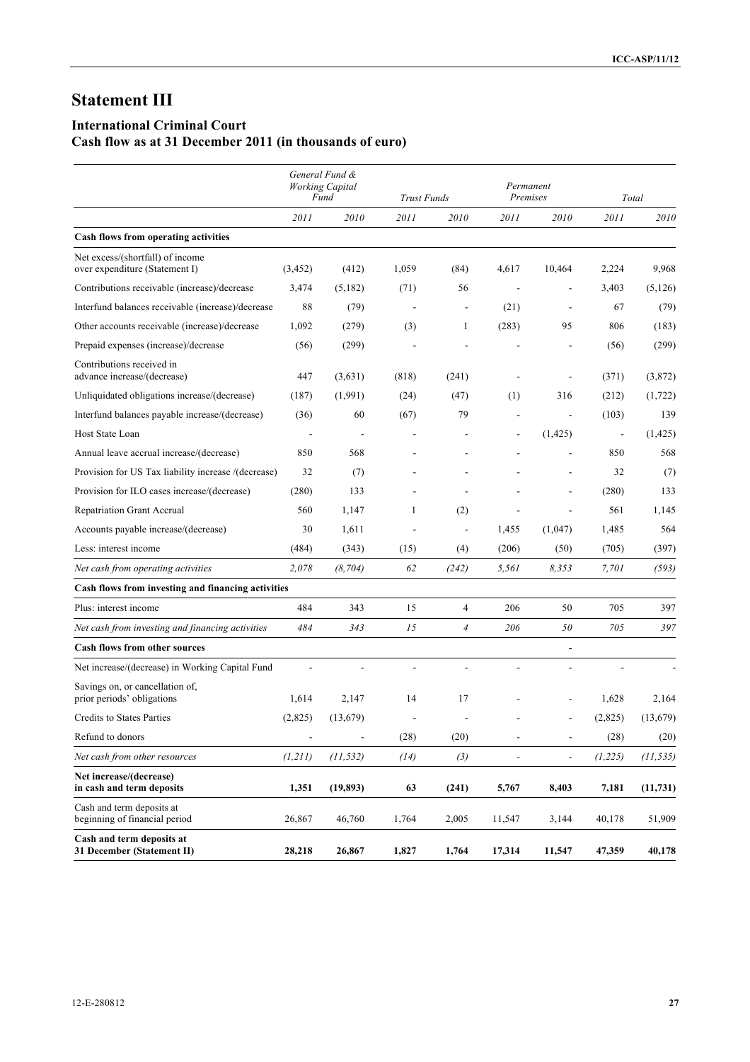# Statement III

## International Criminal Court
## Cash flow as at 31 December 2011 (in thousands of euro)

| | *General Fund & Working Capital Fund* | | *Trust Funds* | | *Permanent Premises* | | *Total* | |
|---|---|---|---|---|---|---|---|---|
| | *2011* | *2010* | *2011* | *2010* | *2011* | *2010* | *2011* | *2010* |
| **Cash flows from operating activities** | | | | | | | | |
| Net excess/(shortfall) of income over expenditure (Statement I) | (3,452) | (412) | 1,059 | (84) | 4,617 | 10,464 | 2,224 | 9,968 |
| Contributions receivable (increase)/decrease | 3,474 | (5,182) | (71) | 56 | - | - | 3,403 | (5,126) |
| Interfund balances receivable (increase)/decrease | 88 | (79) | - | - | (21) | - | 67 | (79) |
| Other accounts receivable (increase)/decrease | 1,092 | (279) | (3) | 1 | (283) | 95 | 806 | (183) |
| Prepaid expenses (increase)/decrease | (56) | (299) | - | - | - | - | (56) | (299) |
| Contributions received in advance increase/(decrease) | 447 | (3,631) | (818) | (241) | - | - | (371) | (3,872) |
| Unliquidated obligations increase/(decrease) | (187) | (1,991) | (24) | (47) | (1) | 316 | (212) | (1,722) |
| Interfund balances payable increase/(decrease) | (36) | 60 | (67) | 79 | - | - | (103) | 139 |
| Host State Loan | - | - | - | - | - | (1,425) | - | (1,425) |
| Annual leave accrual increase/(decrease) | 850 | 568 | - | - | - | - | 850 | 568 |
| Provision for US Tax liability increase /(decrease) | 32 | (7) | - | - | - | - | 32 | (7) |
| Provision for ILO cases increase/(decrease) | (280) | 133 | - | - | - | - | (280) | 133 |
| Repatriation Grant Accrual | 560 | 1,147 | 1 | (2) | - | - | 561 | 1,145 |
| Accounts payable increase/(decrease) | 30 | 1,611 | - | - | 1,455 | (1,047) | 1,485 | 564 |
| Less: interest income | (484) | (343) | (15) | (4) | (206) | (50) | (705) | (397) |
| *Net cash from operating activities* | *2,078* | *(8,704)* | *62* | *(242)* | *5,561* | *8,353* | *7,701* | *(593)* |
| **Cash flows from investing and financing activities** | | | | | | | | |
| Plus: interest income | 484 | 343 | 15 | 4 | 206 | 50 | 705 | 397 |
| *Net cash from investing and financing activities* | *484* | *343* | *15* | *4* | *206* | *50* | *705* | *397* |
| **Cash flows from other sources** | | | | | | - | | |
| Net increase/(decrease) in Working Capital Fund | - | - | - | - | - | - | - | - |
| Savings on, or cancellation of, prior periods' obligations | 1,614 | 2,147 | 14 | 17 | - | - | 1,628 | 2,164 |
| Credits to States Parties | (2,825) | (13,679) | - | - | - | - | (2,825) | (13,679) |
| Refund to donors | - | - | (28) | (20) | - | - | (28) | (20) |
| *Net cash from other resources* | *(1,211)* | *(11,532)* | *(14)* | *(3)* | - | - | *(1,225)* | *(11,535)* |
| **Net increase/(decrease) in cash and term deposits** | **1,351** | **(19,893)** | **63** | **(241)** | **5,767** | **8,403** | **7,181** | **(11,731)** |
| Cash and term deposits at beginning of financial period | 26,867 | 46,760 | 1,764 | 2,005 | 11,547 | 3,144 | 40,178 | 51,909 |
| **Cash and term deposits at 31 December (Statement II)** | **28,218** | **26,867** | **1,827** | **1,764** | **17,314** | **11,547** | **47,359** | **40,178** |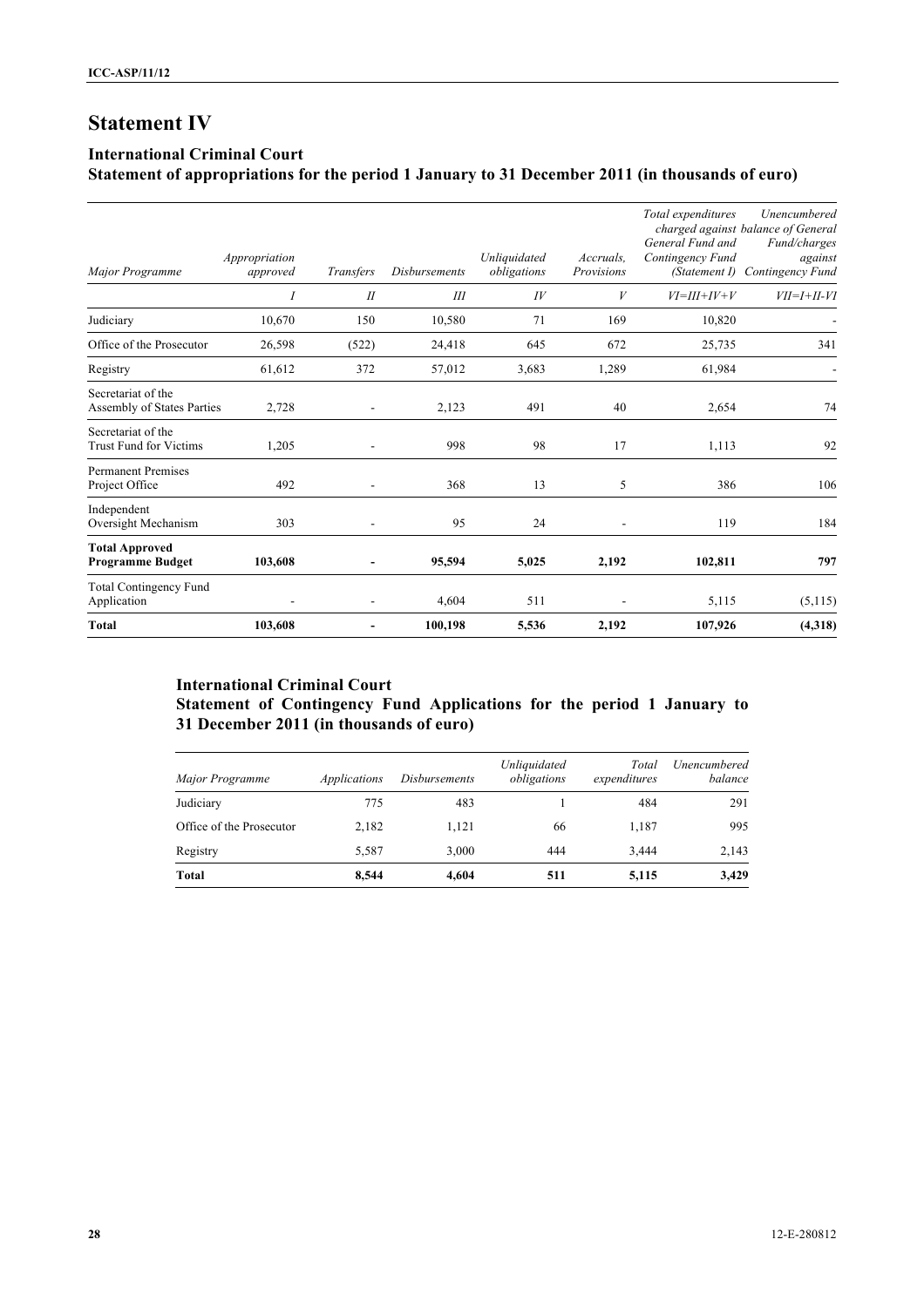# Statement IV

## International Criminal Court

### Statement of appropriations for the period 1 January to 31 December 2011 (in thousands of euro)

| *Major Programme* | *Appropriation approved* | *Transfers* | *Disbursements* | *Unliquidated obligations* | *Accruals, Provisions* | *Total expenditures General Fund and Contingency Fund (Statement I)* | *Unencumbered charged against balance of General Fund/charges against Contingency Fund* |
|---|---|---|---|---|---|---|---|
| | *I* | *II* | *III* | *IV* | *V* | *VI=III+IV+V* | *VII=I+II-VI* |
| Judiciary | 10,670 | 150 | 10,580 | 71 | 169 | 10,820 | - |
| Office of the Prosecutor | 26,598 | (522) | 24,418 | 645 | 672 | 25,735 | 341 |
| Registry | 61,612 | 372 | 57,012 | 3,683 | 1,289 | 61,984 | - |
| Secretariat of the Assembly of States Parties | 2,728 | - | 2,123 | 491 | 40 | 2,654 | 74 |
| Secretariat of the Trust Fund for Victims | 1,205 | - | 998 | 98 | 17 | 1,113 | 92 |
| Permanent Premises Project Office | 492 | - | 368 | 13 | 5 | 386 | 106 |
| Independent Oversight Mechanism | 303 | - | 95 | 24 | - | 119 | 184 |
| **Total Approved Programme Budget** | **103,608** | **-** | **95,594** | **5,025** | **2,192** | **102,811** | **797** |
| Total Contingency Fund Application | - | - | 4,604 | 511 | - | 5,115 | (5,115) |
| **Total** | **103,608** | **-** | **100,198** | **5,536** | **2,192** | **107,926** | **(4,318)** |

## International Criminal Court

### Statement of Contingency Fund Applications for the period 1 January to 31 December 2011 (in thousands of euro)

| *Major Programme* | *Applications* | *Disbursements* | *Unliquidated obligations* | *Total expenditures* | *Unencumbered balance* |
|---|---|---|---|---|---|
| Judiciary | 775 | 483 | 1 | 484 | 291 |
| Office of the Prosecutor | 2,182 | 1,121 | 66 | 1,187 | 995 |
| Registry | 5,587 | 3,000 | 444 | 3,444 | 2,143 |
| **Total** | **8,544** | **4,604** | **511** | **5,115** | **3,429** |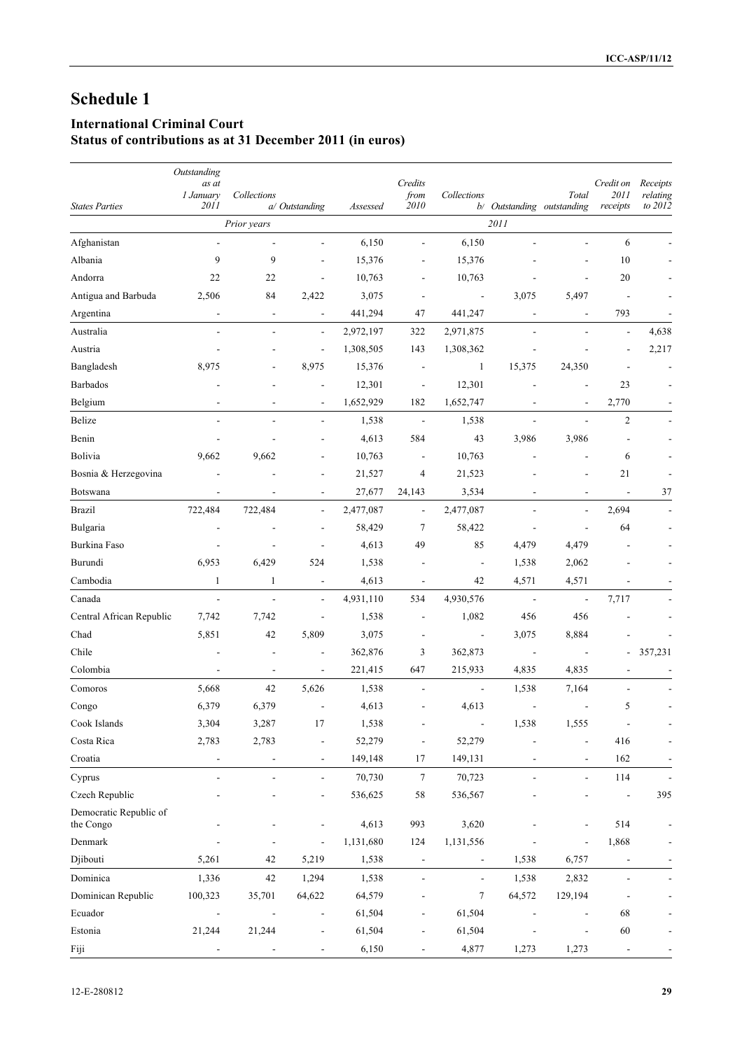# Schedule 1

## International Criminal Court
## Status of contributions as at 31 December 2011 (in euros)

| States Parties | Outstanding as at 1 January 2011 | Collections a/ | Outstanding | Assessed | Credits from 2010 | Collections b/ | Outstanding | Total outstanding | Credit on 2011 receipts | Receipts relating to 2012 |
|---|---|---|---|---|---|---|---|---|---|---|
| | | Prior years | | | | | 2011 | | | |
| Afghanistan | - | - | - | 6,150 | - | 6,150 | - | - | 6 | - |
| Albania | 9 | 9 | - | 15,376 | - | 15,376 | - | - | 10 | - |
| Andorra | 22 | 22 | - | 10,763 | - | 10,763 | - | - | 20 | - |
| Antigua and Barbuda | 2,506 | 84 | 2,422 | 3,075 | - | - | 3,075 | 5,497 | - | - |
| Argentina | - | - | - | 441,294 | 47 | 441,247 | - | - | 793 | - |
| Australia | - | - | - | 2,972,197 | 322 | 2,971,875 | - | - | - | 4,638 |
| Austria | - | - | - | 1,308,505 | 143 | 1,308,362 | - | - | - | 2,217 |
| Bangladesh | 8,975 | - | 8,975 | 15,376 | - | 1 | 15,375 | 24,350 | - | - |
| Barbados | - | - | - | 12,301 | - | 12,301 | - | - | 23 | - |
| Belgium | - | - | - | 1,652,929 | 182 | 1,652,747 | - | - | 2,770 | - |
| Belize | - | - | - | 1,538 | - | 1,538 | - | - | 2 | - |
| Benin | - | - | - | 4,613 | 584 | 43 | 3,986 | 3,986 | - | - |
| Bolivia | 9,662 | 9,662 | - | 10,763 | - | 10,763 | - | - | 6 | - |
| Bosnia & Herzegovina | - | - | - | 21,527 | 4 | 21,523 | - | - | 21 | - |
| Botswana | - | - | - | 27,677 | 24,143 | 3,534 | - | - | - | 37 |
| Brazil | 722,484 | 722,484 | - | 2,477,087 | - | 2,477,087 | - | - | 2,694 | - |
| Bulgaria | - | - | - | 58,429 | 7 | 58,422 | - | - | 64 | - |
| Burkina Faso | - | - | - | 4,613 | 49 | 85 | 4,479 | 4,479 | - | - |
| Burundi | 6,953 | 6,429 | 524 | 1,538 | - | - | 1,538 | 2,062 | - | - |
| Cambodia | 1 | 1 | - | 4,613 | - | 42 | 4,571 | 4,571 | - | - |
| Canada | - | - | - | 4,931,110 | 534 | 4,930,576 | - | - | 7,717 | - |
| Central African Republic | 7,742 | 7,742 | - | 1,538 | - | 1,082 | 456 | 456 | - | - |
| Chad | 5,851 | 42 | 5,809 | 3,075 | - | - | 3,075 | 8,884 | - | - |
| Chile | - | - | - | 362,876 | 3 | 362,873 | - | - | - | 357,231 |
| Colombia | - | - | - | 221,415 | 647 | 215,933 | 4,835 | 4,835 | - | - |
| Comoros | 5,668 | 42 | 5,626 | 1,538 | - | - | 1,538 | 7,164 | - | - |
| Congo | 6,379 | 6,379 | - | 4,613 | - | 4,613 | - | - | 5 | - |
| Cook Islands | 3,304 | 3,287 | 17 | 1,538 | - | - | 1,538 | 1,555 | - | - |
| Costa Rica | 2,783 | 2,783 | - | 52,279 | - | 52,279 | - | - | 416 | - |
| Croatia | - | - | - | 149,148 | 17 | 149,131 | - | - | 162 | - |
| Cyprus | - | - | - | 70,730 | 7 | 70,723 | - | - | 114 | - |
| Czech Republic | - | - | - | 536,625 | 58 | 536,567 | - | - | - | 395 |
| Democratic Republic of the Congo | - | - | - | 4,613 | 993 | 3,620 | - | - | 514 | - |
| Denmark | - | - | - | 1,131,680 | 124 | 1,131,556 | - | - | 1,868 | - |
| Djibouti | 5,261 | 42 | 5,219 | 1,538 | - | - | 1,538 | 6,757 | - | - |
| Dominica | 1,336 | 42 | 1,294 | 1,538 | - | - | 1,538 | 2,832 | - | - |
| Dominican Republic | 100,323 | 35,701 | 64,622 | 64,579 | - | 7 | 64,572 | 129,194 | - | - |
| Ecuador | - | - | - | 61,504 | - | 61,504 | - | - | 68 | - |
| Estonia | 21,244 | 21,244 | - | 61,504 | - | 61,504 | - | - | 60 | - |
| Fiji | - | - | - | 6,150 | - | 4,877 | 1,273 | 1,273 | - | - |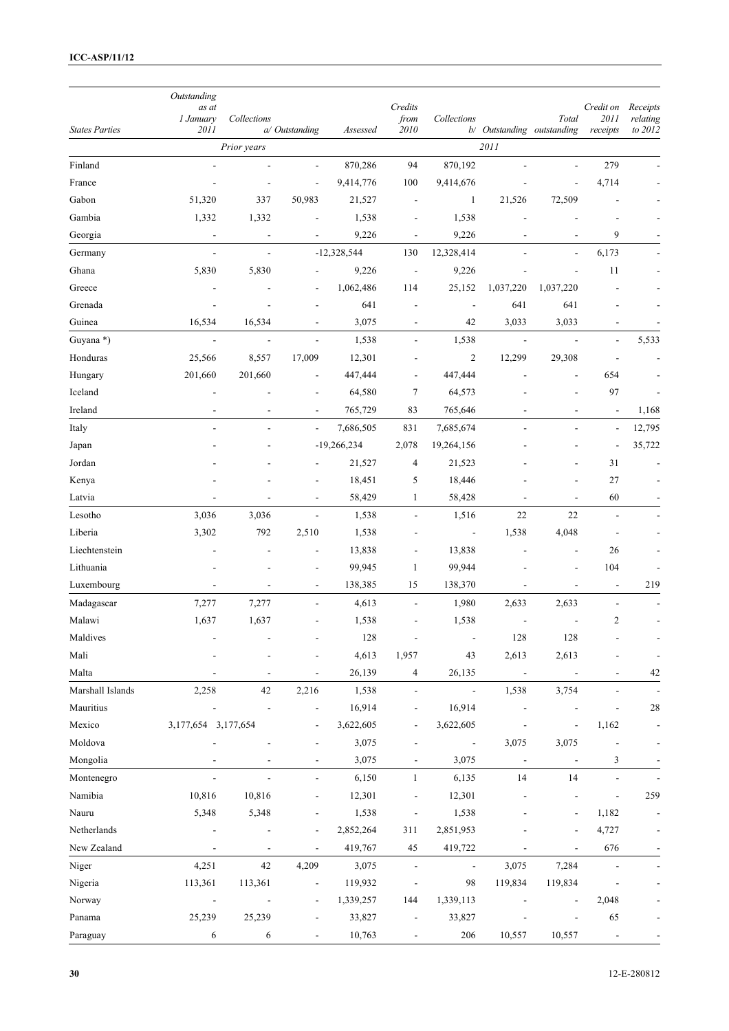| States Parties | Outstanding as at 1 January 2011 | Collections a/ | Outstanding | Assessed | Credits from 2010 | Collections b/ | Outstanding | Total outstanding | Credit on 2011 receipts | Receipts relating to 2012 |
|---|---|---|---|---|---|---|---|---|---|---|
| | | Prior years | | | | | 2011 | | | |
| Finland | - | - | - | 870,286 | 94 | 870,192 | - | - | 279 | - |
| France | - | - | - | 9,414,776 | 100 | 9,414,676 | - | - | 4,714 | - |
| Gabon | 51,320 | 337 | 50,983 | 21,527 | - | 1 | 21,526 | 72,509 | - | - |
| Gambia | 1,332 | 1,332 | - | 1,538 | - | 1,538 | - | - | - | - |
| Georgia | - | - | - | 9,226 | - | 9,226 | - | - | 9 | - |
| Germany | - | - | | -12,328,544 | 130 | 12,328,414 | - | - | 6,173 | - |
| Ghana | 5,830 | 5,830 | - | 9,226 | - | 9,226 | - | - | 11 | - |
| Greece | - | - | - | 1,062,486 | 114 | 25,152 | 1,037,220 | 1,037,220 | - | - |
| Grenada | - | - | - | 641 | - | - | 641 | 641 | - | - |
| Guinea | 16,534 | 16,534 | - | 3,075 | - | 42 | 3,033 | 3,033 | - | - |
| Guyana *) | - | - | - | 1,538 | - | 1,538 | - | - | - | 5,533 |
| Honduras | 25,566 | 8,557 | 17,009 | 12,301 | - | 2 | 12,299 | 29,308 | - | - |
| Hungary | 201,660 | 201,660 | - | 447,444 | - | 447,444 | - | - | 654 | - |
| Iceland | - | - | - | 64,580 | 7 | 64,573 | - | - | 97 | - |
| Ireland | - | - | - | 765,729 | 83 | 765,646 | - | - | - | 1,168 |
| Italy | - | - | - | 7,686,505 | 831 | 7,685,674 | - | - | - | 12,795 |
| Japan | - | - | | -19,266,234 | 2,078 | 19,264,156 | - | - | - | 35,722 |
| Jordan | - | - | - | 21,527 | 4 | 21,523 | - | - | 31 | - |
| Kenya | - | - | - | 18,451 | 5 | 18,446 | - | - | 27 | - |
| Latvia | - | - | - | 58,429 | 1 | 58,428 | - | - | 60 | - |
| Lesotho | 3,036 | 3,036 | - | 1,538 | - | 1,516 | 22 | 22 | - | - |
| Liberia | 3,302 | 792 | 2,510 | 1,538 | - | - | 1,538 | 4,048 | - | - |
| Liechtenstein | - | - | - | 13,838 | - | 13,838 | - | - | 26 | - |
| Lithuania | - | - | - | 99,945 | 1 | 99,944 | - | - | 104 | - |
| Luxembourg | - | - | - | 138,385 | 15 | 138,370 | - | - | - | 219 |
| Madagascar | 7,277 | 7,277 | - | 4,613 | - | 1,980 | 2,633 | 2,633 | - | - |
| Malawi | 1,637 | 1,637 | - | 1,538 | - | 1,538 | - | - | 2 | - |
| Maldives | - | - | - | 128 | - | - | 128 | 128 | - | - |
| Mali | - | - | - | 4,613 | 1,957 | 43 | 2,613 | 2,613 | - | - |
| Malta | - | - | - | 26,139 | 4 | 26,135 | - | - | - | 42 |
| Marshall Islands | 2,258 | 42 | 2,216 | 1,538 | - | - | 1,538 | 3,754 | - | - |
| Mauritius | - | - | - | 16,914 | - | 16,914 | - | - | - | 28 |
| Mexico | 3,177,654 | 3,177,654 | - | 3,622,605 | - | 3,622,605 | - | - | 1,162 | - |
| Moldova | - | - | - | 3,075 | - | - | 3,075 | 3,075 | - | - |
| Mongolia | - | - | - | 3,075 | - | 3,075 | - | - | 3 | - |
| Montenegro | - | - | - | 6,150 | 1 | 6,135 | 14 | 14 | - | - |
| Namibia | 10,816 | 10,816 | - | 12,301 | - | 12,301 | - | - | - | 259 |
| Nauru | 5,348 | 5,348 | - | 1,538 | - | 1,538 | - | - | 1,182 | - |
| Netherlands | - | - | - | 2,852,264 | 311 | 2,851,953 | - | - | 4,727 | - |
| New Zealand | - | - | - | 419,767 | 45 | 419,722 | - | - | 676 | - |
| Niger | 4,251 | 42 | 4,209 | 3,075 | - | - | 3,075 | 7,284 | - | - |
| Nigeria | 113,361 | 113,361 | - | 119,932 | - | 98 | 119,834 | 119,834 | - | - |
| Norway | - | - | - | 1,339,257 | 144 | 1,339,113 | - | - | 2,048 | - |
| Panama | 25,239 | 25,239 | - | 33,827 | - | 33,827 | - | - | 65 | - |
| Paraguay | 6 | 6 | - | 10,763 | - | 206 | 10,557 | 10,557 | - | - |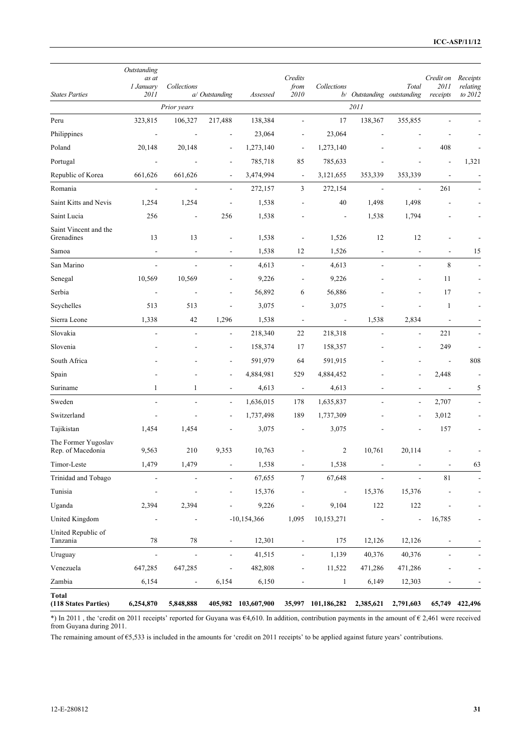| States Parties | Outstanding as at 1 January 2011 | Collections | a/ Outstanding | Assessed | Credits from 2010 | Collections b/ | Outstanding | Total outstanding | Credit on 2011 receipts | Receipts relating to 2012 |
|---|---|---|---|---|---|---|---|---|---|---|
| | | Prior years | | | | | 2011 | | | |
| Peru | 323,815 | 106,327 | 217,488 | 138,384 | - | 17 | 138,367 | 355,855 | - | - |
| Philippines | - | - | - | 23,064 | - | 23,064 | - | - | - | - |
| Poland | 20,148 | 20,148 | - | 1,273,140 | - | 1,273,140 | - | - | 408 | - |
| Portugal | - | - | - | 785,718 | 85 | 785,633 | - | - | - | 1,321 |
| Republic of Korea | 661,626 | 661,626 | - | 3,474,994 | - | 3,121,655 | 353,339 | 353,339 | - | - |
| Romania | - | - | - | 272,157 | 3 | 272,154 | - | - | 261 | - |
| Saint Kitts and Nevis | 1,254 | 1,254 | - | 1,538 | - | 40 | 1,498 | 1,498 | - | - |
| Saint Lucia | 256 | - | 256 | 1,538 | - | - | 1,538 | 1,794 | - | - |
| Saint Vincent and the Grenadines | 13 | 13 | - | 1,538 | - | 1,526 | 12 | 12 | - | - |
| Samoa | - | - | - | 1,538 | 12 | 1,526 | - | - | - | 15 |
| San Marino | - | - | - | 4,613 | - | 4,613 | - | - | 8 | - |
| Senegal | 10,569 | 10,569 | - | 9,226 | - | 9,226 | - | - | 11 | - |
| Serbia | - | - | - | 56,892 | 6 | 56,886 | - | - | 17 | - |
| Seychelles | 513 | 513 | - | 3,075 | - | 3,075 | - | - | 1 | - |
| Sierra Leone | 1,338 | 42 | 1,296 | 1,538 | - | - | 1,538 | 2,834 | - | - |
| Slovakia | - | - | - | 218,340 | 22 | 218,318 | - | - | 221 | - |
| Slovenia | - | - | - | 158,374 | 17 | 158,357 | - | - | 249 | - |
| South Africa | - | - | - | 591,979 | 64 | 591,915 | - | - | - | 808 |
| Spain | - | - | - | 4,884,981 | 529 | 4,884,452 | - | - | 2,448 | - |
| Suriname | 1 | 1 | - | 4,613 | - | 4,613 | - | - | - | 5 |
| Sweden | - | - | - | 1,636,015 | 178 | 1,635,837 | - | - | 2,707 | - |
| Switzerland | - | - | - | 1,737,498 | 189 | 1,737,309 | - | - | 3,012 | - |
| Tajikistan | 1,454 | 1,454 | - | 3,075 | - | 3,075 | - | - | 157 | - |
| The Former Yugoslav Rep. of Macedonia | 9,563 | 210 | 9,353 | 10,763 | - | 2 | 10,761 | 20,114 | - | - |
| Timor-Leste | 1,479 | 1,479 | - | 1,538 | - | 1,538 | - | - | - | 63 |
| Trinidad and Tobago | - | - | - | 67,655 | 7 | 67,648 | - | - | 81 | - |
| Tunisia | - | - | - | 15,376 | - | - | 15,376 | 15,376 | - | - |
| Uganda | 2,394 | 2,394 | - | 9,226 | - | 9,104 | 122 | 122 | - | - |
| United Kingdom | - | - | | -10,154,366 | 1,095 | 10,153,271 | - | - | 16,785 | - |
| United Republic of Tanzania | 78 | 78 | - | 12,301 | - | 175 | 12,126 | 12,126 | - | - |
| Uruguay | - | - | - | 41,515 | - | 1,139 | 40,376 | 40,376 | - | - |
| Venezuela | 647,285 | 647,285 | - | 482,808 | - | 11,522 | 471,286 | 471,286 | - | - |
| Zambia | 6,154 | - | 6,154 | 6,150 | - | 1 | 6,149 | 12,303 | - | - |
| **Total (118 States Parties)** | **6,254,870** | **5,848,888** | **405,982** | **103,607,900** | **35,997** | **101,186,282** | **2,385,621** | **2,791,603** | **65,749** | **422,496** |

*) In 2011 , the 'credit on 2011 receipts' reported for Guyana was €4,610. In addition, contribution payments in the amount of € 2,461 were received from Guyana during 2011.

The remaining amount of €5,533 is included in the amounts for 'credit on 2011 receipts' to be applied against future years' contributions.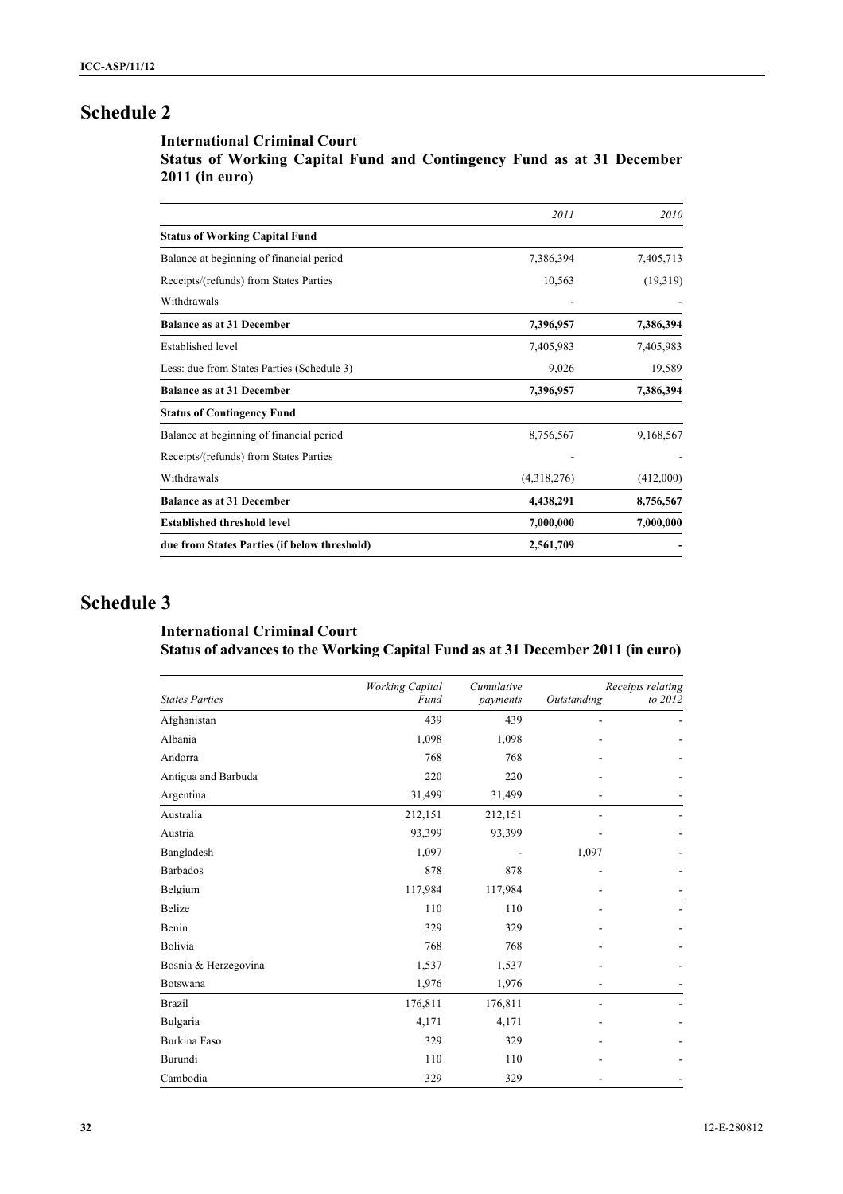# Schedule 2

### International Criminal Court
### Status of Working Capital Fund and Contingency Fund as at 31 December 2011 (in euro)

| | *2011* | *2010* |
|---|---|---|
| **Status of Working Capital Fund** | | |
| Balance at beginning of financial period | 7,386,394 | 7,405,713 |
| Receipts/(refunds) from States Parties | 10,563 | (19,319) |
| Withdrawals | - | - |
| **Balance as at 31 December** | **7,396,957** | **7,386,394** |
| Established level | 7,405,983 | 7,405,983 |
| Less: due from States Parties (Schedule 3) | 9,026 | 19,589 |
| **Balance as at 31 December** | **7,396,957** | **7,386,394** |
| **Status of Contingency Fund** | | |
| Balance at beginning of financial period | 8,756,567 | 9,168,567 |
| Receipts/(refunds) from States Parties | - | - |
| Withdrawals | (4,318,276) | (412,000) |
| **Balance as at 31 December** | **4,438,291** | **8,756,567** |
| **Established threshold level** | **7,000,000** | **7,000,000** |
| **due from States Parties (if below threshold)** | **2,561,709** | **-** |

# Schedule 3

### International Criminal Court
### Status of advances to the Working Capital Fund as at 31 December 2011 (in euro)

| *States Parties* | *Working Capital Fund* | *Cumulative payments* | *Outstanding* | *Receipts relating to 2012* |
|---|---|---|---|---|
| Afghanistan | 439 | 439 | - | - |
| Albania | 1,098 | 1,098 | - | - |
| Andorra | 768 | 768 | - | - |
| Antigua and Barbuda | 220 | 220 | - | - |
| Argentina | 31,499 | 31,499 | - | - |
| Australia | 212,151 | 212,151 | - | - |
| Austria | 93,399 | 93,399 | - | - |
| Bangladesh | 1,097 | - | 1,097 | - |
| Barbados | 878 | 878 | - | - |
| Belgium | 117,984 | 117,984 | - | - |
| Belize | 110 | 110 | - | - |
| Benin | 329 | 329 | - | - |
| Bolivia | 768 | 768 | - | - |
| Bosnia & Herzegovina | 1,537 | 1,537 | - | - |
| Botswana | 1,976 | 1,976 | - | - |
| Brazil | 176,811 | 176,811 | - | - |
| Bulgaria | 4,171 | 4,171 | - | - |
| Burkina Faso | 329 | 329 | - | - |
| Burundi | 110 | 110 | - | - |
| Cambodia | 329 | 329 | - | - |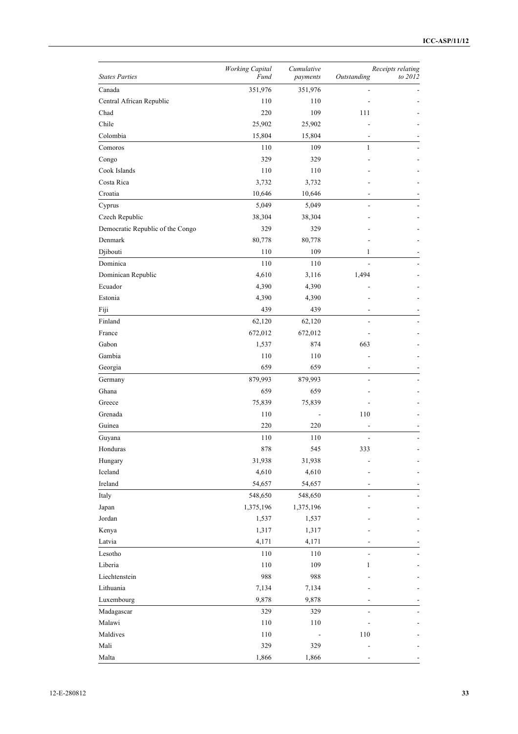| *States Parties* | *Working Capital Fund* | *Cumulative payments* | *Outstanding* | *Receipts relating to 2012* |
|---|---|---|---|---|
| Canada | 351,976 | 351,976 | - | - |
| Central African Republic | 110 | 110 | - | - |
| Chad | 220 | 109 | 111 | - |
| Chile | 25,902 | 25,902 | - | - |
| Colombia | 15,804 | 15,804 | - | - |
| Comoros | 110 | 109 | 1 | - |
| Congo | 329 | 329 | - | - |
| Cook Islands | 110 | 110 | - | - |
| Costa Rica | 3,732 | 3,732 | - | - |
| Croatia | 10,646 | 10,646 | - | - |
| Cyprus | 5,049 | 5,049 | - | - |
| Czech Republic | 38,304 | 38,304 | - | - |
| Democratic Republic of the Congo | 329 | 329 | - | - |
| Denmark | 80,778 | 80,778 | - | - |
| Djibouti | 110 | 109 | 1 | - |
| Dominica | 110 | 110 | - | - |
| Dominican Republic | 4,610 | 3,116 | 1,494 | - |
| Ecuador | 4,390 | 4,390 | - | - |
| Estonia | 4,390 | 4,390 | - | - |
| Fiji | 439 | 439 | - | - |
| Finland | 62,120 | 62,120 | - | - |
| France | 672,012 | 672,012 | - | - |
| Gabon | 1,537 | 874 | 663 | - |
| Gambia | 110 | 110 | - | - |
| Georgia | 659 | 659 | - | - |
| Germany | 879,993 | 879,993 | - | - |
| Ghana | 659 | 659 | - | - |
| Greece | 75,839 | 75,839 | - | - |
| Grenada | 110 | - | 110 | - |
| Guinea | 220 | 220 | - | - |
| Guyana | 110 | 110 | - | - |
| Honduras | 878 | 545 | 333 | - |
| Hungary | 31,938 | 31,938 | - | - |
| Iceland | 4,610 | 4,610 | - | - |
| Ireland | 54,657 | 54,657 | - | - |
| Italy | 548,650 | 548,650 | - | - |
| Japan | 1,375,196 | 1,375,196 | - | - |
| Jordan | 1,537 | 1,537 | - | - |
| Kenya | 1,317 | 1,317 | - | - |
| Latvia | 4,171 | 4,171 | - | - |
| Lesotho | 110 | 110 | - | - |
| Liberia | 110 | 109 | 1 | - |
| Liechtenstein | 988 | 988 | - | - |
| Lithuania | 7,134 | 7,134 | - | - |
| Luxembourg | 9,878 | 9,878 | - | - |
| Madagascar | 329 | 329 | - | - |
| Malawi | 110 | 110 | - | - |
| Maldives | 110 | - | 110 | - |
| Mali | 329 | 329 | - | - |
| Malta | 1,866 | 1,866 | - | - |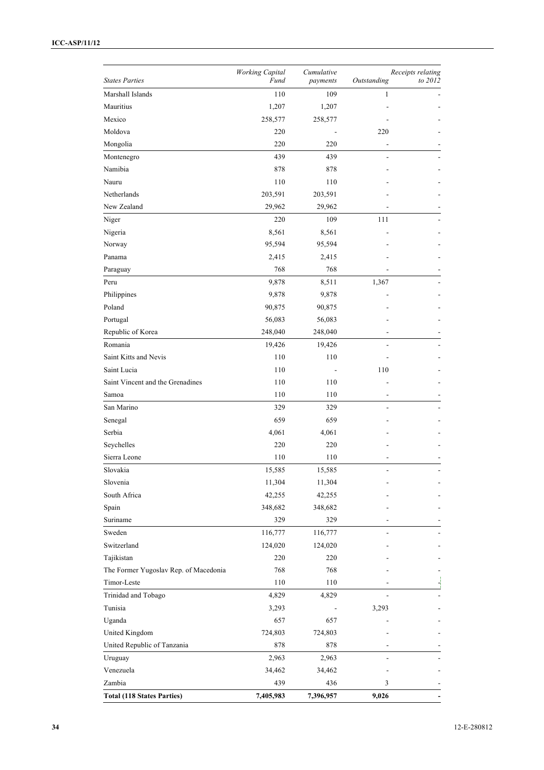| *States Parties* | *Working Capital Fund* | *Cumulative payments* | *Outstanding* | *Receipts relating to 2012* |
|---|---|---|---|---|
| Marshall Islands | 110 | 109 | 1 | - |
| Mauritius | 1,207 | 1,207 | - | - |
| Mexico | 258,577 | 258,577 | - | - |
| Moldova | 220 | - | 220 | - |
| Mongolia | 220 | 220 | - | - |
| Montenegro | 439 | 439 | - | - |
| Namibia | 878 | 878 | - | - |
| Nauru | 110 | 110 | - | - |
| Netherlands | 203,591 | 203,591 | - | - |
| New Zealand | 29,962 | 29,962 | - | - |
| Niger | 220 | 109 | 111 | - |
| Nigeria | 8,561 | 8,561 | - | - |
| Norway | 95,594 | 95,594 | - | - |
| Panama | 2,415 | 2,415 | - | - |
| Paraguay | 768 | 768 | - | - |
| Peru | 9,878 | 8,511 | 1,367 | - |
| Philippines | 9,878 | 9,878 | - | - |
| Poland | 90,875 | 90,875 | - | - |
| Portugal | 56,083 | 56,083 | - | - |
| Republic of Korea | 248,040 | 248,040 | - | - |
| Romania | 19,426 | 19,426 | - | - |
| Saint Kitts and Nevis | 110 | 110 | - | - |
| Saint Lucia | 110 | - | 110 | - |
| Saint Vincent and the Grenadines | 110 | 110 | - | - |
| Samoa | 110 | 110 | - | - |
| San Marino | 329 | 329 | - | - |
| Senegal | 659 | 659 | - | - |
| Serbia | 4,061 | 4,061 | - | - |
| Seychelles | 220 | 220 | - | - |
| Sierra Leone | 110 | 110 | - | - |
| Slovakia | 15,585 | 15,585 | - | - |
| Slovenia | 11,304 | 11,304 | - | - |
| South Africa | 42,255 | 42,255 | - | - |
| Spain | 348,682 | 348,682 | - | - |
| Suriname | 329 | 329 | - | - |
| Sweden | 116,777 | 116,777 | - | - |
| Switzerland | 124,020 | 124,020 | - | - |
| Tajikistan | 220 | 220 | - | - |
| The Former Yugoslav Rep. of Macedonia | 768 | 768 | - | - |
| Timor-Leste | 110 | 110 | - | - |
| Trinidad and Tobago | 4,829 | 4,829 | - | - |
| Tunisia | 3,293 | - | 3,293 | - |
| Uganda | 657 | 657 | - | - |
| United Kingdom | 724,803 | 724,803 | - | - |
| United Republic of Tanzania | 878 | 878 | - | - |
| Uruguay | 2,963 | 2,963 | - | - |
| Venezuela | 34,462 | 34,462 | - | - |
| Zambia | 439 | 436 | 3 | - |
| **Total (118 States Parties)** | **7,405,983** | **7,396,957** | **9,026** | **-** |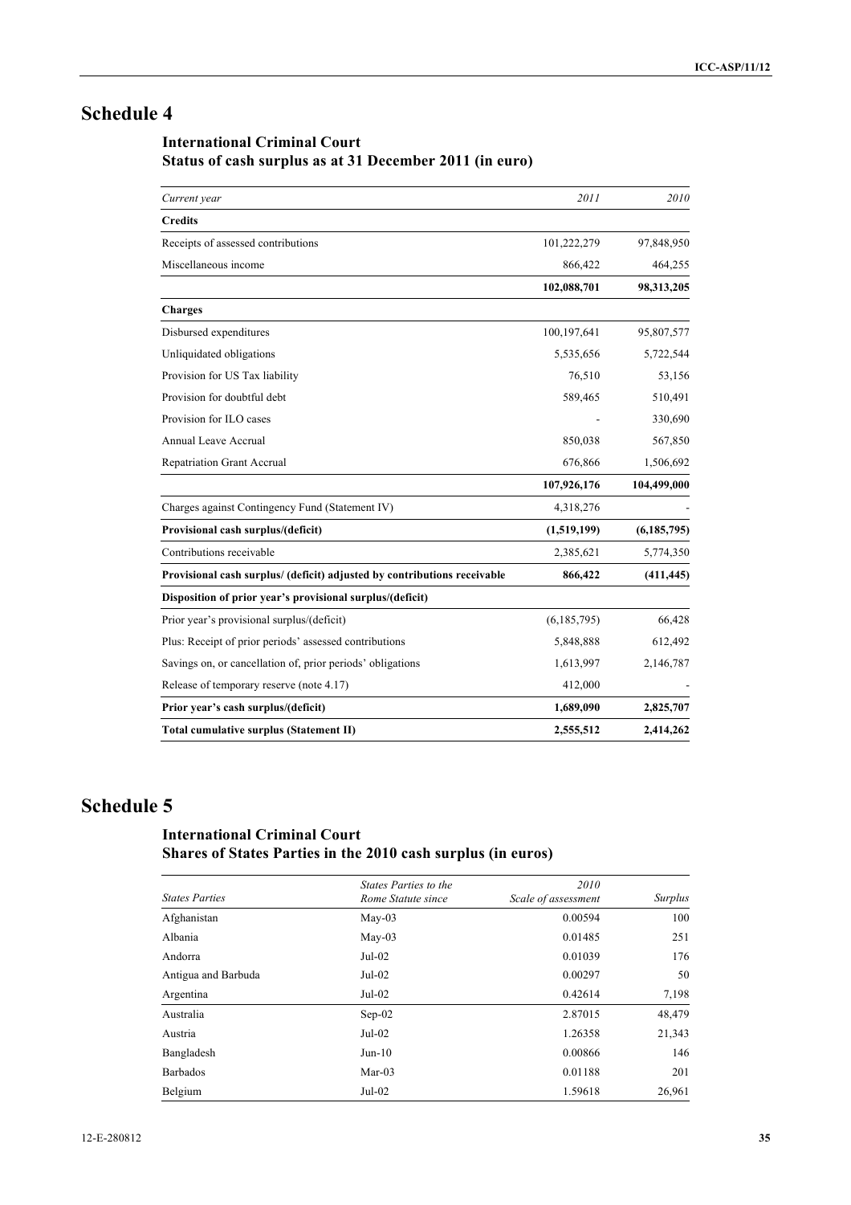# Schedule 4

### International Criminal Court
### Status of cash surplus as at 31 December 2011 (in euro)

| *Current year* | *2011* | *2010* |
|---|---|---|
| **Credits** | | |
| Receipts of assessed contributions | 101,222,279 | 97,848,950 |
| Miscellaneous income | 866,422 | 464,255 |
| | **102,088,701** | **98,313,205** |
| **Charges** | | |
| Disbursed expenditures | 100,197,641 | 95,807,577 |
| Unliquidated obligations | 5,535,656 | 5,722,544 |
| Provision for US Tax liability | 76,510 | 53,156 |
| Provision for doubtful debt | 589,465 | 510,491 |
| Provision for ILO cases | - | 330,690 |
| Annual Leave Accrual | 850,038 | 567,850 |
| Repatriation Grant Accrual | 676,866 | 1,506,692 |
| | **107,926,176** | **104,499,000** |
| Charges against Contingency Fund (Statement IV) | 4,318,276 | - |
| **Provisional cash surplus/(deficit)** | **(1,519,199)** | **(6,185,795)** |
| Contributions receivable | 2,385,621 | 5,774,350 |
| **Provisional cash surplus/ (deficit) adjusted by contributions receivable** | **866,422** | **(411,445)** |
| **Disposition of prior year's provisional surplus/(deficit)** | | |
| Prior year's provisional surplus/(deficit) | (6,185,795) | 66,428 |
| Plus: Receipt of prior periods' assessed contributions | 5,848,888 | 612,492 |
| Savings on, or cancellation of, prior periods' obligations | 1,613,997 | 2,146,787 |
| Release of temporary reserve (note 4.17) | 412,000 | - |
| **Prior year's cash surplus/(deficit)** | **1,689,090** | **2,825,707** |
| **Total cumulative surplus (Statement II)** | **2,555,512** | **2,414,262** |

# Schedule 5

### International Criminal Court
### Shares of States Parties in the 2010 cash surplus (in euros)

| *States Parties* | *States Parties to the Rome Statute since* | *2010 Scale of assessment* | *Surplus* |
|---|---|---|---|
| Afghanistan | May-03 | 0.00594 | 100 |
| Albania | May-03 | 0.01485 | 251 |
| Andorra | Jul-02 | 0.01039 | 176 |
| Antigua and Barbuda | Jul-02 | 0.00297 | 50 |
| Argentina | Jul-02 | 0.42614 | 7,198 |
| Australia | Sep-02 | 2.87015 | 48,479 |
| Austria | Jul-02 | 1.26358 | 21,343 |
| Bangladesh | Jun-10 | 0.00866 | 146 |
| Barbados | Mar-03 | 0.01188 | 201 |
| Belgium | Jul-02 | 1.59618 | 26,961 |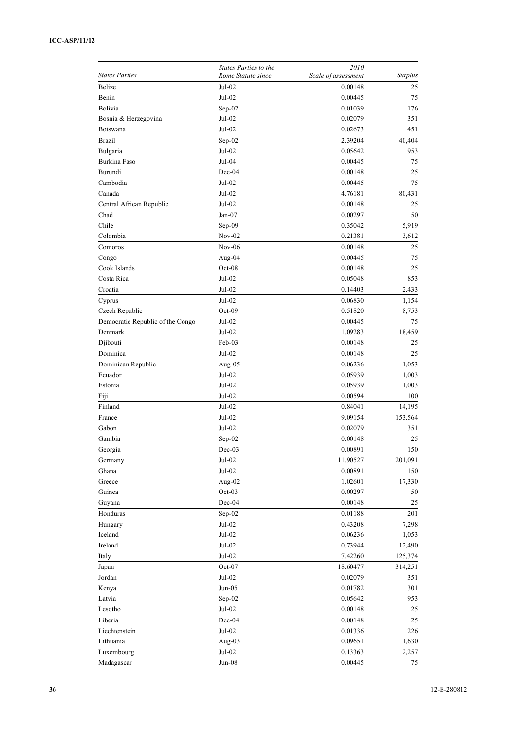| *States Parties* | *States Parties to the Rome Statute since* | *2010 Scale of assessment* | *Surplus* |
|---|---|---|---|
| Belize | Jul-02 | 0.00148 | 25 |
| Benin | Jul-02 | 0.00445 | 75 |
| Bolivia | Sep-02 | 0.01039 | 176 |
| Bosnia & Herzegovina | Jul-02 | 0.02079 | 351 |
| Botswana | Jul-02 | 0.02673 | 451 |
| Brazil | Sep-02 | 2.39204 | 40,404 |
| Bulgaria | Jul-02 | 0.05642 | 953 |
| Burkina Faso | Jul-04 | 0.00445 | 75 |
| Burundi | Dec-04 | 0.00148 | 25 |
| Cambodia | Jul-02 | 0.00445 | 75 |
| Canada | Jul-02 | 4.76181 | 80,431 |
| Central African Republic | Jul-02 | 0.00148 | 25 |
| Chad | Jan-07 | 0.00297 | 50 |
| Chile | Sep-09 | 0.35042 | 5,919 |
| Colombia | Nov-02 | 0.21381 | 3,612 |
| Comoros | Nov-06 | 0.00148 | 25 |
| Congo | Aug-04 | 0.00445 | 75 |
| Cook Islands | Oct-08 | 0.00148 | 25 |
| Costa Rica | Jul-02 | 0.05048 | 853 |
| Croatia | Jul-02 | 0.14403 | 2,433 |
| Cyprus | Jul-02 | 0.06830 | 1,154 |
| Czech Republic | Oct-09 | 0.51820 | 8,753 |
| Democratic Republic of the Congo | Jul-02 | 0.00445 | 75 |
| Denmark | Jul-02 | 1.09283 | 18,459 |
| Djibouti | Feb-03 | 0.00148 | 25 |
| Dominica | Jul-02 | 0.00148 | 25 |
| Dominican Republic | Aug-05 | 0.06236 | 1,053 |
| Ecuador | Jul-02 | 0.05939 | 1,003 |
| Estonia | Jul-02 | 0.05939 | 1,003 |
| Fiji | Jul-02 | 0.00594 | 100 |
| Finland | Jul-02 | 0.84041 | 14,195 |
| France | Jul-02 | 9.09154 | 153,564 |
| Gabon | Jul-02 | 0.02079 | 351 |
| Gambia | Sep-02 | 0.00148 | 25 |
| Georgia | Dec-03 | 0.00891 | 150 |
| Germany | Jul-02 | 11.90527 | 201,091 |
| Ghana | Jul-02 | 0.00891 | 150 |
| Greece | Aug-02 | 1.02601 | 17,330 |
| Guinea | Oct-03 | 0.00297 | 50 |
| Guyana | Dec-04 | 0.00148 | 25 |
| Honduras | Sep-02 | 0.01188 | 201 |
| Hungary | Jul-02 | 0.43208 | 7,298 |
| Iceland | Jul-02 | 0.06236 | 1,053 |
| Ireland | Jul-02 | 0.73944 | 12,490 |
| Italy | Jul-02 | 7.42260 | 125,374 |
| Japan | Oct-07 | 18.60477 | 314,251 |
| Jordan | Jul-02 | 0.02079 | 351 |
| Kenya | Jun-05 | 0.01782 | 301 |
| Latvia | Sep-02 | 0.05642 | 953 |
| Lesotho | Jul-02 | 0.00148 | 25 |
| Liberia | Dec-04 | 0.00148 | 25 |
| Liechtenstein | Jul-02 | 0.01336 | 226 |
| Lithuania | Aug-03 | 0.09651 | 1,630 |
| Luxembourg | Jul-02 | 0.13363 | 2,257 |
| Madagascar | Jun-08 | 0.00445 | 75 |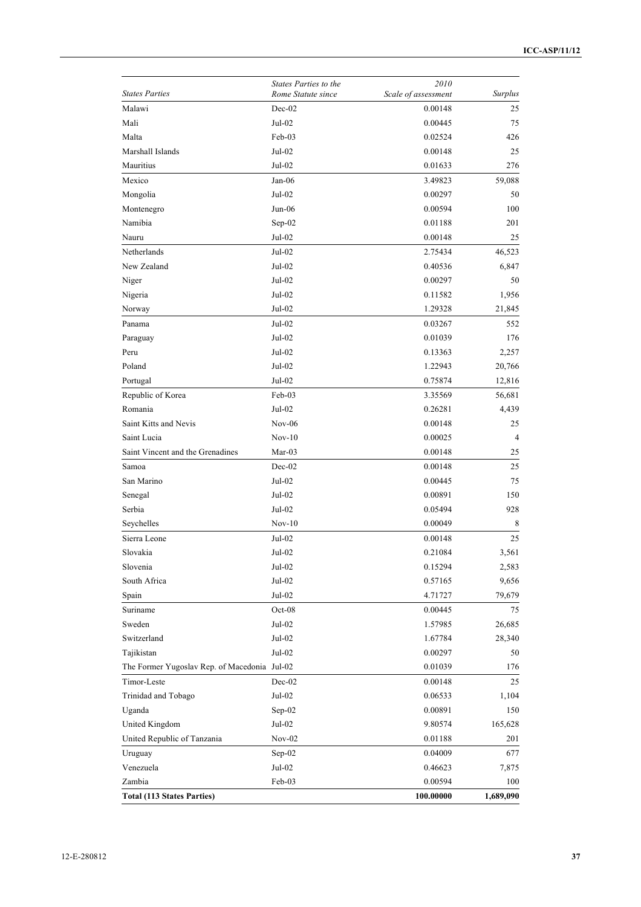| *States Parties* | *States Parties to the Rome Statute since* | *2010 Scale of assessment* | *Surplus* |
|---|---|---|---|
| Malawi | Dec-02 | 0.00148 | 25 |
| Mali | Jul-02 | 0.00445 | 75 |
| Malta | Feb-03 | 0.02524 | 426 |
| Marshall Islands | Jul-02 | 0.00148 | 25 |
| Mauritius | Jul-02 | 0.01633 | 276 |
| Mexico | Jan-06 | 3.49823 | 59,088 |
| Mongolia | Jul-02 | 0.00297 | 50 |
| Montenegro | Jun-06 | 0.00594 | 100 |
| Namibia | Sep-02 | 0.01188 | 201 |
| Nauru | Jul-02 | 0.00148 | 25 |
| Netherlands | Jul-02 | 2.75434 | 46,523 |
| New Zealand | Jul-02 | 0.40536 | 6,847 |
| Niger | Jul-02 | 0.00297 | 50 |
| Nigeria | Jul-02 | 0.11582 | 1,956 |
| Norway | Jul-02 | 1.29328 | 21,845 |
| Panama | Jul-02 | 0.03267 | 552 |
| Paraguay | Jul-02 | 0.01039 | 176 |
| Peru | Jul-02 | 0.13363 | 2,257 |
| Poland | Jul-02 | 1.22943 | 20,766 |
| Portugal | Jul-02 | 0.75874 | 12,816 |
| Republic of Korea | Feb-03 | 3.35569 | 56,681 |
| Romania | Jul-02 | 0.26281 | 4,439 |
| Saint Kitts and Nevis | Nov-06 | 0.00148 | 25 |
| Saint Lucia | Nov-10 | 0.00025 | 4 |
| Saint Vincent and the Grenadines | Mar-03 | 0.00148 | 25 |
| Samoa | Dec-02 | 0.00148 | 25 |
| San Marino | Jul-02 | 0.00445 | 75 |
| Senegal | Jul-02 | 0.00891 | 150 |
| Serbia | Jul-02 | 0.05494 | 928 |
| Seychelles | Nov-10 | 0.00049 | 8 |
| Sierra Leone | Jul-02 | 0.00148 | 25 |
| Slovakia | Jul-02 | 0.21084 | 3,561 |
| Slovenia | Jul-02 | 0.15294 | 2,583 |
| South Africa | Jul-02 | 0.57165 | 9,656 |
| Spain | Jul-02 | 4.71727 | 79,679 |
| Suriname | Oct-08 | 0.00445 | 75 |
| Sweden | Jul-02 | 1.57985 | 26,685 |
| Switzerland | Jul-02 | 1.67784 | 28,340 |
| Tajikistan | Jul-02 | 0.00297 | 50 |
| The Former Yugoslav Rep. of Macedonia | Jul-02 | 0.01039 | 176 |
| Timor-Leste | Dec-02 | 0.00148 | 25 |
| Trinidad and Tobago | Jul-02 | 0.06533 | 1,104 |
| Uganda | Sep-02 | 0.00891 | 150 |
| United Kingdom | Jul-02 | 9.80574 | 165,628 |
| United Republic of Tanzania | Nov-02 | 0.01188 | 201 |
| Uruguay | Sep-02 | 0.04009 | 677 |
| Venezuela | Jul-02 | 0.46623 | 7,875 |
| Zambia | Feb-03 | 0.00594 | 100 |
| **Total (113 States Parties)** | | **100.00000** | **1,689,090** |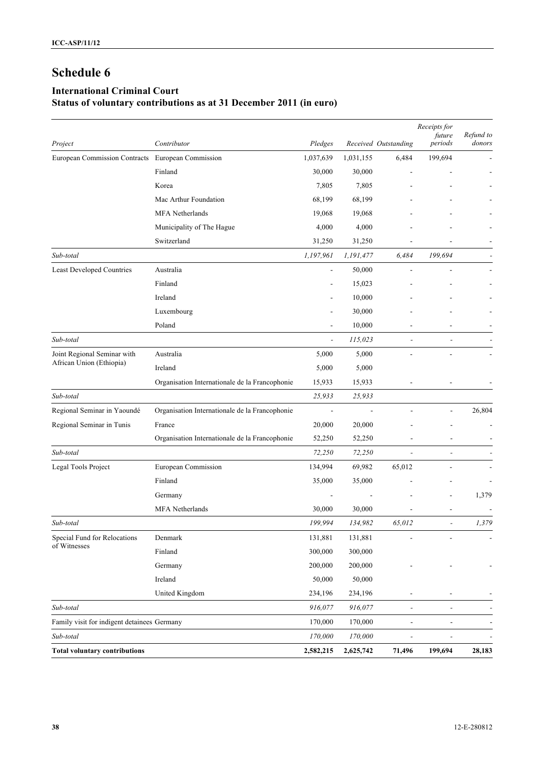# Schedule 6

### International Criminal Court
### Status of voluntary contributions as at 31 December 2011 (in euro)

| *Project* | *Contributor* | *Pledges* | *Received* | *Outstanding* | *Receipts for future periods* | *Refund to donors* |
|---|---|---|---|---|---|---|
| European Commission Contracts | European Commission | 1,037,639 | 1,031,155 | 6,484 | 199,694 | - |
| | Finland | 30,000 | 30,000 | - | - | - |
| | Korea | 7,805 | 7,805 | - | - | - |
| | Mac Arthur Foundation | 68,199 | 68,199 | - | - | - |
| | MFA Netherlands | 19,068 | 19,068 | - | - | - |
| | Municipality of The Hague | 4,000 | 4,000 | - | - | - |
| | Switzerland | 31,250 | 31,250 | - | - | - |
| *Sub-total* | | *1,197,961* | *1,191,477* | *6,484* | *199,694* | - |
| Least Developed Countries | Australia | - | 50,000 | - | - | - |
| | Finland | - | 15,023 | - | - | - |
| | Ireland | - | 10,000 | - | - | - |
| | Luxembourg | - | 30,000 | - | - | - |
| | Poland | - | 10,000 | - | - | - |
| *Sub-total* | | - | *115,023* | - | - | - |
| Joint Regional Seminar with African Union (Ethiopia) | Australia | 5,000 | 5,000 | - | - | - |
| | Ireland | 5,000 | 5,000 | | | |
| | Organisation Internationale de la Francophonie | 15,933 | 15,933 | - | - | - |
| *Sub-total* | | *25,933* | *25,933* | | | |
| Regional Seminar in Yaoundé | Organisation Internationale de la Francophonie | - | - | - | - | 26,804 |
| Regional Seminar in Tunis | France | 20,000 | 20,000 | - | - | - |
| | Organisation Internationale de la Francophonie | 52,250 | 52,250 | - | - | - |
| *Sub-total* | | *72,250* | *72,250* | - | - | - |
| Legal Tools Project | European Commission | 134,994 | 69,982 | 65,012 | - | - |
| | Finland | 35,000 | 35,000 | - | - | - |
| | Germany | - | - | - | - | 1,379 |
| | MFA Netherlands | 30,000 | 30,000 | - | - | - |
| *Sub-total* | | *199,994* | *134,982* | *65,012* | - | *1,379* |
| Special Fund for Relocations of Witnesses | Denmark | 131,881 | 131,881 | - | - | - |
| | Finland | 300,000 | 300,000 | | | |
| | Germany | 200,000 | 200,000 | - | - | - |
| | Ireland | 50,000 | 50,000 | | | |
| | United Kingdom | 234,196 | 234,196 | - | - | - |
| *Sub-total* | | *916,077* | *916,077* | - | - | - |
| Family visit for indigent detainees | Germany | 170,000 | 170,000 | - | - | - |
| *Sub-total* | | *170,000* | *170,000* | - | - | - |
| **Total voluntary contributions** | | **2,582,215** | **2,625,742** | **71,496** | **199,694** | **28,183** |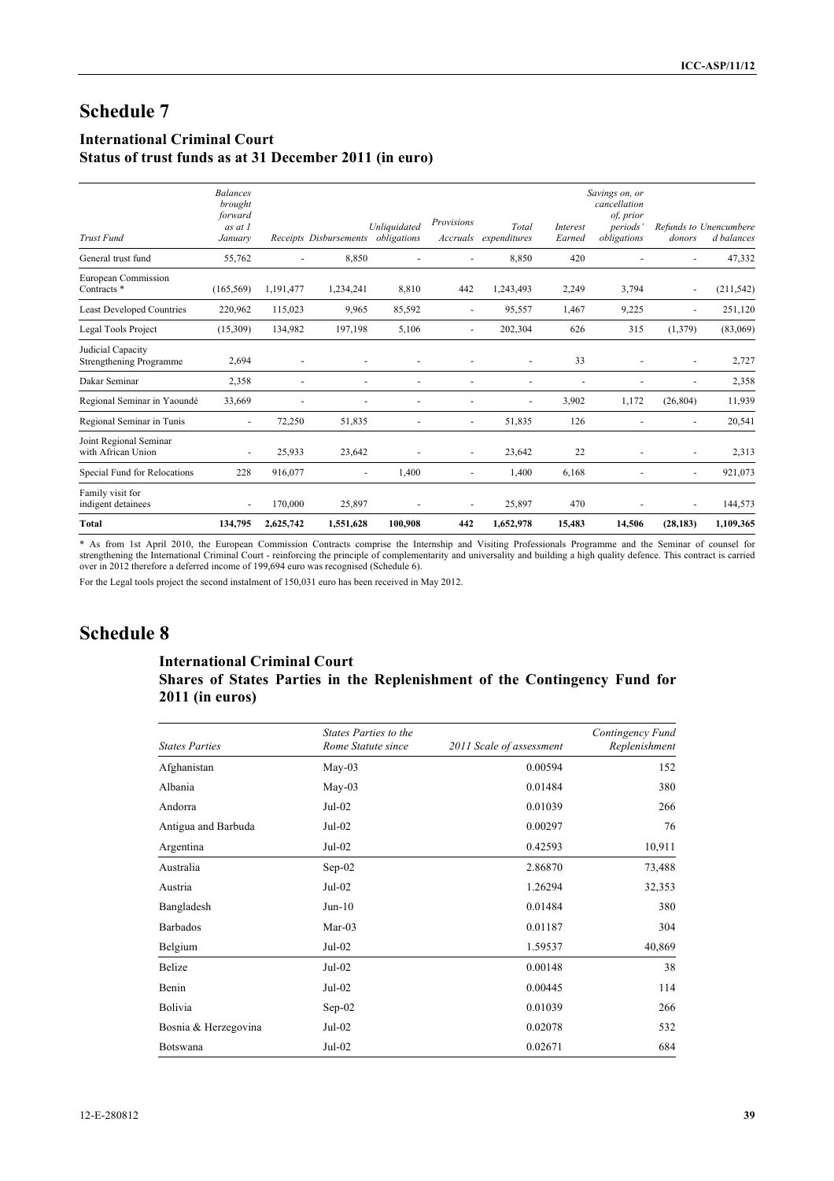# Schedule 7

### International Criminal Court
### Status of trust funds as at 31 December 2011 (in euro)

| Trust Fund | Balances brought forward as at 1 January | Receipts | Disbursements | Unliquidated obligations | Provisions Accruals | Total expenditures | Interest Earned | Savings on, or cancellation of, prior periods' obligations | Refunds to donors | Unencumbered balances |
|---|---|---|---|---|---|---|---|---|---|---|
| General trust fund | 55,762 | - | 8,850 | - | - | 8,850 | 420 | - | - | 47,332 |
| European Commission Contracts * | (165,569) | 1,191,477 | 1,234,241 | 8,810 | 442 | 1,243,493 | 2,249 | 3,794 | - | (211,542) |
| Least Developed Countries | 220,962 | 115,023 | 9,965 | 85,592 | - | 95,557 | 1,467 | 9,225 | - | 251,120 |
| Legal Tools Project | (15,309) | 134,982 | 197,198 | 5,106 | - | 202,304 | 626 | 315 | (1,379) | (83,069) |
| Judicial Capacity Strengthening Programme | 2,694 | - | - | - | - | - | 33 | - | - | 2,727 |
| Dakar Seminar | 2,358 | - | - | - | - | - | - | - | - | 2,358 |
| Regional Seminar in Yaoundé | 33,669 | - | - | - | - | - | 3,902 | 1,172 | (26,804) | 11,939 |
| Regional Seminar in Tunis | - | 72,250 | 51,835 | - | - | 51,835 | 126 | - | - | 20,541 |
| Joint Regional Seminar with African Union | - | 25,933 | 23,642 | - | - | 23,642 | 22 | - | - | 2,313 |
| Special Fund for Relocations | 228 | 916,077 | - | 1,400 | - | 1,400 | 6,168 | - | - | 921,073 |
| Family visit for indigent detainees | - | 170,000 | 25,897 | - | - | 25,897 | 470 | - | - | 144,573 |
| **Total** | **134,795** | **2,625,742** | **1,551,628** | **100,908** | **442** | **1,652,978** | **15,483** | **14,506** | **(28,183)** | **1,109,365** |

\* As from 1st April 2010, the European Commission Contracts comprise the Internship and Visiting Professionals Programme and the Seminar of counsel for strengthening the International Criminal Court - reinforcing the principle of complementarity and universality and building a high quality defence. This contract is carried over in 2012 therefore a deferred income of 199,694 euro was recognised (Schedule 6).

For the Legal tools project the second instalment of 150,031 euro has been received in May 2012.

# Schedule 8

### International Criminal Court
### Shares of States Parties in the Replenishment of the Contingency Fund for 2011 (in euros)

| States Parties | States Parties to the Rome Statute since | 2011 Scale of assessment | Contingency Fund Replenishment |
|---|---|---|---|
| Afghanistan | May-03 | 0.00594 | 152 |
| Albania | May-03 | 0.01484 | 380 |
| Andorra | Jul-02 | 0.01039 | 266 |
| Antigua and Barbuda | Jul-02 | 0.00297 | 76 |
| Argentina | Jul-02 | 0.42593 | 10,911 |
| Australia | Sep-02 | 2.86870 | 73,488 |
| Austria | Jul-02 | 1.26294 | 32,353 |
| Bangladesh | Jun-10 | 0.01484 | 380 |
| Barbados | Mar-03 | 0.01187 | 304 |
| Belgium | Jul-02 | 1.59537 | 40,869 |
| Belize | Jul-02 | 0.00148 | 38 |
| Benin | Jul-02 | 0.00445 | 114 |
| Bolivia | Sep-02 | 0.01039 | 266 |
| Bosnia & Herzegovina | Jul-02 | 0.02078 | 532 |
| Botswana | Jul-02 | 0.02671 | 684 |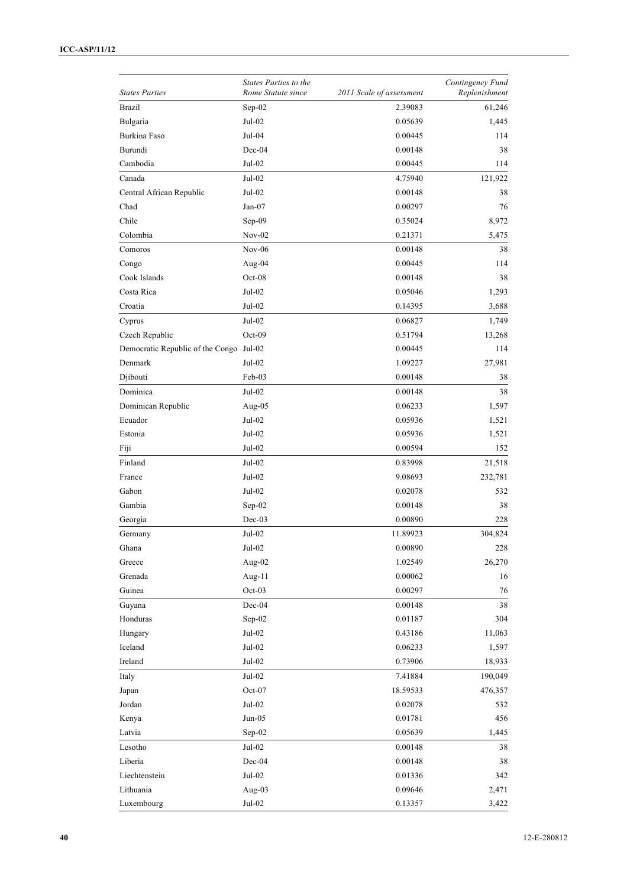| States Parties | States Parties to the Rome Statute since | 2011 Scale of assessment | Contingency Fund Replenishment |
|---|---|---|---|
| Brazil | Sep-02 | 2.39083 | 61,246 |
| Bulgaria | Jul-02 | 0.05639 | 1,445 |
| Burkina Faso | Jul-04 | 0.00445 | 114 |
| Burundi | Dec-04 | 0.00148 | 38 |
| Cambodia | Jul-02 | 0.00445 | 114 |
| Canada | Jul-02 | 4.75940 | 121,922 |
| Central African Republic | Jul-02 | 0.00148 | 38 |
| Chad | Jan-07 | 0.00297 | 76 |
| Chile | Sep-09 | 0.35024 | 8,972 |
| Colombia | Nov-02 | 0.21371 | 5,475 |
| Comoros | Nov-06 | 0.00148 | 38 |
| Congo | Aug-04 | 0.00445 | 114 |
| Cook Islands | Oct-08 | 0.00148 | 38 |
| Costa Rica | Jul-02 | 0.05046 | 1,293 |
| Croatia | Jul-02 | 0.14395 | 3,688 |
| Cyprus | Jul-02 | 0.06827 | 1,749 |
| Czech Republic | Oct-09 | 0.51794 | 13,268 |
| Democratic Republic of the Congo | Jul-02 | 0.00445 | 114 |
| Denmark | Jul-02 | 1.09227 | 27,981 |
| Djibouti | Feb-03 | 0.00148 | 38 |
| Dominica | Jul-02 | 0.00148 | 38 |
| Dominican Republic | Aug-05 | 0.06233 | 1,597 |
| Ecuador | Jul-02 | 0.05936 | 1,521 |
| Estonia | Jul-02 | 0.05936 | 1,521 |
| Fiji | Jul-02 | 0.00594 | 152 |
| Finland | Jul-02 | 0.83998 | 21,518 |
| France | Jul-02 | 9.08693 | 232,781 |
| Gabon | Jul-02 | 0.02078 | 532 |
| Gambia | Sep-02 | 0.00148 | 38 |
| Georgia | Dec-03 | 0.00890 | 228 |
| Germany | Jul-02 | 11.89923 | 304,824 |
| Ghana | Jul-02 | 0.00890 | 228 |
| Greece | Aug-02 | 1.02549 | 26,270 |
| Grenada | Aug-11 | 0.00062 | 16 |
| Guinea | Oct-03 | 0.00297 | 76 |
| Guyana | Dec-04 | 0.00148 | 38 |
| Honduras | Sep-02 | 0.01187 | 304 |
| Hungary | Jul-02 | 0.43186 | 11,063 |
| Iceland | Jul-02 | 0.06233 | 1,597 |
| Ireland | Jul-02 | 0.73906 | 18,933 |
| Italy | Jul-02 | 7.41884 | 190,049 |
| Japan | Oct-07 | 18.59533 | 476,357 |
| Jordan | Jul-02 | 0.02078 | 532 |
| Kenya | Jun-05 | 0.01781 | 456 |
| Latvia | Sep-02 | 0.05639 | 1,445 |
| Lesotho | Jul-02 | 0.00148 | 38 |
| Liberia | Dec-04 | 0.00148 | 38 |
| Liechtenstein | Jul-02 | 0.01336 | 342 |
| Lithuania | Aug-03 | 0.09646 | 2,471 |
| Luxembourg | Jul-02 | 0.13357 | 3,422 |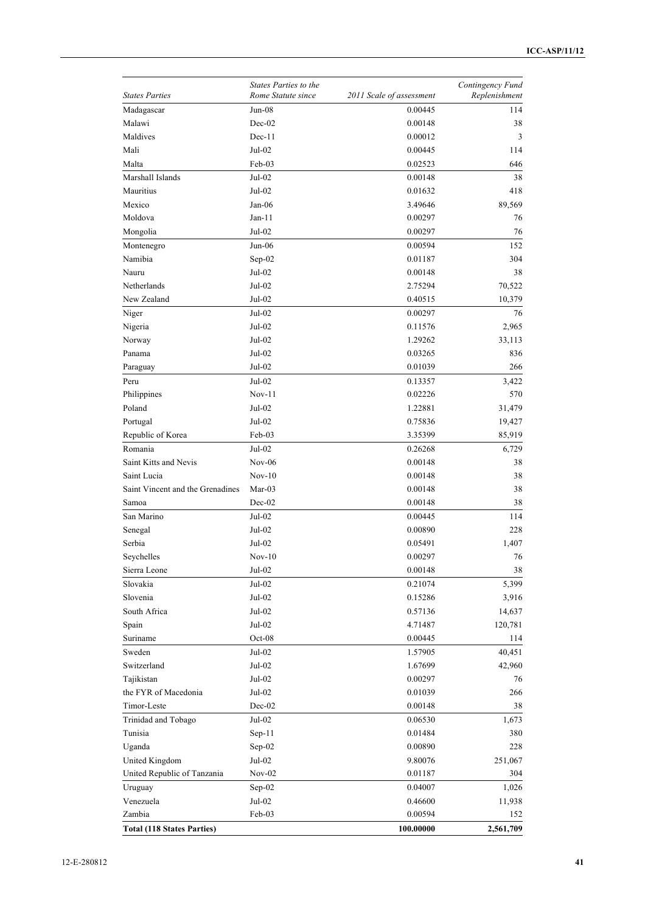| States Parties | States Parties to the Rome Statute since | 2011 Scale of assessment | Contingency Fund Replenishment |
|---|---|---|---|
| Madagascar | Jun-08 | 0.00445 | 114 |
| Malawi | Dec-02 | 0.00148 | 38 |
| Maldives | Dec-11 | 0.00012 | 3 |
| Mali | Jul-02 | 0.00445 | 114 |
| Malta | Feb-03 | 0.02523 | 646 |
| Marshall Islands | Jul-02 | 0.00148 | 38 |
| Mauritius | Jul-02 | 0.01632 | 418 |
| Mexico | Jan-06 | 3.49646 | 89,569 |
| Moldova | Jan-11 | 0.00297 | 76 |
| Mongolia | Jul-02 | 0.00297 | 76 |
| Montenegro | Jun-06 | 0.00594 | 152 |
| Namibia | Sep-02 | 0.01187 | 304 |
| Nauru | Jul-02 | 0.00148 | 38 |
| Netherlands | Jul-02 | 2.75294 | 70,522 |
| New Zealand | Jul-02 | 0.40515 | 10,379 |
| Niger | Jul-02 | 0.00297 | 76 |
| Nigeria | Jul-02 | 0.11576 | 2,965 |
| Norway | Jul-02 | 1.29262 | 33,113 |
| Panama | Jul-02 | 0.03265 | 836 |
| Paraguay | Jul-02 | 0.01039 | 266 |
| Peru | Jul-02 | 0.13357 | 3,422 |
| Philippines | Nov-11 | 0.02226 | 570 |
| Poland | Jul-02 | 1.22881 | 31,479 |
| Portugal | Jul-02 | 0.75836 | 19,427 |
| Republic of Korea | Feb-03 | 3.35399 | 85,919 |
| Romania | Jul-02 | 0.26268 | 6,729 |
| Saint Kitts and Nevis | Nov-06 | 0.00148 | 38 |
| Saint Lucia | Nov-10 | 0.00148 | 38 |
| Saint Vincent and the Grenadines | Mar-03 | 0.00148 | 38 |
| Samoa | Dec-02 | 0.00148 | 38 |
| San Marino | Jul-02 | 0.00445 | 114 |
| Senegal | Jul-02 | 0.00890 | 228 |
| Serbia | Jul-02 | 0.05491 | 1,407 |
| Seychelles | Nov-10 | 0.00297 | 76 |
| Sierra Leone | Jul-02 | 0.00148 | 38 |
| Slovakia | Jul-02 | 0.21074 | 5,399 |
| Slovenia | Jul-02 | 0.15286 | 3,916 |
| South Africa | Jul-02 | 0.57136 | 14,637 |
| Spain | Jul-02 | 4.71487 | 120,781 |
| Suriname | Oct-08 | 0.00445 | 114 |
| Sweden | Jul-02 | 1.57905 | 40,451 |
| Switzerland | Jul-02 | 1.67699 | 42,960 |
| Tajikistan | Jul-02 | 0.00297 | 76 |
| the FYR of Macedonia | Jul-02 | 0.01039 | 266 |
| Timor-Leste | Dec-02 | 0.00148 | 38 |
| Trinidad and Tobago | Jul-02 | 0.06530 | 1,673 |
| Tunisia | Sep-11 | 0.01484 | 380 |
| Uganda | Sep-02 | 0.00890 | 228 |
| United Kingdom | Jul-02 | 9.80076 | 251,067 |
| United Republic of Tanzania | Nov-02 | 0.01187 | 304 |
| Uruguay | Sep-02 | 0.04007 | 1,026 |
| Venezuela | Jul-02 | 0.46600 | 11,938 |
| Zambia | Feb-03 | 0.00594 | 152 |
| **Total (118 States Parties)** | | **100.00000** | **2,561,709** |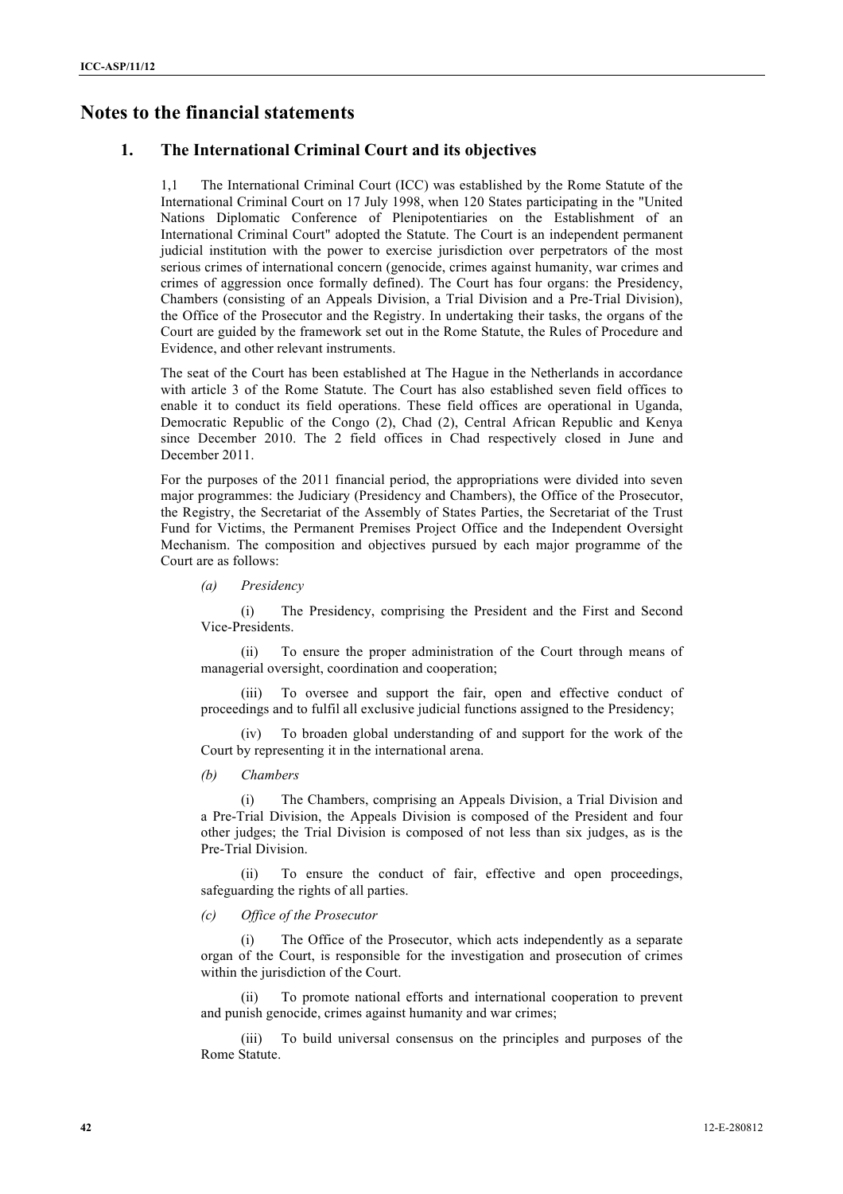# Notes to the financial statements

## 1. The International Criminal Court and its objectives

1,1 The International Criminal Court (ICC) was established by the Rome Statute of the International Criminal Court on 17 July 1998, when 120 States participating in the "United Nations Diplomatic Conference of Plenipotentiaries on the Establishment of an International Criminal Court" adopted the Statute. The Court is an independent permanent judicial institution with the power to exercise jurisdiction over perpetrators of the most serious crimes of international concern (genocide, crimes against humanity, war crimes and crimes of aggression once formally defined). The Court has four organs: the Presidency, Chambers (consisting of an Appeals Division, a Trial Division and a Pre-Trial Division), the Office of the Prosecutor and the Registry. In undertaking their tasks, the organs of the Court are guided by the framework set out in the Rome Statute, the Rules of Procedure and Evidence, and other relevant instruments.

The seat of the Court has been established at The Hague in the Netherlands in accordance with article 3 of the Rome Statute. The Court has also established seven field offices to enable it to conduct its field operations. These field offices are operational in Uganda, Democratic Republic of the Congo (2), Chad (2), Central African Republic and Kenya since December 2010. The 2 field offices in Chad respectively closed in June and December 2011.

For the purposes of the 2011 financial period, the appropriations were divided into seven major programmes: the Judiciary (Presidency and Chambers), the Office of the Prosecutor, the Registry, the Secretariat of the Assembly of States Parties, the Secretariat of the Trust Fund for Victims, the Permanent Premises Project Office and the Independent Oversight Mechanism. The composition and objectives pursued by each major programme of the Court are as follows:

*(a) Presidency*

(i) The Presidency, comprising the President and the First and Second Vice-Presidents.

(ii) To ensure the proper administration of the Court through means of managerial oversight, coordination and cooperation;

(iii) To oversee and support the fair, open and effective conduct of proceedings and to fulfil all exclusive judicial functions assigned to the Presidency;

(iv) To broaden global understanding of and support for the work of the Court by representing it in the international arena.

*(b) Chambers*

(i) The Chambers, comprising an Appeals Division, a Trial Division and a Pre-Trial Division, the Appeals Division is composed of the President and four other judges; the Trial Division is composed of not less than six judges, as is the Pre-Trial Division.

(ii) To ensure the conduct of fair, effective and open proceedings, safeguarding the rights of all parties.

*(c) Office of the Prosecutor*

(i) The Office of the Prosecutor, which acts independently as a separate organ of the Court, is responsible for the investigation and prosecution of crimes within the jurisdiction of the Court.

(ii) To promote national efforts and international cooperation to prevent and punish genocide, crimes against humanity and war crimes;

(iii) To build universal consensus on the principles and purposes of the Rome Statute.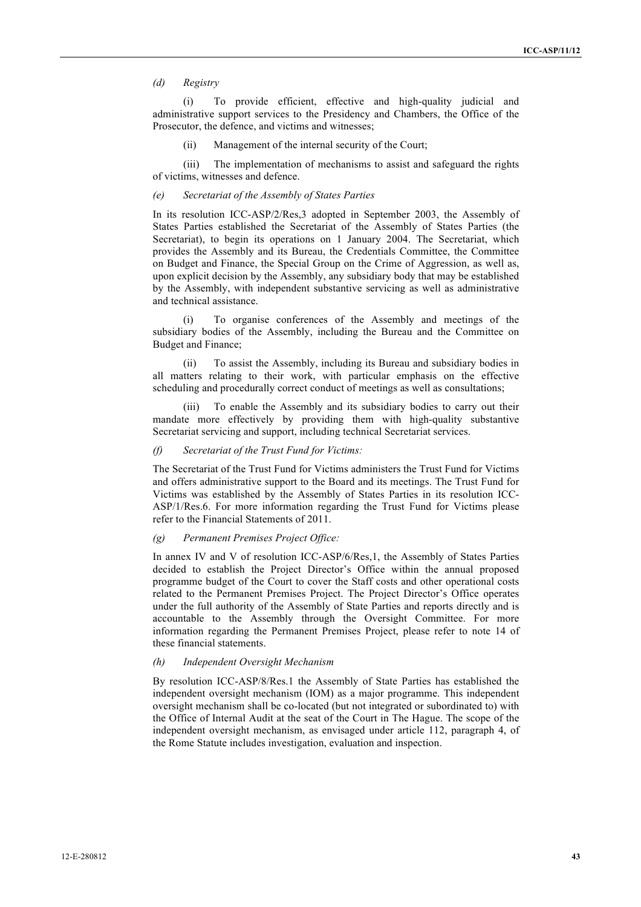*(d) Registry*

(i) To provide efficient, effective and high-quality judicial and administrative support services to the Presidency and Chambers, the Office of the Prosecutor, the defence, and victims and witnesses;

(ii) Management of the internal security of the Court;

(iii) The implementation of mechanisms to assist and safeguard the rights of victims, witnesses and defence.

*(e) Secretariat of the Assembly of States Parties*

In its resolution ICC-ASP/2/Res,3 adopted in September 2003, the Assembly of States Parties established the Secretariat of the Assembly of States Parties (the Secretariat), to begin its operations on 1 January 2004. The Secretariat, which provides the Assembly and its Bureau, the Credentials Committee, the Committee on Budget and Finance, the Special Group on the Crime of Aggression, as well as, upon explicit decision by the Assembly, any subsidiary body that may be established by the Assembly, with independent substantive servicing as well as administrative and technical assistance.

(i) To organise conferences of the Assembly and meetings of the subsidiary bodies of the Assembly, including the Bureau and the Committee on Budget and Finance;

(ii) To assist the Assembly, including its Bureau and subsidiary bodies in all matters relating to their work, with particular emphasis on the effective scheduling and procedurally correct conduct of meetings as well as consultations;

(iii) To enable the Assembly and its subsidiary bodies to carry out their mandate more effectively by providing them with high-quality substantive Secretariat servicing and support, including technical Secretariat services.

*(f) Secretariat of the Trust Fund for Victims:*

The Secretariat of the Trust Fund for Victims administers the Trust Fund for Victims and offers administrative support to the Board and its meetings. The Trust Fund for Victims was established by the Assembly of States Parties in its resolution ICC-ASP/1/Res.6. For more information regarding the Trust Fund for Victims please refer to the Financial Statements of 2011.

*(g) Permanent Premises Project Office:*

In annex IV and V of resolution ICC-ASP/6/Res,1, the Assembly of States Parties decided to establish the Project Director's Office within the annual proposed programme budget of the Court to cover the Staff costs and other operational costs related to the Permanent Premises Project. The Project Director's Office operates under the full authority of the Assembly of State Parties and reports directly and is accountable to the Assembly through the Oversight Committee. For more information regarding the Permanent Premises Project, please refer to note 14 of these financial statements.

*(h) Independent Oversight Mechanism*

By resolution ICC-ASP/8/Res.1 the Assembly of State Parties has established the independent oversight mechanism (IOM) as a major programme. This independent oversight mechanism shall be co-located (but not integrated or subordinated to) with the Office of Internal Audit at the seat of the Court in The Hague. The scope of the independent oversight mechanism, as envisaged under article 112, paragraph 4, of the Rome Statute includes investigation, evaluation and inspection.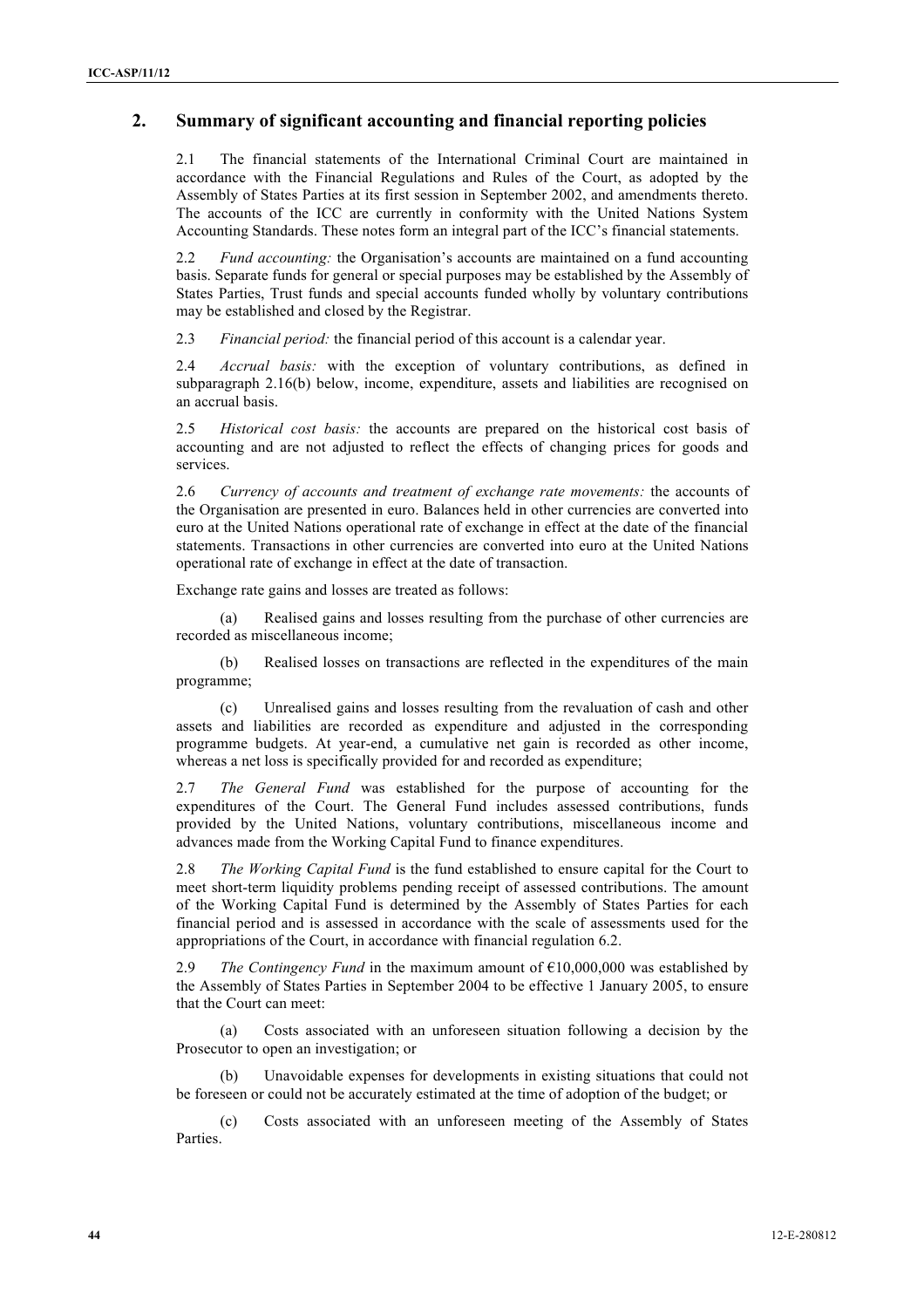## 2. Summary of significant accounting and financial reporting policies

2.1 The financial statements of the International Criminal Court are maintained in accordance with the Financial Regulations and Rules of the Court, as adopted by the Assembly of States Parties at its first session in September 2002, and amendments thereto. The accounts of the ICC are currently in conformity with the United Nations System Accounting Standards. These notes form an integral part of the ICC's financial statements.

2.2 *Fund accounting:* the Organisation's accounts are maintained on a fund accounting basis. Separate funds for general or special purposes may be established by the Assembly of States Parties, Trust funds and special accounts funded wholly by voluntary contributions may be established and closed by the Registrar.

2.3 *Financial period:* the financial period of this account is a calendar year.

2.4 *Accrual basis:* with the exception of voluntary contributions, as defined in subparagraph 2.16(b) below, income, expenditure, assets and liabilities are recognised on an accrual basis.

2.5 *Historical cost basis:* the accounts are prepared on the historical cost basis of accounting and are not adjusted to reflect the effects of changing prices for goods and services.

2.6 *Currency of accounts and treatment of exchange rate movements:* the accounts of the Organisation are presented in euro. Balances held in other currencies are converted into euro at the United Nations operational rate of exchange in effect at the date of the financial statements. Transactions in other currencies are converted into euro at the United Nations operational rate of exchange in effect at the date of transaction.

Exchange rate gains and losses are treated as follows:

(a) Realised gains and losses resulting from the purchase of other currencies are recorded as miscellaneous income;

(b) Realised losses on transactions are reflected in the expenditures of the main programme;

(c) Unrealised gains and losses resulting from the revaluation of cash and other assets and liabilities are recorded as expenditure and adjusted in the corresponding programme budgets. At year-end, a cumulative net gain is recorded as other income, whereas a net loss is specifically provided for and recorded as expenditure;

2.7 *The General Fund* was established for the purpose of accounting for the expenditures of the Court. The General Fund includes assessed contributions, funds provided by the United Nations, voluntary contributions, miscellaneous income and advances made from the Working Capital Fund to finance expenditures.

2.8 *The Working Capital Fund* is the fund established to ensure capital for the Court to meet short-term liquidity problems pending receipt of assessed contributions. The amount of the Working Capital Fund is determined by the Assembly of States Parties for each financial period and is assessed in accordance with the scale of assessments used for the appropriations of the Court, in accordance with financial regulation 6.2.

2.9 *The Contingency Fund* in the maximum amount of €10,000,000 was established by the Assembly of States Parties in September 2004 to be effective 1 January 2005, to ensure that the Court can meet:

(a) Costs associated with an unforeseen situation following a decision by the Prosecutor to open an investigation; or

(b) Unavoidable expenses for developments in existing situations that could not be foreseen or could not be accurately estimated at the time of adoption of the budget; or

(c) Costs associated with an unforeseen meeting of the Assembly of States Parties.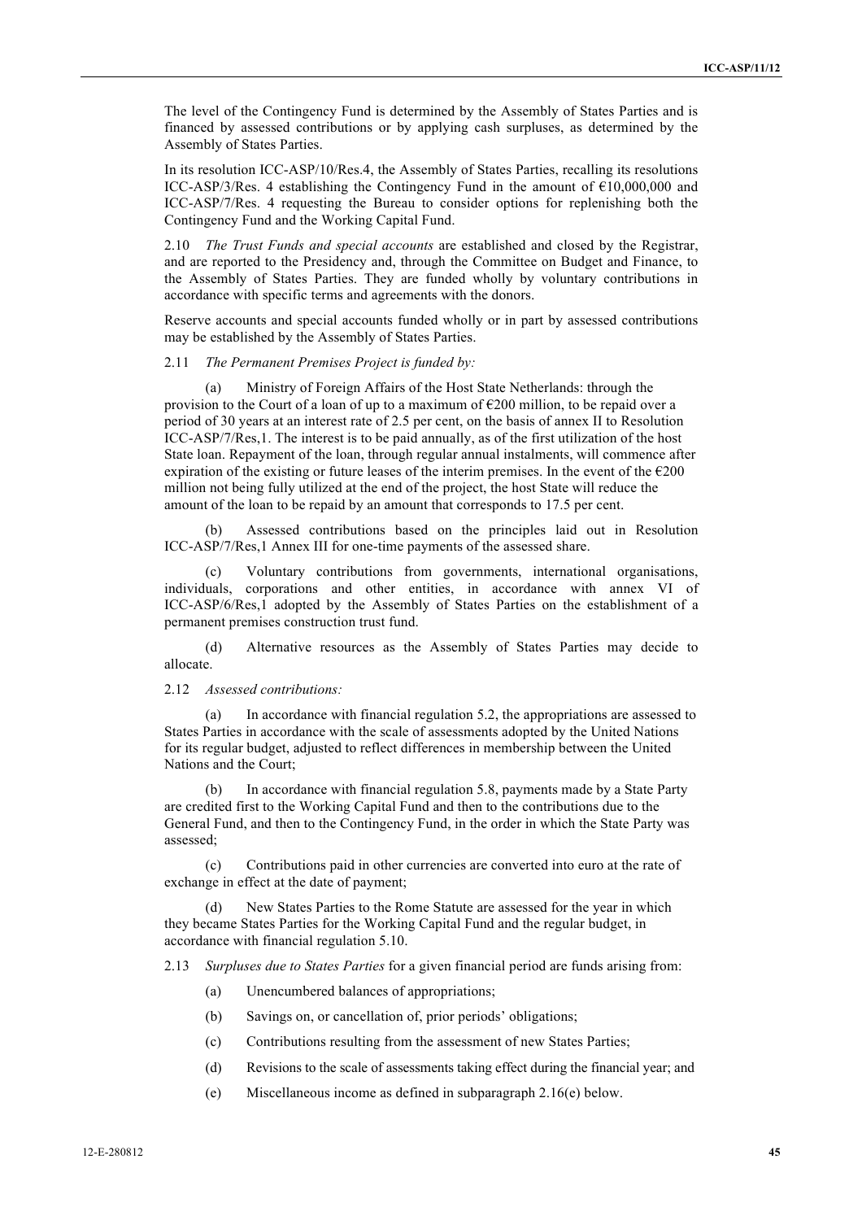The level of the Contingency Fund is determined by the Assembly of States Parties and is financed by assessed contributions or by applying cash surpluses, as determined by the Assembly of States Parties.

In its resolution ICC-ASP/10/Res.4, the Assembly of States Parties, recalling its resolutions ICC-ASP/3/Res. 4 establishing the Contingency Fund in the amount of €10,000,000 and ICC-ASP/7/Res. 4 requesting the Bureau to consider options for replenishing both the Contingency Fund and the Working Capital Fund.

2.10 *The Trust Funds and special accounts* are established and closed by the Registrar, and are reported to the Presidency and, through the Committee on Budget and Finance, to the Assembly of States Parties. They are funded wholly by voluntary contributions in accordance with specific terms and agreements with the donors.

Reserve accounts and special accounts funded wholly or in part by assessed contributions may be established by the Assembly of States Parties.

2.11 *The Permanent Premises Project is funded by:*

(a) Ministry of Foreign Affairs of the Host State Netherlands: through the provision to the Court of a loan of up to a maximum of €200 million, to be repaid over a period of 30 years at an interest rate of 2.5 per cent, on the basis of annex II to Resolution ICC-ASP/7/Res,1. The interest is to be paid annually, as of the first utilization of the host State loan. Repayment of the loan, through regular annual instalments, will commence after expiration of the existing or future leases of the interim premises. In the event of the €200 million not being fully utilized at the end of the project, the host State will reduce the amount of the loan to be repaid by an amount that corresponds to 17.5 per cent.

(b) Assessed contributions based on the principles laid out in Resolution ICC-ASP/7/Res,1 Annex III for one-time payments of the assessed share.

(c) Voluntary contributions from governments, international organisations, individuals, corporations and other entities, in accordance with annex VI of ICC-ASP/6/Res,1 adopted by the Assembly of States Parties on the establishment of a permanent premises construction trust fund.

(d) Alternative resources as the Assembly of States Parties may decide to allocate.

2.12 *Assessed contributions:*

(a) In accordance with financial regulation 5.2, the appropriations are assessed to States Parties in accordance with the scale of assessments adopted by the United Nations for its regular budget, adjusted to reflect differences in membership between the United Nations and the Court;

(b) In accordance with financial regulation 5.8, payments made by a State Party are credited first to the Working Capital Fund and then to the contributions due to the General Fund, and then to the Contingency Fund, in the order in which the State Party was assessed;

(c) Contributions paid in other currencies are converted into euro at the rate of exchange in effect at the date of payment;

(d) New States Parties to the Rome Statute are assessed for the year in which they became States Parties for the Working Capital Fund and the regular budget, in accordance with financial regulation 5.10.

2.13 *Surpluses due to States Parties* for a given financial period are funds arising from:

(a) Unencumbered balances of appropriations;

(b) Savings on, or cancellation of, prior periods' obligations;

(c) Contributions resulting from the assessment of new States Parties;

(d) Revisions to the scale of assessments taking effect during the financial year; and

(e) Miscellaneous income as defined in subparagraph 2.16(e) below.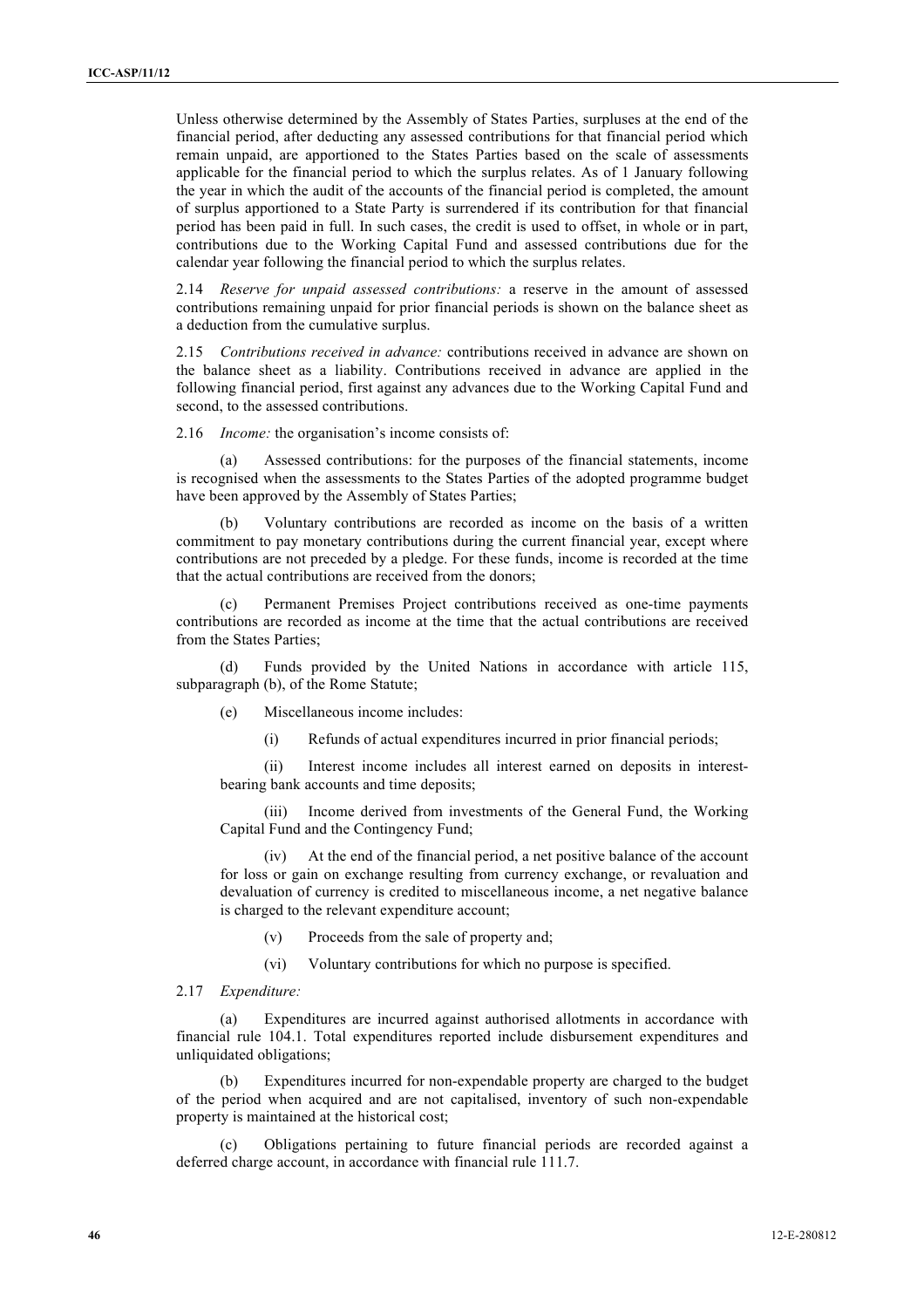Unless otherwise determined by the Assembly of States Parties, surpluses at the end of the financial period, after deducting any assessed contributions for that financial period which remain unpaid, are apportioned to the States Parties based on the scale of assessments applicable for the financial period to which the surplus relates. As of 1 January following the year in which the audit of the accounts of the financial period is completed, the amount of surplus apportioned to a State Party is surrendered if its contribution for that financial period has been paid in full. In such cases, the credit is used to offset, in whole or in part, contributions due to the Working Capital Fund and assessed contributions due for the calendar year following the financial period to which the surplus relates.

2.14 *Reserve for unpaid assessed contributions:* a reserve in the amount of assessed contributions remaining unpaid for prior financial periods is shown on the balance sheet as a deduction from the cumulative surplus.

2.15 *Contributions received in advance:* contributions received in advance are shown on the balance sheet as a liability. Contributions received in advance are applied in the following financial period, first against any advances due to the Working Capital Fund and second, to the assessed contributions.

2.16 *Income:* the organisation's income consists of:

(a) Assessed contributions: for the purposes of the financial statements, income is recognised when the assessments to the States Parties of the adopted programme budget have been approved by the Assembly of States Parties;

(b) Voluntary contributions are recorded as income on the basis of a written commitment to pay monetary contributions during the current financial year, except where contributions are not preceded by a pledge. For these funds, income is recorded at the time that the actual contributions are received from the donors;

(c) Permanent Premises Project contributions received as one-time payments contributions are recorded as income at the time that the actual contributions are received from the States Parties;

(d) Funds provided by the United Nations in accordance with article 115, subparagraph (b), of the Rome Statute;

(e) Miscellaneous income includes:

(i) Refunds of actual expenditures incurred in prior financial periods;

(ii) Interest income includes all interest earned on deposits in interest-bearing bank accounts and time deposits;

(iii) Income derived from investments of the General Fund, the Working Capital Fund and the Contingency Fund;

(iv) At the end of the financial period, a net positive balance of the account for loss or gain on exchange resulting from currency exchange, or revaluation and devaluation of currency is credited to miscellaneous income, a net negative balance is charged to the relevant expenditure account;

(v) Proceeds from the sale of property and;

(vi) Voluntary contributions for which no purpose is specified.

2.17 *Expenditure:*

(a) Expenditures are incurred against authorised allotments in accordance with financial rule 104.1. Total expenditures reported include disbursement expenditures and unliquidated obligations;

(b) Expenditures incurred for non-expendable property are charged to the budget of the period when acquired and are not capitalised, inventory of such non-expendable property is maintained at the historical cost;

(c) Obligations pertaining to future financial periods are recorded against a deferred charge account, in accordance with financial rule 111.7.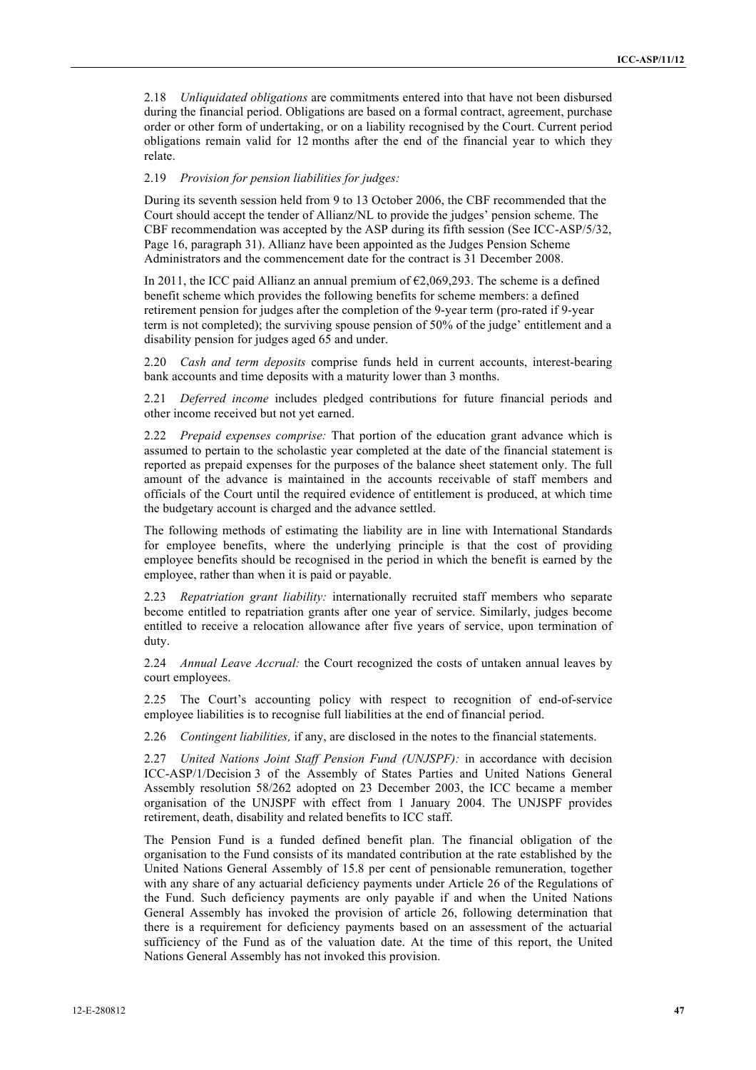2.18 *Unliquidated obligations* are commitments entered into that have not been disbursed during the financial period. Obligations are based on a formal contract, agreement, purchase order or other form of undertaking, or on a liability recognised by the Court. Current period obligations remain valid for 12 months after the end of the financial year to which they relate.

2.19 *Provision for pension liabilities for judges:*

During its seventh session held from 9 to 13 October 2006, the CBF recommended that the Court should accept the tender of Allianz/NL to provide the judges' pension scheme. The CBF recommendation was accepted by the ASP during its fifth session (See ICC-ASP/5/32, Page 16, paragraph 31). Allianz have been appointed as the Judges Pension Scheme Administrators and the commencement date for the contract is 31 December 2008.

In 2011, the ICC paid Allianz an annual premium of €2,069,293. The scheme is a defined benefit scheme which provides the following benefits for scheme members: a defined retirement pension for judges after the completion of the 9-year term (pro-rated if 9-year term is not completed); the surviving spouse pension of 50% of the judge' entitlement and a disability pension for judges aged 65 and under.

2.20 *Cash and term deposits* comprise funds held in current accounts, interest-bearing bank accounts and time deposits with a maturity lower than 3 months.

2.21 *Deferred income* includes pledged contributions for future financial periods and other income received but not yet earned.

2.22 *Prepaid expenses comprise:* That portion of the education grant advance which is assumed to pertain to the scholastic year completed at the date of the financial statement is reported as prepaid expenses for the purposes of the balance sheet statement only. The full amount of the advance is maintained in the accounts receivable of staff members and officials of the Court until the required evidence of entitlement is produced, at which time the budgetary account is charged and the advance settled.

The following methods of estimating the liability are in line with International Standards for employee benefits, where the underlying principle is that the cost of providing employee benefits should be recognised in the period in which the benefit is earned by the employee, rather than when it is paid or payable.

2.23 *Repatriation grant liability:* internationally recruited staff members who separate become entitled to repatriation grants after one year of service. Similarly, judges become entitled to receive a relocation allowance after five years of service, upon termination of duty.

2.24 *Annual Leave Accrual:* the Court recognized the costs of untaken annual leaves by court employees.

2.25 The Court's accounting policy with respect to recognition of end-of-service employee liabilities is to recognise full liabilities at the end of financial period.

2.26 *Contingent liabilities,* if any, are disclosed in the notes to the financial statements.

2.27 *United Nations Joint Staff Pension Fund (UNJSPF):* in accordance with decision ICC-ASP/1/Decision 3 of the Assembly of States Parties and United Nations General Assembly resolution 58/262 adopted on 23 December 2003, the ICC became a member organisation of the UNJSPF with effect from 1 January 2004. The UNJSPF provides retirement, death, disability and related benefits to ICC staff.

The Pension Fund is a funded defined benefit plan. The financial obligation of the organisation to the Fund consists of its mandated contribution at the rate established by the United Nations General Assembly of 15.8 per cent of pensionable remuneration, together with any share of any actuarial deficiency payments under Article 26 of the Regulations of the Fund. Such deficiency payments are only payable if and when the United Nations General Assembly has invoked the provision of article 26, following determination that there is a requirement for deficiency payments based on an assessment of the actuarial sufficiency of the Fund as of the valuation date. At the time of this report, the United Nations General Assembly has not invoked this provision.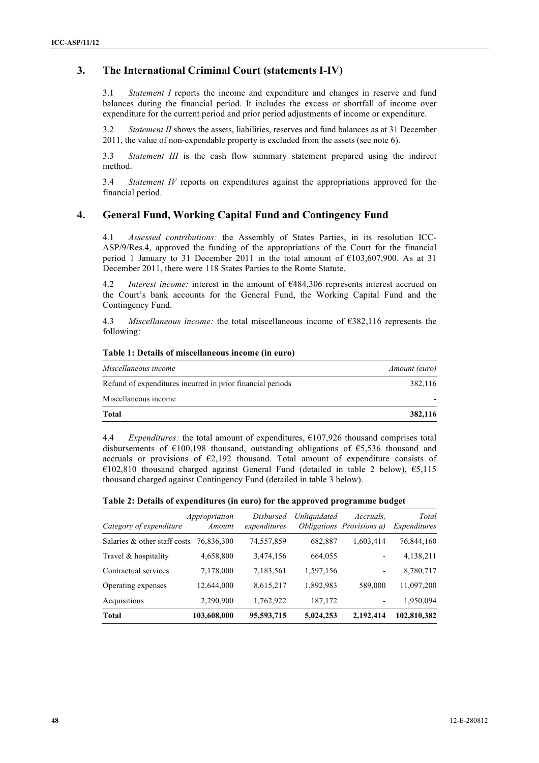## 3. The International Criminal Court (statements I-IV)

3.1 *Statement I* reports the income and expenditure and changes in reserve and fund balances during the financial period. It includes the excess or shortfall of income over expenditure for the current period and prior period adjustments of income or expenditure.

3.2 *Statement II* shows the assets, liabilities, reserves and fund balances as at 31 December 2011, the value of non-expendable property is excluded from the assets (see note 6).

3.3 *Statement III* is the cash flow summary statement prepared using the indirect method.

3.4 *Statement IV* reports on expenditures against the appropriations approved for the financial period.

## 4. General Fund, Working Capital Fund and Contingency Fund

4.1 *Assessed contributions:* the Assembly of States Parties, in its resolution ICC-ASP/9/Res.4, approved the funding of the appropriations of the Court for the financial period 1 January to 31 December 2011 in the total amount of €103,607,900. As at 31 December 2011, there were 118 States Parties to the Rome Statute.

4.2 *Interest income:* interest in the amount of €484,306 represents interest accrued on the Court's bank accounts for the General Fund, the Working Capital Fund and the Contingency Fund.

4.3 *Miscellaneous income:* the total miscellaneous income of €382,116 represents the following:

**Table 1: Details of miscellaneous income (in euro)**

| *Miscellaneous income* | *Amount (euro)* |
|---|---|
| Refund of expenditures incurred in prior financial periods | 382,116 |
| Miscellaneous income | - |
| **Total** | **382,116** |

4.4 *Expenditures:* the total amount of expenditures, €107,926 thousand comprises total disbursements of €100,198 thousand, outstanding obligations of €5,536 thousand and accruals or provisions of €2,192 thousand. Total amount of expenditure consists of €102,810 thousand charged against General Fund (detailed in table 2 below), €5,115 thousand charged against Contingency Fund (detailed in table 3 below).

**Table 2: Details of expenditures (in euro) for the approved programme budget**

| *Category of expenditure* | *Appropriation Amount* | *Disbursed expenditures* | *Unliquidated Obligations* | *Accruals, Provisions a)* | *Total Expenditures* |
|---|---|---|---|---|---|
| Salaries & other staff costs | 76,836,300 | 74,557,859 | 682,887 | 1,603,414 | 76,844,160 |
| Travel & hospitality | 4,658,800 | 3,474,156 | 664,055 | - | 4,138,211 |
| Contractual services | 7,178,000 | 7,183,561 | 1,597,156 | - | 8,780,717 |
| Operating expenses | 12,644,000 | 8,615,217 | 1,892,983 | 589,000 | 11,097,200 |
| Acquisitions | 2,290,900 | 1,762,922 | 187,172 | - | 1,950,094 |
| **Total** | **103,608,000** | **95,593,715** | **5,024,253** | **2,192,414** | **102,810,382** |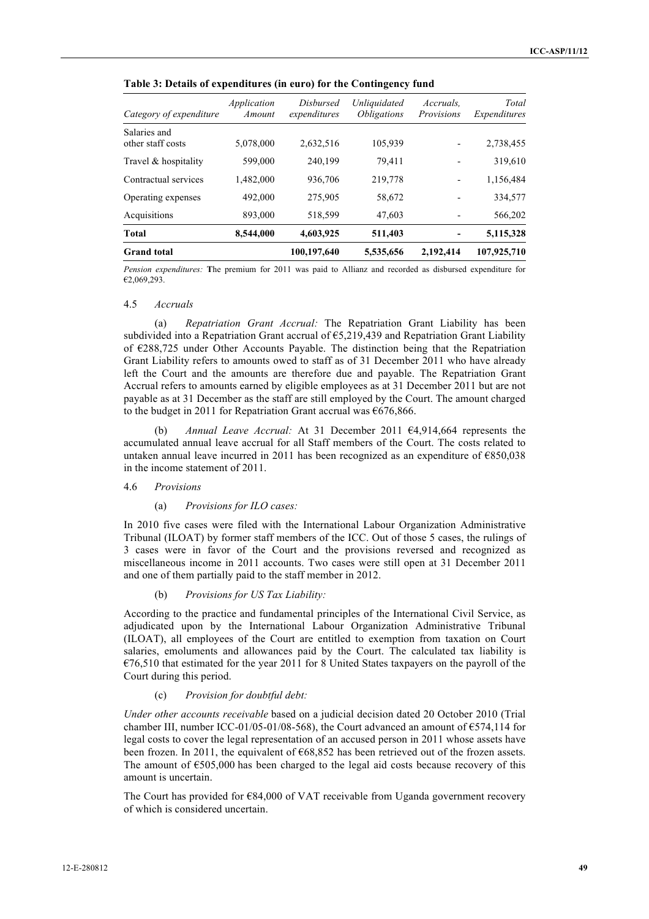**Table 3: Details of expenditures (in euro) for the Contingency fund**

| *Category of expenditure* | *Application Amount* | *Disbursed expenditures* | *Unliquidated Obligations* | *Accruals, Provisions* | *Total Expenditures* |
|---|---|---|---|---|---|
| Salaries and other staff costs | 5,078,000 | 2,632,516 | 105,939 | - | 2,738,455 |
| Travel & hospitality | 599,000 | 240,199 | 79,411 | - | 319,610 |
| Contractual services | 1,482,000 | 936,706 | 219,778 | - | 1,156,484 |
| Operating expenses | 492,000 | 275,905 | 58,672 | - | 334,577 |
| Acquisitions | 893,000 | 518,599 | 47,603 | - | 566,202 |
| **Total** | **8,544,000** | **4,603,925** | **511,403** | **-** | **5,115,328** |
| **Grand total** | | **100,197,640** | **5,535,656** | **2,192,414** | **107,925,710** |

*Pension expenditures:* **T**he premium for 2011 was paid to Allianz and recorded as disbursed expenditure for €2,069,293.

4.5 *Accruals*

(a) *Repatriation Grant Accrual:* The Repatriation Grant Liability has been subdivided into a Repatriation Grant accrual of €5,219,439 and Repatriation Grant Liability of €288,725 under Other Accounts Payable. The distinction being that the Repatriation Grant Liability refers to amounts owed to staff as of 31 December 2011 who have already left the Court and the amounts are therefore due and payable. The Repatriation Grant Accrual refers to amounts earned by eligible employees as at 31 December 2011 but are not payable as at 31 December as the staff are still employed by the Court. The amount charged to the budget in 2011 for Repatriation Grant accrual was €676,866.

(b) *Annual Leave Accrual:* At 31 December 2011 €4,914,664 represents the accumulated annual leave accrual for all Staff members of the Court. The costs related to untaken annual leave incurred in 2011 has been recognized as an expenditure of €850,038 in the income statement of 2011.

4.6 *Provisions*

(a) *Provisions for ILO cases:*

In 2010 five cases were filed with the International Labour Organization Administrative Tribunal (ILOAT) by former staff members of the ICC. Out of those 5 cases, the rulings of 3 cases were in favor of the Court and the provisions reversed and recognized as miscellaneous income in 2011 accounts. Two cases were still open at 31 December 2011 and one of them partially paid to the staff member in 2012.

(b) *Provisions for US Tax Liability:*

According to the practice and fundamental principles of the International Civil Service, as adjudicated upon by the International Labour Organization Administrative Tribunal (ILOAT), all employees of the Court are entitled to exemption from taxation on Court salaries, emoluments and allowances paid by the Court. The calculated tax liability is €76,510 that estimated for the year 2011 for 8 United States taxpayers on the payroll of the Court during this period.

(c) *Provision for doubtful debt:*

*Under other accounts receivable* based on a judicial decision dated 20 October 2010 (Trial chamber III, number ICC-01/05-01/08-568), the Court advanced an amount of €574,114 for legal costs to cover the legal representation of an accused person in 2011 whose assets have been frozen. In 2011, the equivalent of €68,852 has been retrieved out of the frozen assets. The amount of €505,000 has been charged to the legal aid costs because recovery of this amount is uncertain.

The Court has provided for €84,000 of VAT receivable from Uganda government recovery of which is considered uncertain.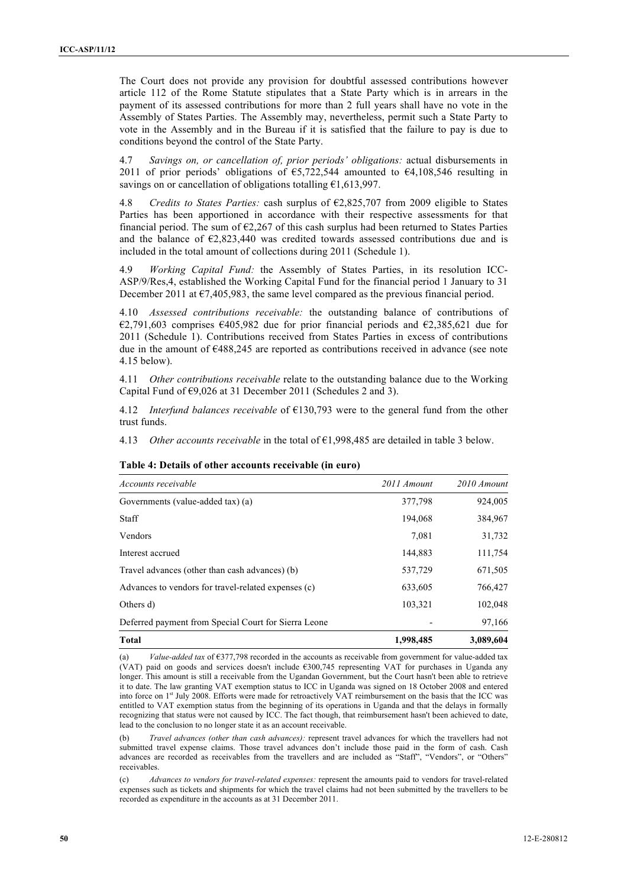The Court does not provide any provision for doubtful assessed contributions however article 112 of the Rome Statute stipulates that a State Party which is in arrears in the payment of its assessed contributions for more than 2 full years shall have no vote in the Assembly of States Parties. The Assembly may, nevertheless, permit such a State Party to vote in the Assembly and in the Bureau if it is satisfied that the failure to pay is due to conditions beyond the control of the State Party.

4.7 *Savings on, or cancellation of, prior periods' obligations:* actual disbursements in 2011 of prior periods' obligations of €5,722,544 amounted to €4,108,546 resulting in savings on or cancellation of obligations totalling €1,613,997.

4.8 *Credits to States Parties:* cash surplus of €2,825,707 from 2009 eligible to States Parties has been apportioned in accordance with their respective assessments for that financial period. The sum of €2,267 of this cash surplus had been returned to States Parties and the balance of €2,823,440 was credited towards assessed contributions due and is included in the total amount of collections during 2011 (Schedule 1).

4.9 *Working Capital Fund:* the Assembly of States Parties, in its resolution ICC-ASP/9/Res,4, established the Working Capital Fund for the financial period 1 January to 31 December 2011 at €7,405,983, the same level compared as the previous financial period.

4.10 *Assessed contributions receivable:* the outstanding balance of contributions of €2,791,603 comprises €405,982 due for prior financial periods and €2,385,621 due for 2011 (Schedule 1). Contributions received from States Parties in excess of contributions due in the amount of €488,245 are reported as contributions received in advance (see note 4.15 below).

4.11 *Other contributions receivable* relate to the outstanding balance due to the Working Capital Fund of €9,026 at 31 December 2011 (Schedules 2 and 3).

4.12 *Interfund balances receivable* of €130,793 were to the general fund from the other trust funds.

4.13 *Other accounts receivable* in the total of €1,998,485 are detailed in table 3 below.

**Table 4: Details of other accounts receivable (in euro)**

| *Accounts receivable* | *2011 Amount* | *2010 Amount* |
|---|---|---|
| Governments (value-added tax) (a) | 377,798 | 924,005 |
| Staff | 194,068 | 384,967 |
| Vendors | 7,081 | 31,732 |
| Interest accrued | 144,883 | 111,754 |
| Travel advances (other than cash advances) (b) | 537,729 | 671,505 |
| Advances to vendors for travel-related expenses (c) | 633,605 | 766,427 |
| Others d) | 103,321 | 102,048 |
| Deferred payment from Special Court for Sierra Leone | - | 97,166 |
| **Total** | **1,998,485** | **3,089,604** |

(a) *Value-added tax* of €377,798 recorded in the accounts as receivable from government for value-added tax (VAT) paid on goods and services doesn't include €300,745 representing VAT for purchases in Uganda any longer. This amount is still a receivable from the Ugandan Government, but the Court hasn't been able to retrieve it to date. The law granting VAT exemption status to ICC in Uganda was signed on 18 October 2008 and entered into force on 1st July 2008. Efforts were made for retroactively VAT reimbursement on the basis that the ICC was entitled to VAT exemption status from the beginning of its operations in Uganda and that the delays in formally recognizing that status were not caused by ICC. The fact though, that reimbursement hasn't been achieved to date, lead to the conclusion to no longer state it as an account receivable.

(b) *Travel advances (other than cash advances):* represent travel advances for which the travellers had not submitted travel expense claims. Those travel advances don't include those paid in the form of cash. Cash advances are recorded as receivables from the travellers and are included as "Staff", "Vendors", or "Others" receivables.

(c) *Advances to vendors for travel-related expenses:* represent the amounts paid to vendors for travel-related expenses such as tickets and shipments for which the travel claims had not been submitted by the travellers to be recorded as expenditure in the accounts as at 31 December 2011.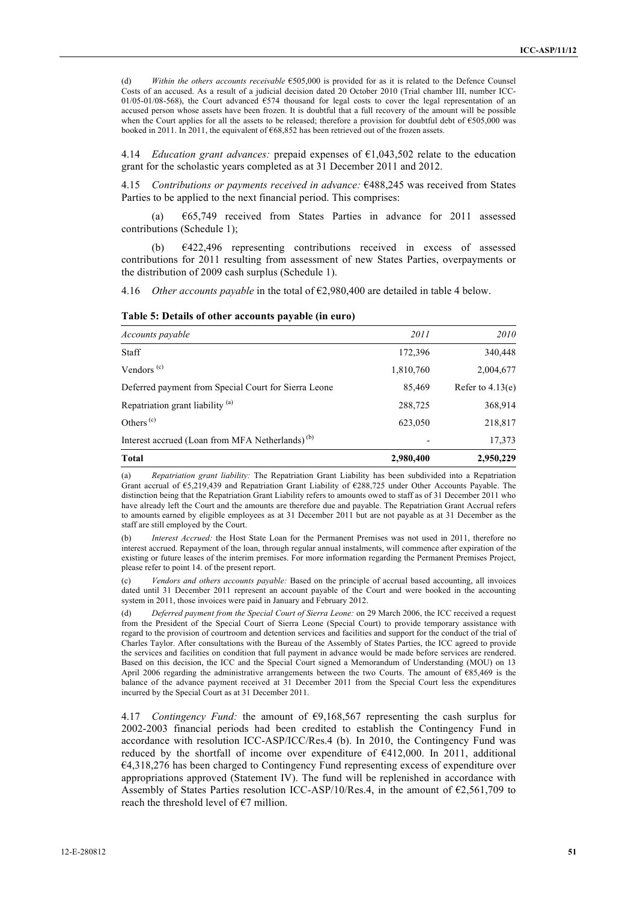(d) *Within the others accounts receivable* €505,000 is provided for as it is related to the Defence Counsel Costs of an accused. As a result of a judicial decision dated 20 October 2010 (Trial chamber III, number ICC-01/05-01/08-568), the Court advanced €574 thousand for legal costs to cover the legal representation of an accused person whose assets have been frozen. It is doubtful that a full recovery of the amount will be possible when the Court applies for all the assets to be released; therefore a provision for doubtful debt of €505,000 was booked in 2011. In 2011, the equivalent of €68,852 has been retrieved out of the frozen assets.

4.14 *Education grant advances:* prepaid expenses of €1,043,502 relate to the education grant for the scholastic years completed as at 31 December 2011 and 2012.

4.15 *Contributions or payments received in advance:* €488,245 was received from States Parties to be applied to the next financial period. This comprises:

(a) €65,749 received from States Parties in advance for 2011 assessed contributions (Schedule 1);

(b) €422,496 representing contributions received in excess of assessed contributions for 2011 resulting from assessment of new States Parties, overpayments or the distribution of 2009 cash surplus (Schedule 1).

4.16 *Other accounts payable* in the total of €2,980,400 are detailed in table 4 below.

**Table 5: Details of other accounts payable (in euro)**

| *Accounts payable* | *2011* | *2010* |
|---|---|---|
| Staff | 172,396 | 340,448 |
| Vendors [(c)] | 1,810,760 | 2,004,677 |
| Deferred payment from Special Court for Sierra Leone | 85,469 | Refer to 4.13(e) |
| Repatriation grant liability [(a)] | 288,725 | 368,914 |
| Others [(c)] | 623,050 | 218,817 |
| Interest accrued (Loan from MFA Netherlands) [(b)] | - | 17,373 |
| **Total** | **2,980,400** | **2,950,229** |

(a) *Repatriation grant liability:* The Repatriation Grant Liability has been subdivided into a Repatriation Grant accrual of €5,219,439 and Repatriation Grant Liability of €288,725 under Other Accounts Payable. The distinction being that the Repatriation Grant Liability refers to amounts owed to staff as of 31 December 2011 who have already left the Court and the amounts are therefore due and payable. The Repatriation Grant Accrual refers to amounts earned by eligible employees as at 31 December 2011 but are not payable as at 31 December as the staff are still employed by the Court.

(b) *Interest Accrued:* the Host State Loan for the Permanent Premises was not used in 2011, therefore no interest accrued. Repayment of the loan, through regular annual instalments, will commence after expiration of the existing or future leases of the interim premises. For more information regarding the Permanent Premises Project, please refer to point 14. of the present report.

(c) *Vendors and others accounts payable:* Based on the principle of accrual based accounting, all invoices dated until 31 December 2011 represent an account payable of the Court and were booked in the accounting system in 2011, those invoices were paid in January and February 2012.

(d) *Deferred payment from the Special Court of Sierra Leone:* on 29 March 2006, the ICC received a request from the President of the Special Court of Sierra Leone (Special Court) to provide temporary assistance with regard to the provision of courtroom and detention services and facilities and support for the conduct of the trial of Charles Taylor. After consultations with the Bureau of the Assembly of States Parties, the ICC agreed to provide the services and facilities on condition that full payment in advance would be made before services are rendered. Based on this decision, the ICC and the Special Court signed a Memorandum of Understanding (MOU) on 13 April 2006 regarding the administrative arrangements between the two Courts. The amount of €85,469 is the balance of the advance payment received at 31 December 2011 from the Special Court less the expenditures incurred by the Special Court as at 31 December 2011.

4.17 *Contingency Fund:* the amount of €9,168,567 representing the cash surplus for 2002-2003 financial periods had been credited to establish the Contingency Fund in accordance with resolution ICC-ASP/ICC/Res.4 (b). In 2010, the Contingency Fund was reduced by the shortfall of income over expenditure of €412,000. In 2011, additional €4,318,276 has been charged to Contingency Fund representing excess of expenditure over appropriations approved (Statement IV). The fund will be replenished in accordance with Assembly of States Parties resolution ICC-ASP/10/Res.4, in the amount of €2,561,709 to reach the threshold level of €7 million.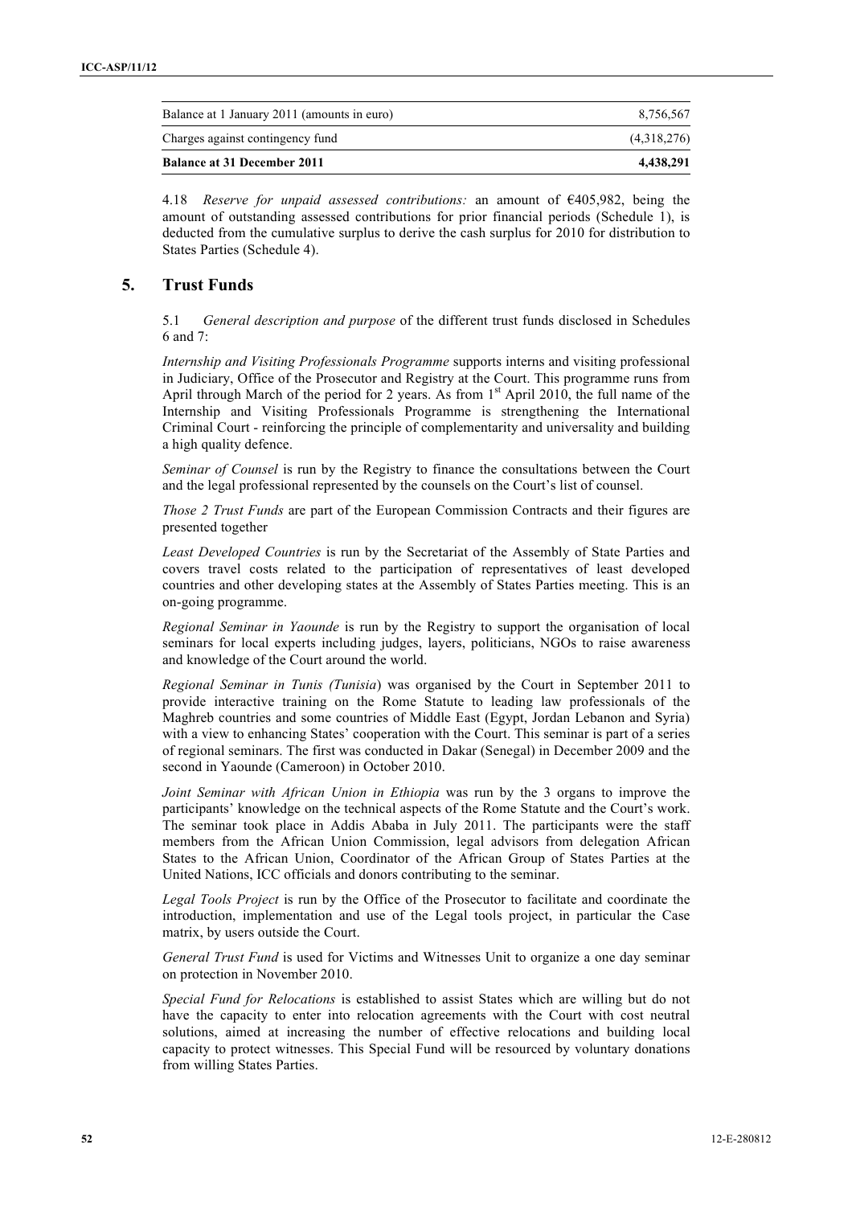| Balance at 1 January 2011 (amounts in euro) | 8,756,567 |
| --- | --- |
| Charges against contingency fund | (4,318,276) |
| **Balance at 31 December 2011** | **4,438,291** |

4.18 *Reserve for unpaid assessed contributions:* an amount of €405,982, being the amount of outstanding assessed contributions for prior financial periods (Schedule 1), is deducted from the cumulative surplus to derive the cash surplus for 2010 for distribution to States Parties (Schedule 4).

## 5. Trust Funds

5.1 *General description and purpose* of the different trust funds disclosed in Schedules 6 and 7:

*Internship and Visiting Professionals Programme* supports interns and visiting professional in Judiciary, Office of the Prosecutor and Registry at the Court. This programme runs from April through March of the period for 2 years. As from 1st April 2010, the full name of the Internship and Visiting Professionals Programme is strengthening the International Criminal Court - reinforcing the principle of complementarity and universality and building a high quality defence.

*Seminar of Counsel* is run by the Registry to finance the consultations between the Court and the legal professional represented by the counsels on the Court's list of counsel.

*Those 2 Trust Funds* are part of the European Commission Contracts and their figures are presented together

*Least Developed Countries* is run by the Secretariat of the Assembly of State Parties and covers travel costs related to the participation of representatives of least developed countries and other developing states at the Assembly of States Parties meeting. This is an on-going programme.

*Regional Seminar in Yaounde* is run by the Registry to support the organisation of local seminars for local experts including judges, layers, politicians, NGOs to raise awareness and knowledge of the Court around the world.

*Regional Seminar in Tunis (Tunisia*) was organised by the Court in September 2011 to provide interactive training on the Rome Statute to leading law professionals of the Maghreb countries and some countries of Middle East (Egypt, Jordan Lebanon and Syria) with a view to enhancing States' cooperation with the Court. This seminar is part of a series of regional seminars. The first was conducted in Dakar (Senegal) in December 2009 and the second in Yaounde (Cameroon) in October 2010.

*Joint Seminar with African Union in Ethiopia* was run by the 3 organs to improve the participants' knowledge on the technical aspects of the Rome Statute and the Court's work. The seminar took place in Addis Ababa in July 2011. The participants were the staff members from the African Union Commission, legal advisors from delegation African States to the African Union, Coordinator of the African Group of States Parties at the United Nations, ICC officials and donors contributing to the seminar.

*Legal Tools Project* is run by the Office of the Prosecutor to facilitate and coordinate the introduction, implementation and use of the Legal tools project, in particular the Case matrix, by users outside the Court.

*General Trust Fund* is used for Victims and Witnesses Unit to organize a one day seminar on protection in November 2010.

*Special Fund for Relocations* is established to assist States which are willing but do not have the capacity to enter into relocation agreements with the Court with cost neutral solutions, aimed at increasing the number of effective relocations and building local capacity to protect witnesses. This Special Fund will be resourced by voluntary donations from willing States Parties.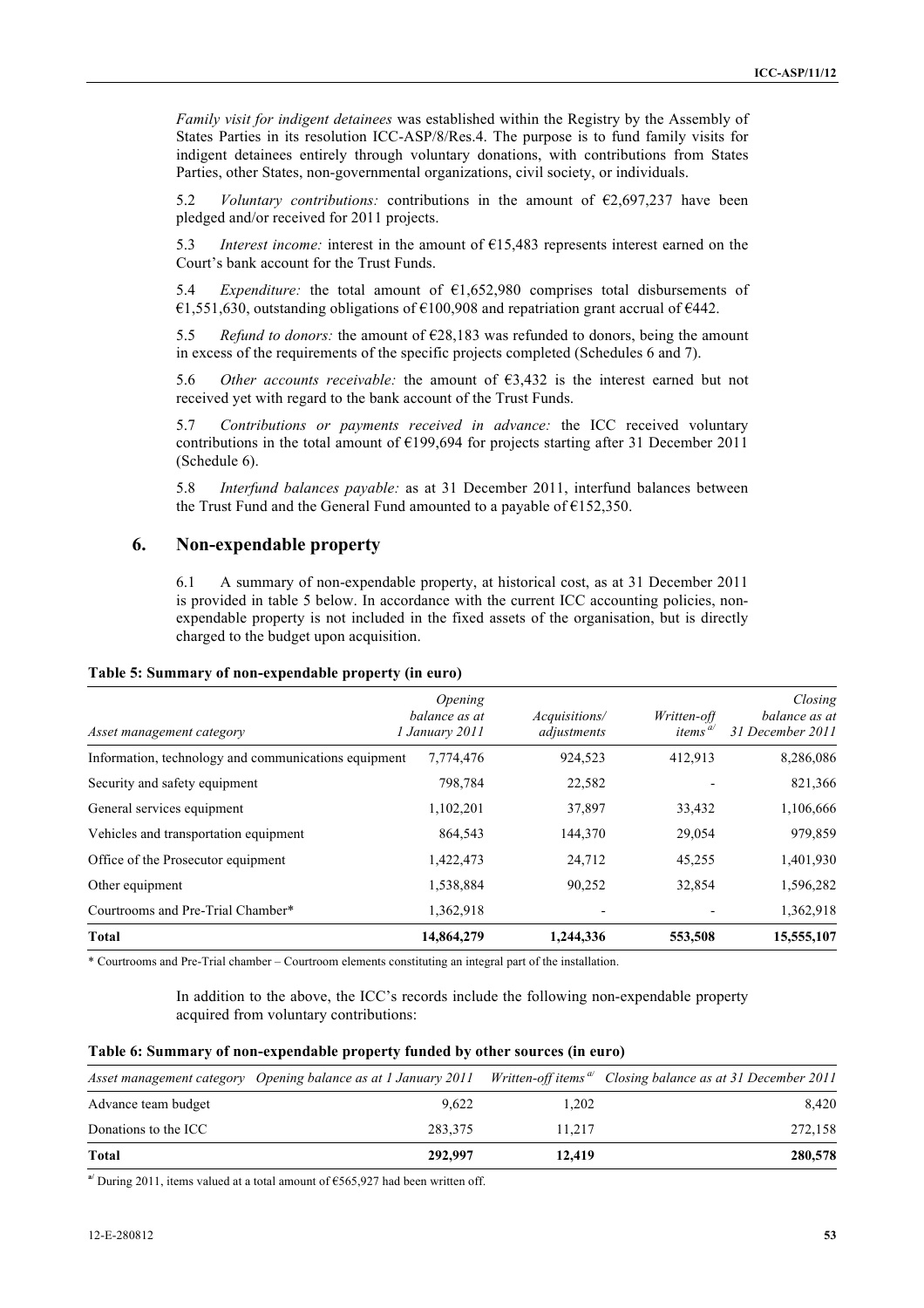*Family visit for indigent detainees* was established within the Registry by the Assembly of States Parties in its resolution ICC-ASP/8/Res.4. The purpose is to fund family visits for indigent detainees entirely through voluntary donations, with contributions from States Parties, other States, non-governmental organizations, civil society, or individuals.

5.2 *Voluntary contributions:* contributions in the amount of €2,697,237 have been pledged and/or received for 2011 projects.

5.3 *Interest income:* interest in the amount of €15,483 represents interest earned on the Court's bank account for the Trust Funds.

5.4 *Expenditure:* the total amount of €1,652,980 comprises total disbursements of €1,551,630, outstanding obligations of €100,908 and repatriation grant accrual of €442.

5.5 *Refund to donors:* the amount of €28,183 was refunded to donors, being the amount in excess of the requirements of the specific projects completed (Schedules 6 and 7).

5.6 *Other accounts receivable:* the amount of €3,432 is the interest earned but not received yet with regard to the bank account of the Trust Funds.

5.7 *Contributions or payments received in advance:* the ICC received voluntary contributions in the total amount of €199,694 for projects starting after 31 December 2011 (Schedule 6).

5.8 *Interfund balances payable:* as at 31 December 2011, interfund balances between the Trust Fund and the General Fund amounted to a payable of €152,350.

## 6. Non-expendable property

6.1 A summary of non-expendable property, at historical cost, as at 31 December 2011 is provided in table 5 below. In accordance with the current ICC accounting policies, non-expendable property is not included in the fixed assets of the organisation, but is directly charged to the budget upon acquisition.

**Table 5: Summary of non-expendable property (in euro)**

| *Asset management category* | *Opening balance as at 1 January 2011* | *Acquisitions/ adjustments* | *Written-off items* [a/] | *Closing balance as at 31 December 2011* |
|---|---|---|---|---|
| Information, technology and communications equipment | 7,774,476 | 924,523 | 412,913 | 8,286,086 |
| Security and safety equipment | 798,784 | 22,582 | - | 821,366 |
| General services equipment | 1,102,201 | 37,897 | 33,432 | 1,106,666 |
| Vehicles and transportation equipment | 864,543 | 144,370 | 29,054 | 979,859 |
| Office of the Prosecutor equipment | 1,422,473 | 24,712 | 45,255 | 1,401,930 |
| Other equipment | 1,538,884 | 90,252 | 32,854 | 1,596,282 |
| Courtrooms and Pre-Trial Chamber* | 1,362,918 | - | - | 1,362,918 |
| **Total** | **14,864,279** | **1,244,336** | **553,508** | **15,555,107** |

\* Courtrooms and Pre-Trial chamber – Courtroom elements constituting an integral part of the installation.

In addition to the above, the ICC's records include the following non-expendable property acquired from voluntary contributions:

**Table 6: Summary of non-expendable property funded by other sources (in euro)**

| *Asset management category* | *Opening balance as at 1 January 2011* | *Written-off items* [a/] | *Closing balance as at 31 December 2011* |
|---|---|---|---|
| Advance team budget | 9,622 | 1,202 | 8,420 |
| Donations to the ICC | 283,375 | 11,217 | 272,158 |
| **Total** | **292,997** | **12,419** | **280,578** |

[a/] During 2011, items valued at a total amount of €565,927 had been written off.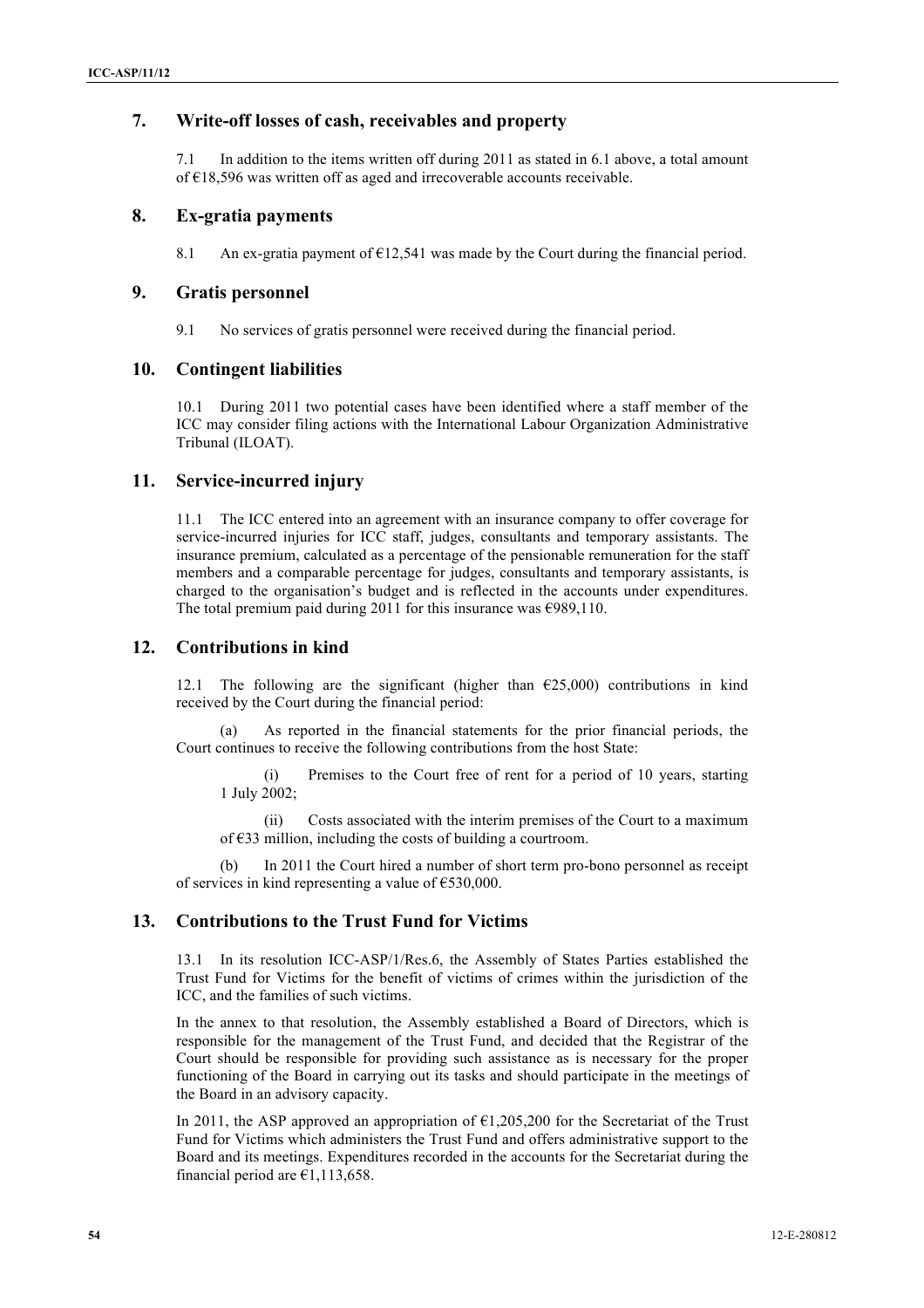## 7. Write-off losses of cash, receivables and property

7.1 In addition to the items written off during 2011 as stated in 6.1 above, a total amount of €18,596 was written off as aged and irrecoverable accounts receivable.

## 8. Ex-gratia payments

8.1 An ex-gratia payment of €12,541 was made by the Court during the financial period.

## 9. Gratis personnel

9.1 No services of gratis personnel were received during the financial period.

## 10. Contingent liabilities

10.1 During 2011 two potential cases have been identified where a staff member of the ICC may consider filing actions with the International Labour Organization Administrative Tribunal (ILOAT).

## 11. Service-incurred injury

11.1 The ICC entered into an agreement with an insurance company to offer coverage for service-incurred injuries for ICC staff, judges, consultants and temporary assistants. The insurance premium, calculated as a percentage of the pensionable remuneration for the staff members and a comparable percentage for judges, consultants and temporary assistants, is charged to the organisation's budget and is reflected in the accounts under expenditures. The total premium paid during 2011 for this insurance was €989,110.

## 12. Contributions in kind

12.1 The following are the significant (higher than €25,000) contributions in kind received by the Court during the financial period:

(a) As reported in the financial statements for the prior financial periods, the Court continues to receive the following contributions from the host State:

(i) Premises to the Court free of rent for a period of 10 years, starting 1 July 2002;

(ii) Costs associated with the interim premises of the Court to a maximum of €33 million, including the costs of building a courtroom.

(b) In 2011 the Court hired a number of short term pro-bono personnel as receipt of services in kind representing a value of €530,000.

## 13. Contributions to the Trust Fund for Victims

13.1 In its resolution ICC-ASP/1/Res.6, the Assembly of States Parties established the Trust Fund for Victims for the benefit of victims of crimes within the jurisdiction of the ICC, and the families of such victims.

In the annex to that resolution, the Assembly established a Board of Directors, which is responsible for the management of the Trust Fund, and decided that the Registrar of the Court should be responsible for providing such assistance as is necessary for the proper functioning of the Board in carrying out its tasks and should participate in the meetings of the Board in an advisory capacity.

In 2011, the ASP approved an appropriation of €1,205,200 for the Secretariat of the Trust Fund for Victims which administers the Trust Fund and offers administrative support to the Board and its meetings. Expenditures recorded in the accounts for the Secretariat during the financial period are €1,113,658.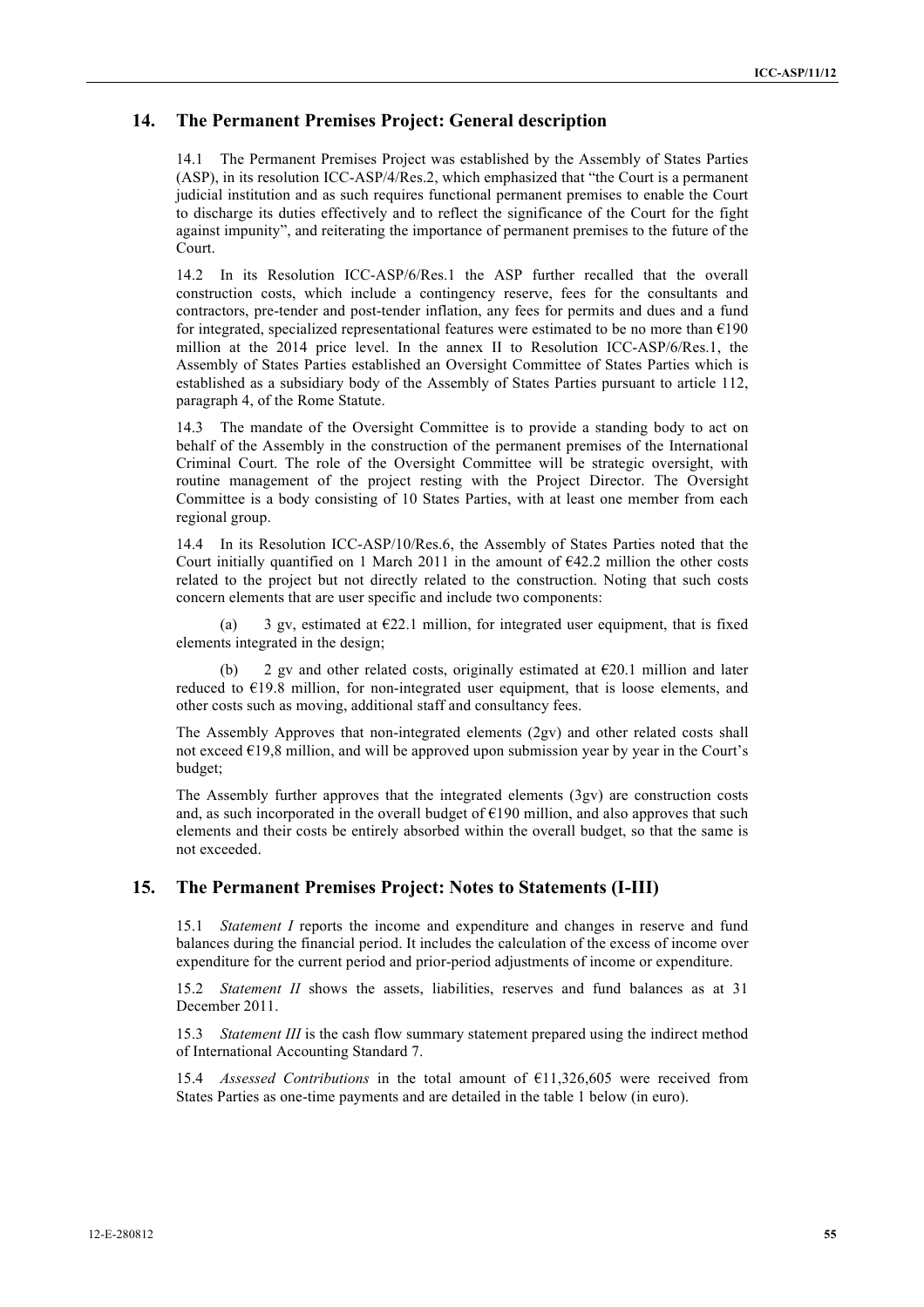## 14. The Permanent Premises Project: General description

14.1 The Permanent Premises Project was established by the Assembly of States Parties (ASP), in its resolution ICC-ASP/4/Res.2, which emphasized that "the Court is a permanent judicial institution and as such requires functional permanent premises to enable the Court to discharge its duties effectively and to reflect the significance of the Court for the fight against impunity", and reiterating the importance of permanent premises to the future of the Court.

14.2 In its Resolution ICC-ASP/6/Res.1 the ASP further recalled that the overall construction costs, which include a contingency reserve, fees for the consultants and contractors, pre-tender and post-tender inflation, any fees for permits and dues and a fund for integrated, specialized representational features were estimated to be no more than €190 million at the 2014 price level. In the annex II to Resolution ICC-ASP/6/Res.1, the Assembly of States Parties established an Oversight Committee of States Parties which is established as a subsidiary body of the Assembly of States Parties pursuant to article 112, paragraph 4, of the Rome Statute.

14.3 The mandate of the Oversight Committee is to provide a standing body to act on behalf of the Assembly in the construction of the permanent premises of the International Criminal Court. The role of the Oversight Committee will be strategic oversight, with routine management of the project resting with the Project Director. The Oversight Committee is a body consisting of 10 States Parties, with at least one member from each regional group.

14.4 In its Resolution ICC-ASP/10/Res.6, the Assembly of States Parties noted that the Court initially quantified on 1 March 2011 in the amount of €42.2 million the other costs related to the project but not directly related to the construction. Noting that such costs concern elements that are user specific and include two components:

(a) 3 gv, estimated at €22.1 million, for integrated user equipment, that is fixed elements integrated in the design;

(b) 2 gv and other related costs, originally estimated at €20.1 million and later reduced to €19.8 million, for non-integrated user equipment, that is loose elements, and other costs such as moving, additional staff and consultancy fees.

The Assembly Approves that non-integrated elements (2gv) and other related costs shall not exceed €19,8 million, and will be approved upon submission year by year in the Court's budget;

The Assembly further approves that the integrated elements (3gv) are construction costs and, as such incorporated in the overall budget of €190 million, and also approves that such elements and their costs be entirely absorbed within the overall budget, so that the same is not exceeded.

## 15. The Permanent Premises Project: Notes to Statements (I-III)

15.1 *Statement I* reports the income and expenditure and changes in reserve and fund balances during the financial period. It includes the calculation of the excess of income over expenditure for the current period and prior-period adjustments of income or expenditure.

15.2 *Statement II* shows the assets, liabilities, reserves and fund balances as at 31 December 2011.

15.3 *Statement III* is the cash flow summary statement prepared using the indirect method of International Accounting Standard 7.

15.4 *Assessed Contributions* in the total amount of €11,326,605 were received from States Parties as one-time payments and are detailed in the table 1 below (in euro).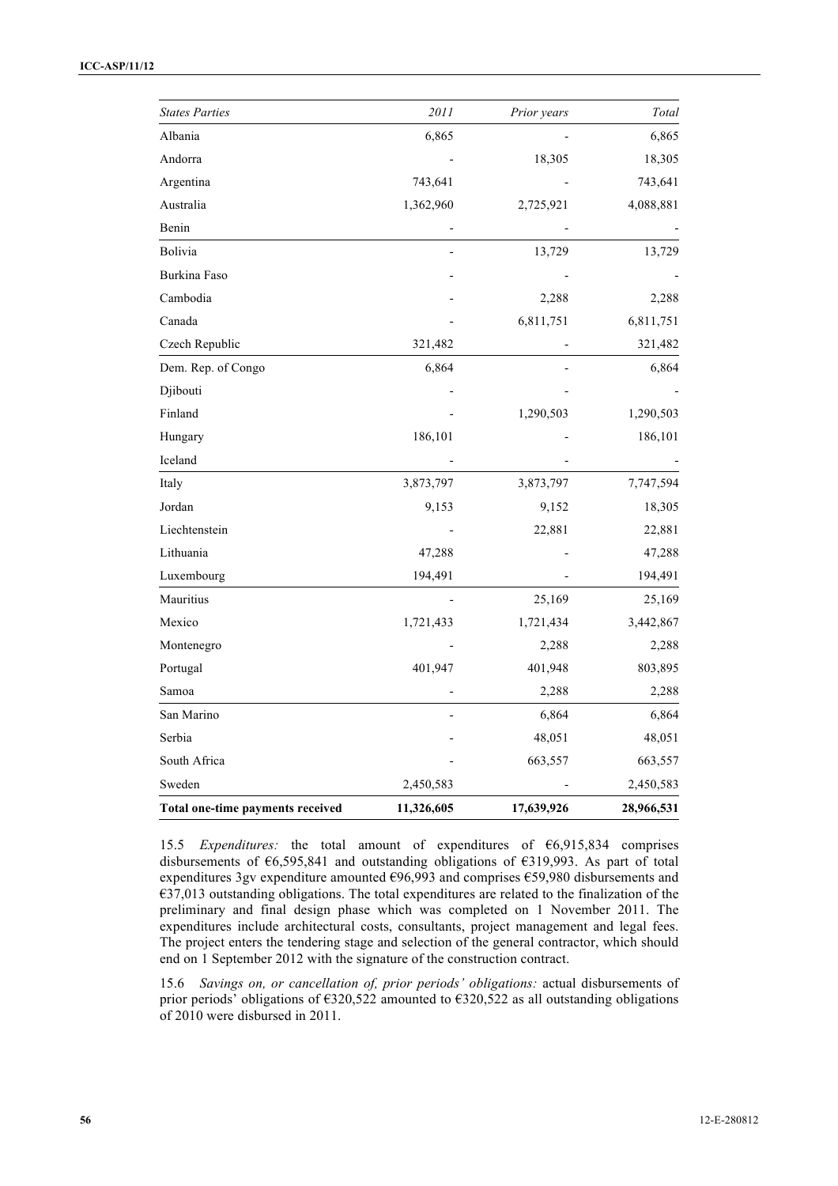| *States Parties* | *2011* | *Prior years* | *Total* |
|---|---|---|---|
| Albania | 6,865 | - | 6,865 |
| Andorra | - | 18,305 | 18,305 |
| Argentina | 743,641 | - | 743,641 |
| Australia | 1,362,960 | 2,725,921 | 4,088,881 |
| Benin | - | - | - |
| Bolivia | - | 13,729 | 13,729 |
| Burkina Faso | - | - | - |
| Cambodia | - | 2,288 | 2,288 |
| Canada | - | 6,811,751 | 6,811,751 |
| Czech Republic | 321,482 | - | 321,482 |
| Dem. Rep. of Congo | 6,864 | - | 6,864 |
| Djibouti | - | - | - |
| Finland | - | 1,290,503 | 1,290,503 |
| Hungary | 186,101 | - | 186,101 |
| Iceland | - | - | - |
| Italy | 3,873,797 | 3,873,797 | 7,747,594 |
| Jordan | 9,153 | 9,152 | 18,305 |
| Liechtenstein | - | 22,881 | 22,881 |
| Lithuania | 47,288 | - | 47,288 |
| Luxembourg | 194,491 | - | 194,491 |
| Mauritius | - | 25,169 | 25,169 |
| Mexico | 1,721,433 | 1,721,434 | 3,442,867 |
| Montenegro | - | 2,288 | 2,288 |
| Portugal | 401,947 | 401,948 | 803,895 |
| Samoa | - | 2,288 | 2,288 |
| San Marino | - | 6,864 | 6,864 |
| Serbia | - | 48,051 | 48,051 |
| South Africa | - | 663,557 | 663,557 |
| Sweden | 2,450,583 | - | 2,450,583 |
| **Total one-time payments received** | **11,326,605** | **17,639,926** | **28,966,531** |

15.5 *Expenditures:* the total amount of expenditures of €6,915,834 comprises disbursements of €6,595,841 and outstanding obligations of €319,993. As part of total expenditures 3gv expenditure amounted €96,993 and comprises €59,980 disbursements and €37,013 outstanding obligations. The total expenditures are related to the finalization of the preliminary and final design phase which was completed on 1 November 2011. The expenditures include architectural costs, consultants, project management and legal fees. The project enters the tendering stage and selection of the general contractor, which should end on 1 September 2012 with the signature of the construction contract.

15.6 *Savings on, or cancellation of, prior periods' obligations:* actual disbursements of prior periods' obligations of €320,522 amounted to €320,522 as all outstanding obligations of 2010 were disbursed in 2011.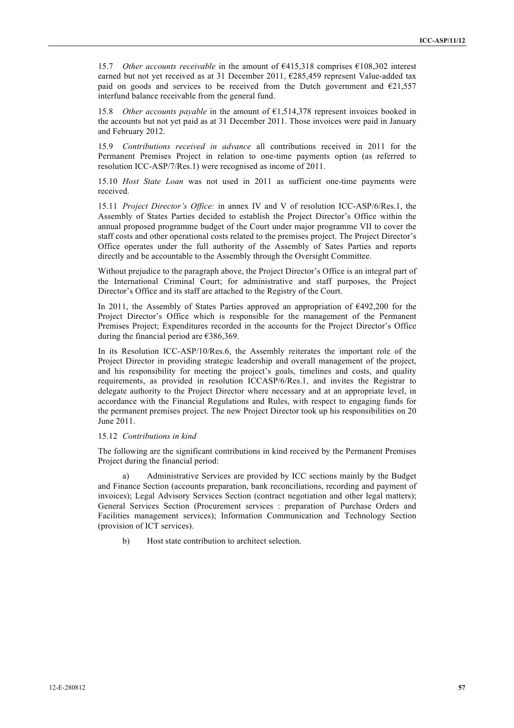15.7 *Other accounts receivable* in the amount of €415,318 comprises €108,302 interest earned but not yet received as at 31 December 2011, €285,459 represent Value-added tax paid on goods and services to be received from the Dutch government and €21,557 interfund balance receivable from the general fund.

15.8 *Other accounts payable* in the amount of €1,514,378 represent invoices booked in the accounts but not yet paid as at 31 December 2011. Those invoices were paid in January and February 2012.

15.9 *Contributions received in advance* all contributions received in 2011 for the Permanent Premises Project in relation to one-time payments option (as referred to resolution ICC-ASP/7/Res.1) were recognised as income of 2011.

15.10 *Host State Loan* was not used in 2011 as sufficient one-time payments were received.

15.11 *Project Director's Office:* in annex IV and V of resolution ICC-ASP/6/Res.1, the Assembly of States Parties decided to establish the Project Director's Office within the annual proposed programme budget of the Court under major programme VII to cover the staff costs and other operational costs related to the premises project. The Project Director's Office operates under the full authority of the Assembly of Sates Parties and reports directly and be accountable to the Assembly through the Oversight Committee.

Without prejudice to the paragraph above, the Project Director's Office is an integral part of the International Criminal Court; for administrative and staff purposes, the Project Director's Office and its staff are attached to the Registry of the Court.

In 2011, the Assembly of States Parties approved an appropriation of €492,200 for the Project Director's Office which is responsible for the management of the Permanent Premises Project; Expenditures recorded in the accounts for the Project Director's Office during the financial period are €386,369.

In its Resolution ICC-ASP/10/Res.6, the Assembly reiterates the important role of the Project Director in providing strategic leadership and overall management of the project, and his responsibility for meeting the project's goals, timelines and costs, and quality requirements, as provided in resolution ICCASP/6/Res.1, and invites the Registrar to delegate authority to the Project Director where necessary and at an appropriate level, in accordance with the Financial Regulations and Rules, with respect to engaging funds for the permanent premises project. The new Project Director took up his responsibilities on 20 June 2011.

15.12 *Contributions in kind*

The following are the significant contributions in kind received by the Permanent Premises Project during the financial period:

a) Administrative Services are provided by ICC sections mainly by the Budget and Finance Section (accounts preparation, bank reconciliations, recording and payment of invoices); Legal Advisory Services Section (contract negotiation and other legal matters); General Services Section (Procurement services : preparation of Purchase Orders and Facilities management services); Information Communication and Technology Section (provision of ICT services).

b) Host state contribution to architect selection.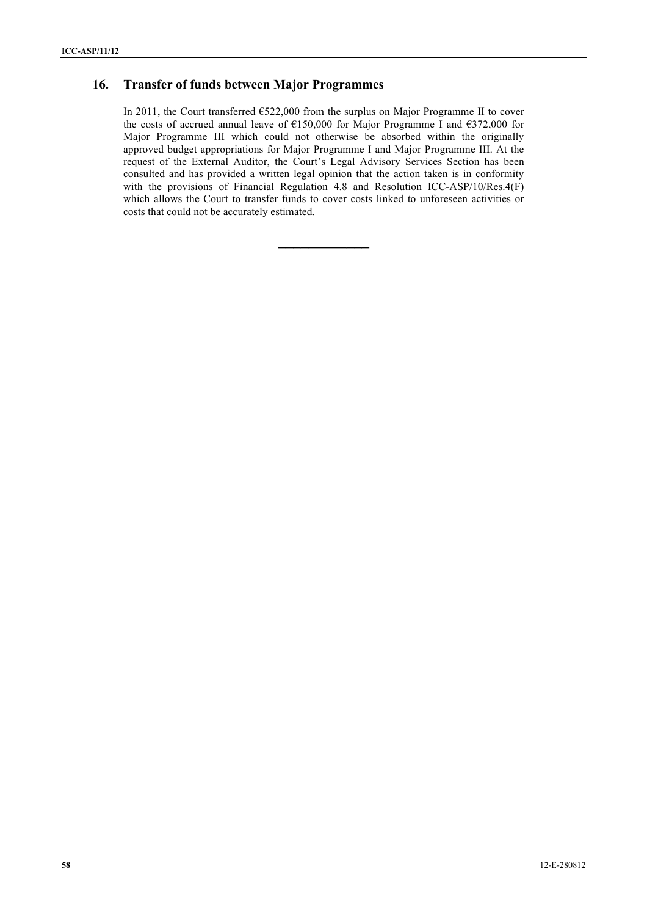## 16. Transfer of funds between Major Programmes

In 2011, the Court transferred €522,000 from the surplus on Major Programme II to cover the costs of accrued annual leave of €150,000 for Major Programme I and €372,000 for Major Programme III which could not otherwise be absorbed within the originally approved budget appropriations for Major Programme I and Major Programme III. At the request of the External Auditor, the Court's Legal Advisory Services Section has been consulted and has provided a written legal opinion that the action taken is in conformity with the provisions of Financial Regulation 4.8 and Resolution ICC-ASP/10/Res.4(F) which allows the Court to transfer funds to cover costs linked to unforeseen activities or costs that could not be accurately estimated.

---